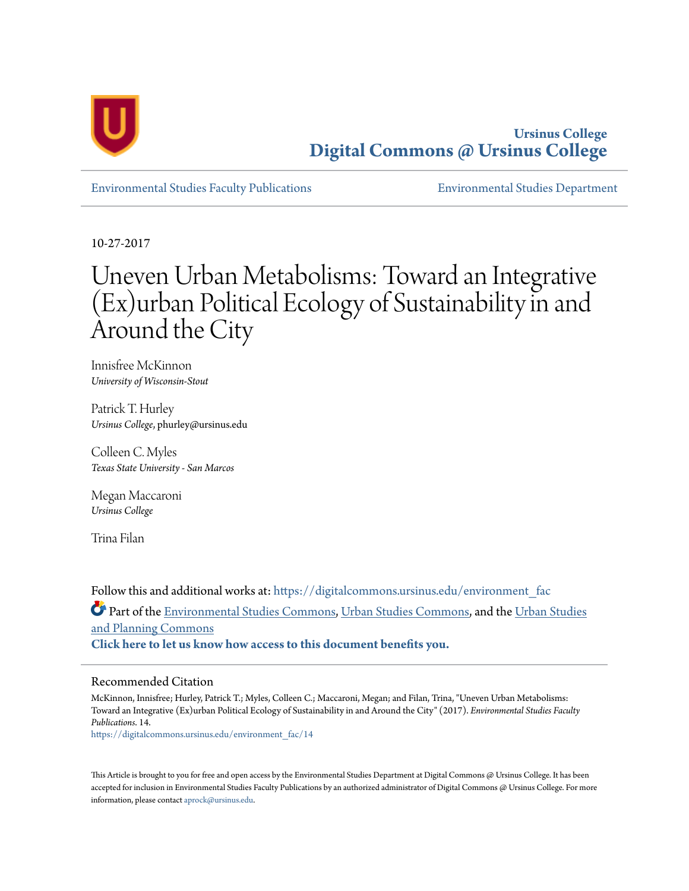Ursinus College

**Digital Commons @ Ursinus College**

Environmental Studies Faculty Publications | Environmental Studies Department

10-27-2017

# Uneven Urban Metabolisms: Toward an Integrative (Ex)urban Political Ecology of Sustainability in and Around the City

Innisfree McKinnon
*University of Wisconsin-Stout*

Patrick T. Hurley
*Ursinus College*, phurley@ursinus.edu

Colleen C. Myles
*Texas State University - San Marcos*

Megan Maccaroni
*Ursinus College*

Trina Filan

Follow this and additional works at: https://digitalcommons.ursinus.edu/environment_fac

Part of the Environmental Studies Commons, Urban Studies Commons, and the Urban Studies and Planning Commons

**Click here to let us know how access to this document benefits you.**

## Recommended Citation

McKinnon, Innisfree; Hurley, Patrick T.; Myles, Colleen C.; Maccaroni, Megan; and Filan, Trina, "Uneven Urban Metabolisms: Toward an Integrative (Ex)urban Political Ecology of Sustainability in and Around the City" (2017). *Environmental Studies Faculty Publications*. 14.
https://digitalcommons.ursinus.edu/environment_fac/14

This Article is brought to you for free and open access by the Environmental Studies Department at Digital Commons @ Ursinus College. It has been accepted for inclusion in Environmental Studies Faculty Publications by an authorized administrator of Digital Commons @ Ursinus College. For more information, please contact aprock@ursinus.edu.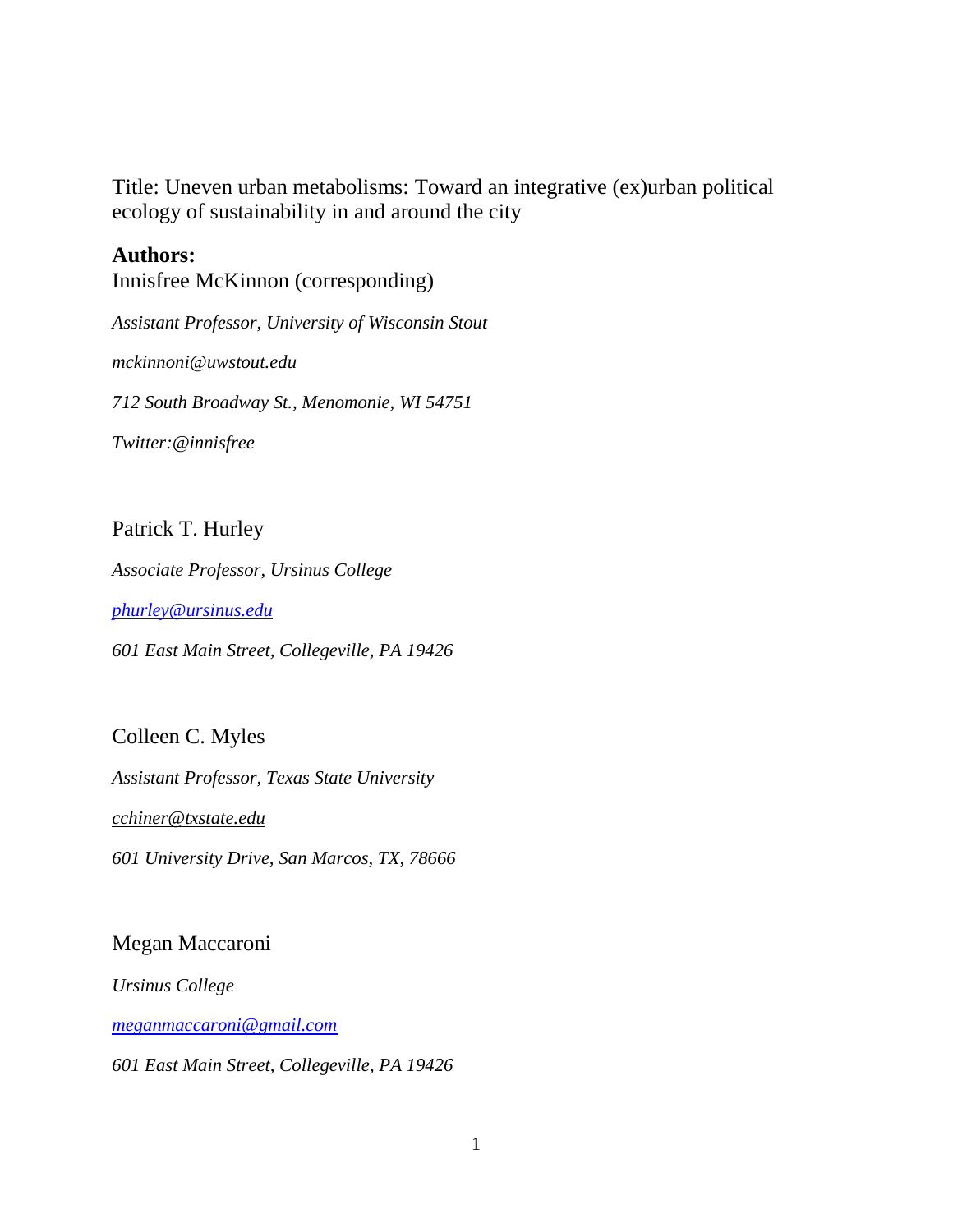Title: Uneven urban metabolisms: Toward an integrative (ex)urban political ecology of sustainability in and around the city

**Authors:**

Innisfree McKinnon (corresponding)

*Assistant Professor, University of Wisconsin Stout*

*mckinnoni@uwstout.edu*

*712 South Broadway St., Menomonie, WI 54751*

*Twitter:@innisfree*

Patrick T. Hurley

*Associate Professor, Ursinus College*

*phurley@ursinus.edu*

*601 East Main Street, Collegeville, PA 19426*

Colleen C. Myles

*Assistant Professor, Texas State University*

*cchiner@txstate.edu*

*601 University Drive, San Marcos, TX, 78666*

Megan Maccaroni

*Ursinus College*

*meganmaccaroni@gmail.com*

*601 East Main Street, Collegeville, PA 19426*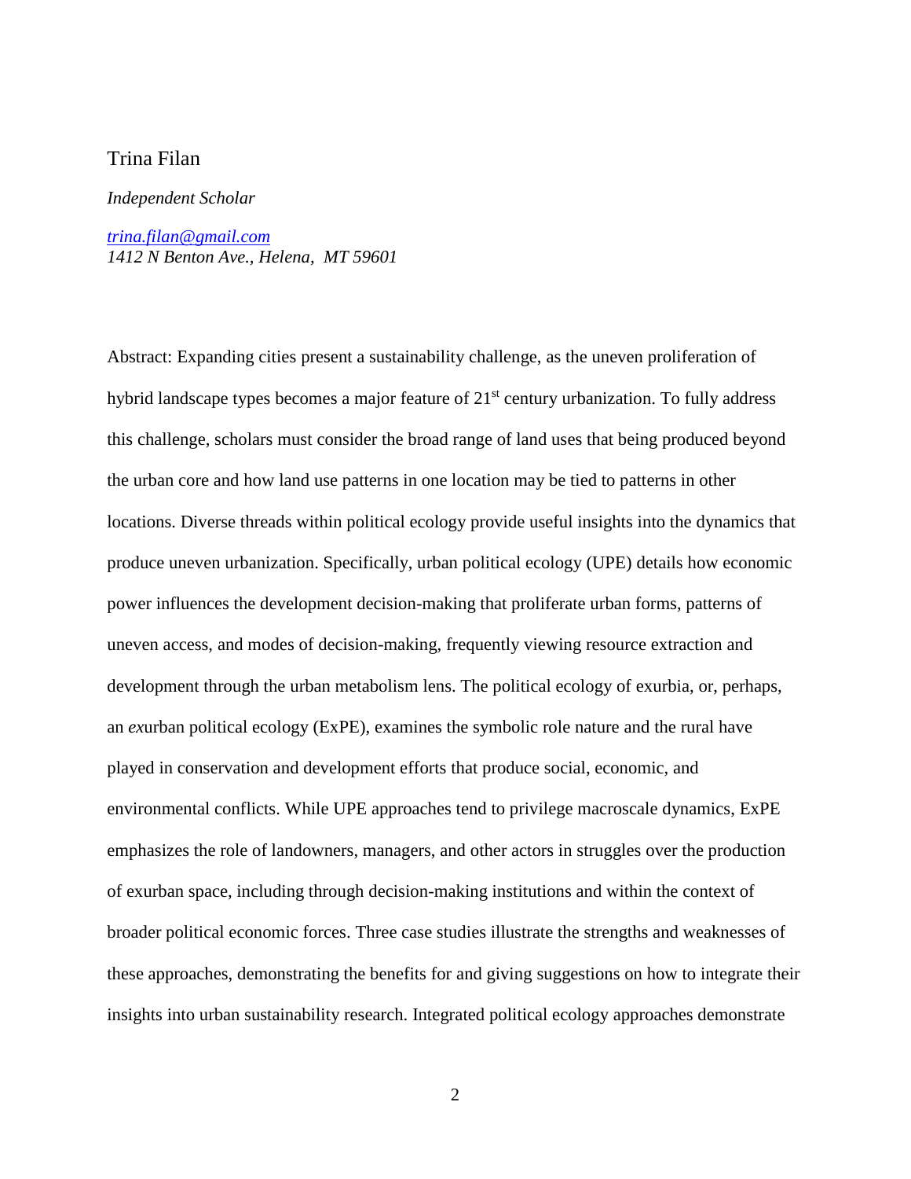Trina Filan

*Independent Scholar*

*trina.filan@gmail.com*
*1412 N Benton Ave., Helena, MT 59601*

Abstract: Expanding cities present a sustainability challenge, as the uneven proliferation of hybrid landscape types becomes a major feature of 21st century urbanization. To fully address this challenge, scholars must consider the broad range of land uses that being produced beyond the urban core and how land use patterns in one location may be tied to patterns in other locations. Diverse threads within political ecology provide useful insights into the dynamics that produce uneven urbanization. Specifically, urban political ecology (UPE) details how economic power influences the development decision-making that proliferate urban forms, patterns of uneven access, and modes of decision-making, frequently viewing resource extraction and development through the urban metabolism lens. The political ecology of exurbia, or, perhaps, an *ex*urban political ecology (ExPE), examines the symbolic role nature and the rural have played in conservation and development efforts that produce social, economic, and environmental conflicts. While UPE approaches tend to privilege macroscale dynamics, ExPE emphasizes the role of landowners, managers, and other actors in struggles over the production of exurban space, including through decision-making institutions and within the context of broader political economic forces. Three case studies illustrate the strengths and weaknesses of these approaches, demonstrating the benefits for and giving suggestions on how to integrate their insights into urban sustainability research. Integrated political ecology approaches demonstrate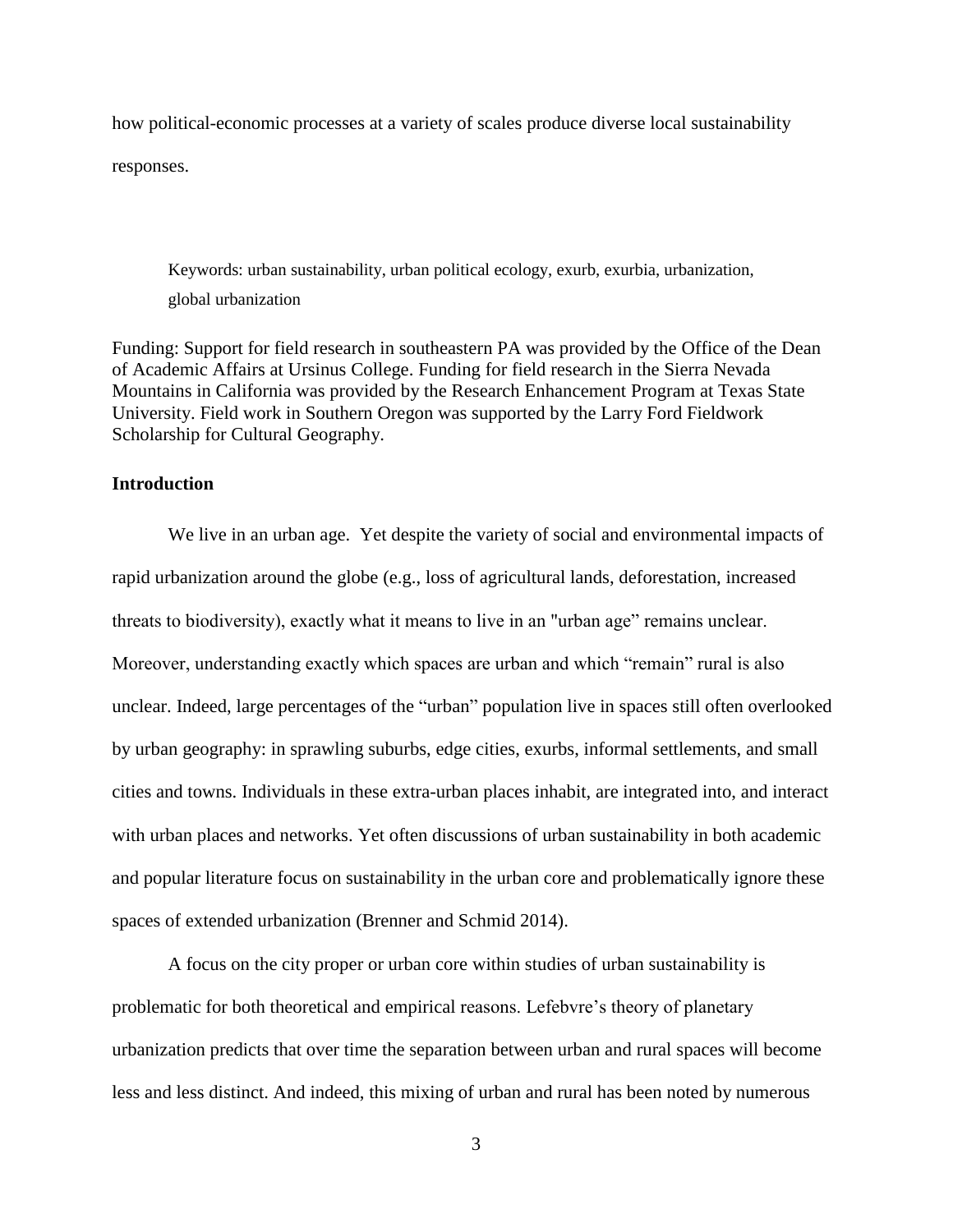how political-economic processes at a variety of scales produce diverse local sustainability responses.

Keywords: urban sustainability, urban political ecology, exurb, exurbia, urbanization, global urbanization

Funding: Support for field research in southeastern PA was provided by the Office of the Dean of Academic Affairs at Ursinus College. Funding for field research in the Sierra Nevada Mountains in California was provided by the Research Enhancement Program at Texas State University. Field work in Southern Oregon was supported by the Larry Ford Fieldwork Scholarship for Cultural Geography.

## Introduction

We live in an urban age. Yet despite the variety of social and environmental impacts of rapid urbanization around the globe (e.g., loss of agricultural lands, deforestation, increased threats to biodiversity), exactly what it means to live in an "urban age" remains unclear. Moreover, understanding exactly which spaces are urban and which "remain" rural is also unclear. Indeed, large percentages of the "urban" population live in spaces still often overlooked by urban geography: in sprawling suburbs, edge cities, exurbs, informal settlements, and small cities and towns. Individuals in these extra-urban places inhabit, are integrated into, and interact with urban places and networks. Yet often discussions of urban sustainability in both academic and popular literature focus on sustainability in the urban core and problematically ignore these spaces of extended urbanization (Brenner and Schmid 2014).

A focus on the city proper or urban core within studies of urban sustainability is problematic for both theoretical and empirical reasons. Lefebvre's theory of planetary urbanization predicts that over time the separation between urban and rural spaces will become less and less distinct. And indeed, this mixing of urban and rural has been noted by numerous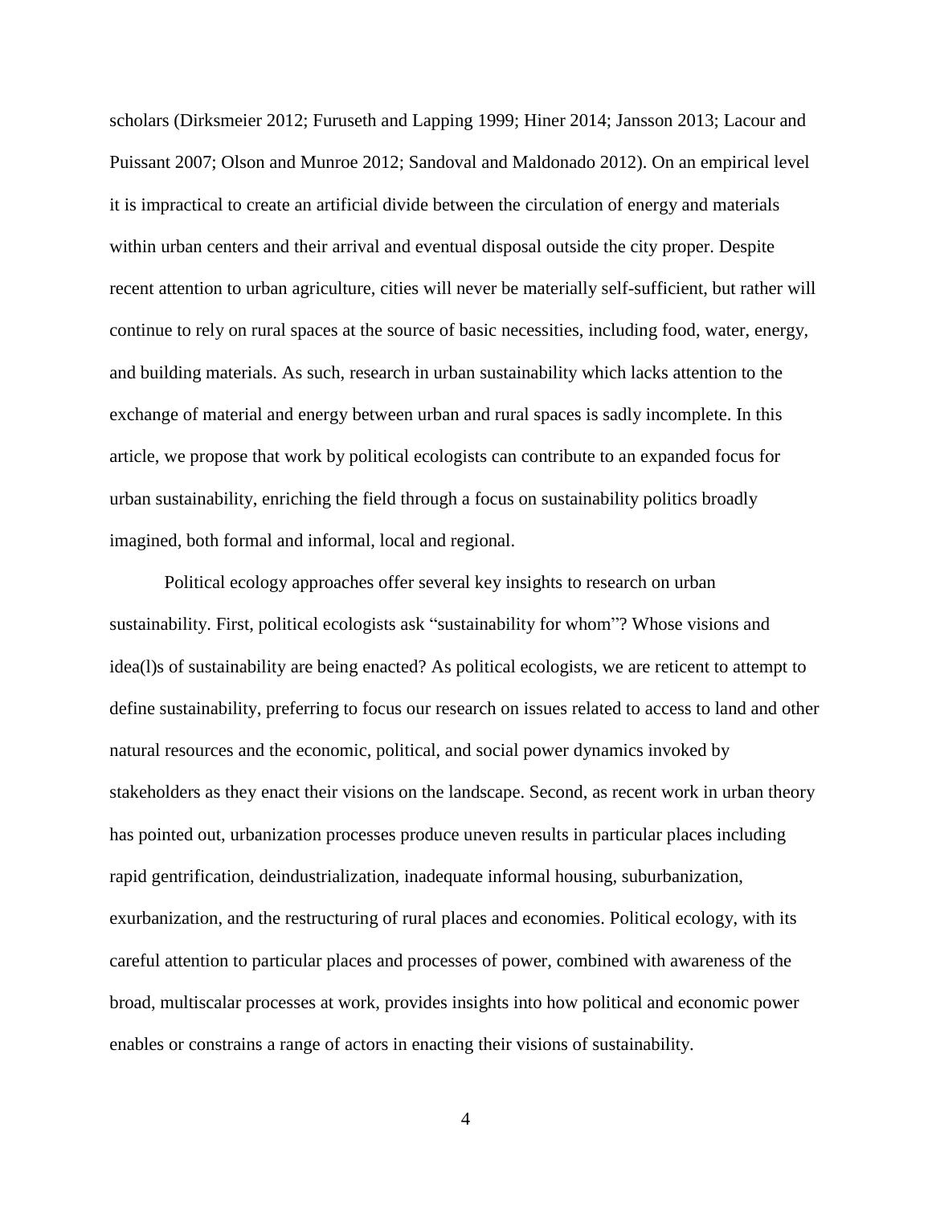scholars (Dirksmeier 2012; Furuseth and Lapping 1999; Hiner 2014; Jansson 2013; Lacour and Puissant 2007; Olson and Munroe 2012; Sandoval and Maldonado 2012). On an empirical level it is impractical to create an artificial divide between the circulation of energy and materials within urban centers and their arrival and eventual disposal outside the city proper. Despite recent attention to urban agriculture, cities will never be materially self-sufficient, but rather will continue to rely on rural spaces at the source of basic necessities, including food, water, energy, and building materials. As such, research in urban sustainability which lacks attention to the exchange of material and energy between urban and rural spaces is sadly incomplete. In this article, we propose that work by political ecologists can contribute to an expanded focus for urban sustainability, enriching the field through a focus on sustainability politics broadly imagined, both formal and informal, local and regional.

Political ecology approaches offer several key insights to research on urban sustainability. First, political ecologists ask "sustainability for whom"? Whose visions and idea(l)s of sustainability are being enacted? As political ecologists, we are reticent to attempt to define sustainability, preferring to focus our research on issues related to access to land and other natural resources and the economic, political, and social power dynamics invoked by stakeholders as they enact their visions on the landscape. Second, as recent work in urban theory has pointed out, urbanization processes produce uneven results in particular places including rapid gentrification, deindustrialization, inadequate informal housing, suburbanization, exurbanization, and the restructuring of rural places and economies. Political ecology, with its careful attention to particular places and processes of power, combined with awareness of the broad, multiscalar processes at work, provides insights into how political and economic power enables or constrains a range of actors in enacting their visions of sustainability.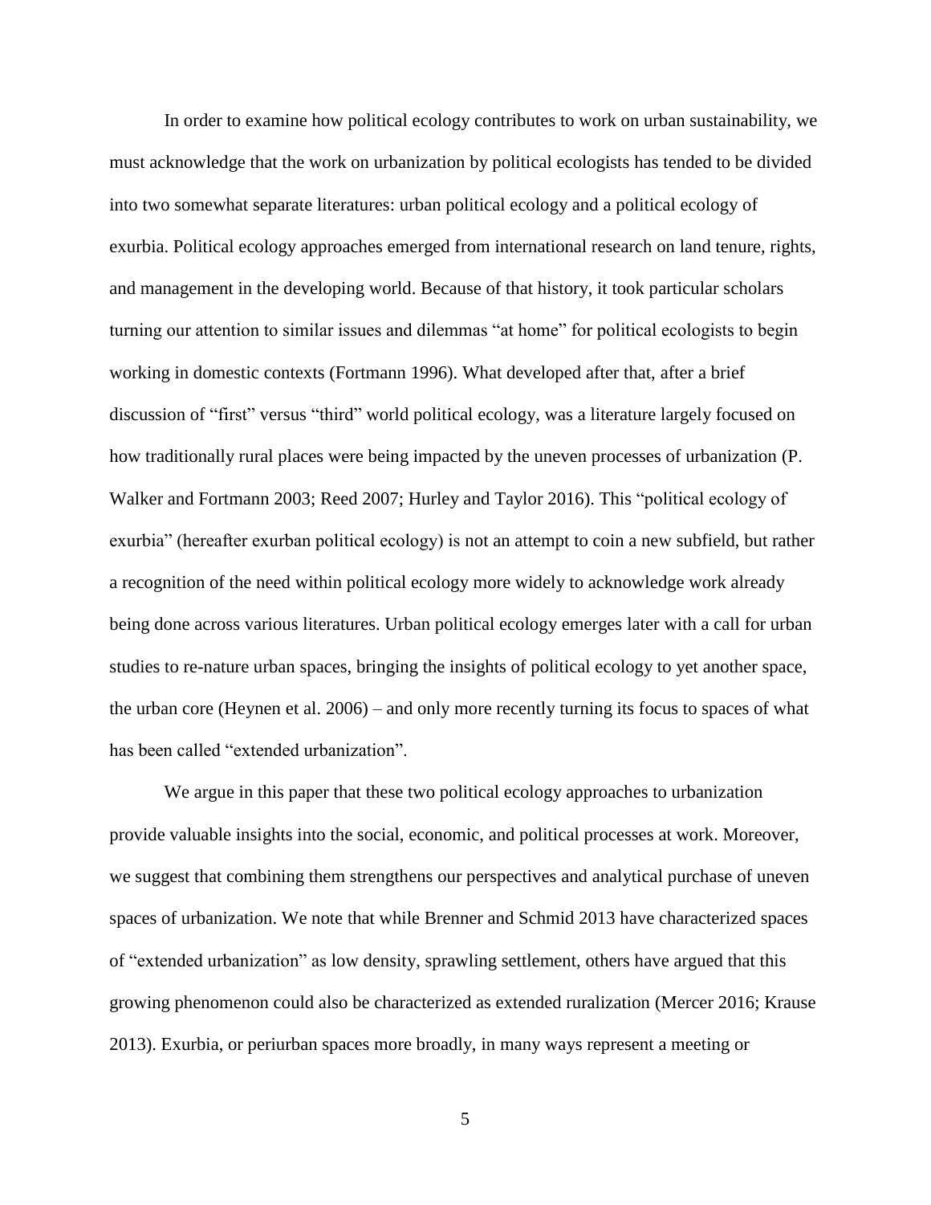In order to examine how political ecology contributes to work on urban sustainability, we must acknowledge that the work on urbanization by political ecologists has tended to be divided into two somewhat separate literatures: urban political ecology and a political ecology of exurbia. Political ecology approaches emerged from international research on land tenure, rights, and management in the developing world. Because of that history, it took particular scholars turning our attention to similar issues and dilemmas "at home" for political ecologists to begin working in domestic contexts (Fortmann 1996). What developed after that, after a brief discussion of "first" versus "third" world political ecology, was a literature largely focused on how traditionally rural places were being impacted by the uneven processes of urbanization (P. Walker and Fortmann 2003; Reed 2007; Hurley and Taylor 2016). This "political ecology of exurbia" (hereafter exurban political ecology) is not an attempt to coin a new subfield, but rather a recognition of the need within political ecology more widely to acknowledge work already being done across various literatures. Urban political ecology emerges later with a call for urban studies to re-nature urban spaces, bringing the insights of political ecology to yet another space, the urban core (Heynen et al. 2006) – and only more recently turning its focus to spaces of what has been called "extended urbanization".

We argue in this paper that these two political ecology approaches to urbanization provide valuable insights into the social, economic, and political processes at work. Moreover, we suggest that combining them strengthens our perspectives and analytical purchase of uneven spaces of urbanization. We note that while Brenner and Schmid 2013 have characterized spaces of "extended urbanization" as low density, sprawling settlement, others have argued that this growing phenomenon could also be characterized as extended ruralization (Mercer 2016; Krause 2013). Exurbia, or periurban spaces more broadly, in many ways represent a meeting or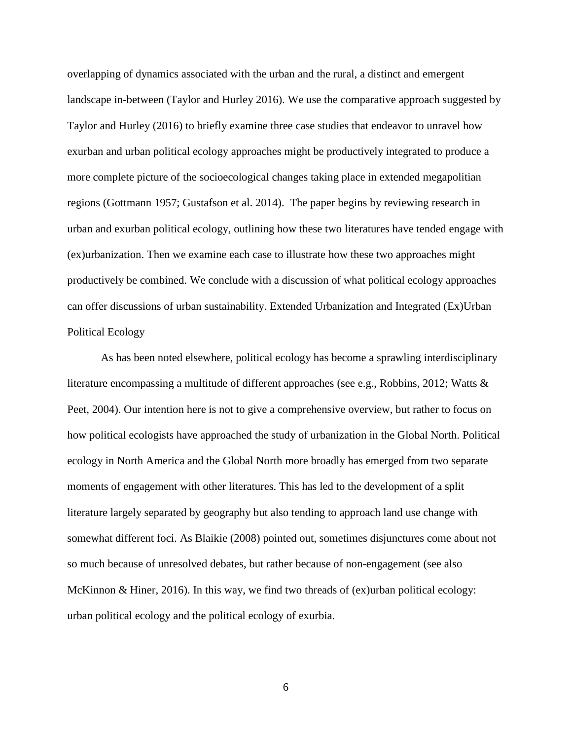overlapping of dynamics associated with the urban and the rural, a distinct and emergent landscape in-between (Taylor and Hurley 2016). We use the comparative approach suggested by Taylor and Hurley (2016) to briefly examine three case studies that endeavor to unravel how exurban and urban political ecology approaches might be productively integrated to produce a more complete picture of the socioecological changes taking place in extended megapolitian regions (Gottmann 1957; Gustafson et al. 2014). The paper begins by reviewing research in urban and exurban political ecology, outlining how these two literatures have tended engage with (ex)urbanization. Then we examine each case to illustrate how these two approaches might productively be combined. We conclude with a discussion of what political ecology approaches can offer discussions of urban sustainability.

## Extended Urbanization and Integrated (Ex)Urban Political Ecology

As has been noted elsewhere, political ecology has become a sprawling interdisciplinary literature encompassing a multitude of different approaches (see e.g., Robbins, 2012; Watts & Peet, 2004). Our intention here is not to give a comprehensive overview, but rather to focus on how political ecologists have approached the study of urbanization in the Global North. Political ecology in North America and the Global North more broadly has emerged from two separate moments of engagement with other literatures. This has led to the development of a split literature largely separated by geography but also tending to approach land use change with somewhat different foci. As Blaikie (2008) pointed out, sometimes disjunctures come about not so much because of unresolved debates, but rather because of non-engagement (see also McKinnon & Hiner, 2016). In this way, we find two threads of (ex)urban political ecology: urban political ecology and the political ecology of exurbia.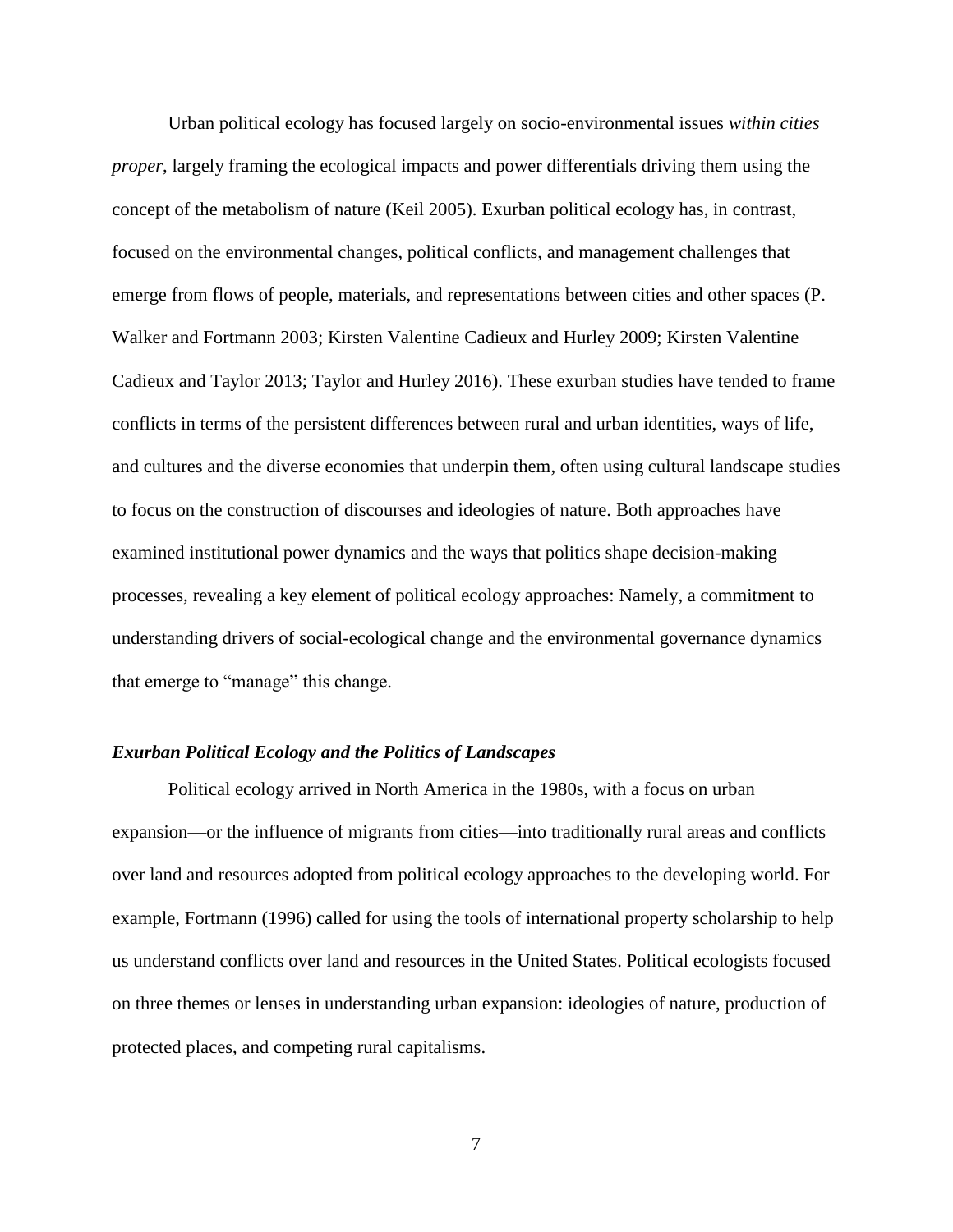Urban political ecology has focused largely on socio-environmental issues *within cities proper*, largely framing the ecological impacts and power differentials driving them using the concept of the metabolism of nature (Keil 2005). Exurban political ecology has, in contrast, focused on the environmental changes, political conflicts, and management challenges that emerge from flows of people, materials, and representations between cities and other spaces (P. Walker and Fortmann 2003; Kirsten Valentine Cadieux and Hurley 2009; Kirsten Valentine Cadieux and Taylor 2013; Taylor and Hurley 2016). These exurban studies have tended to frame conflicts in terms of the persistent differences between rural and urban identities, ways of life, and cultures and the diverse economies that underpin them, often using cultural landscape studies to focus on the construction of discourses and ideologies of nature. Both approaches have examined institutional power dynamics and the ways that politics shape decision-making processes, revealing a key element of political ecology approaches: Namely, a commitment to understanding drivers of social-ecological change and the environmental governance dynamics that emerge to "manage" this change.

### *Exurban Political Ecology and the Politics of Landscapes*

Political ecology arrived in North America in the 1980s, with a focus on urban expansion—or the influence of migrants from cities—into traditionally rural areas and conflicts over land and resources adopted from political ecology approaches to the developing world. For example, Fortmann (1996) called for using the tools of international property scholarship to help us understand conflicts over land and resources in the United States. Political ecologists focused on three themes or lenses in understanding urban expansion: ideologies of nature, production of protected places, and competing rural capitalisms.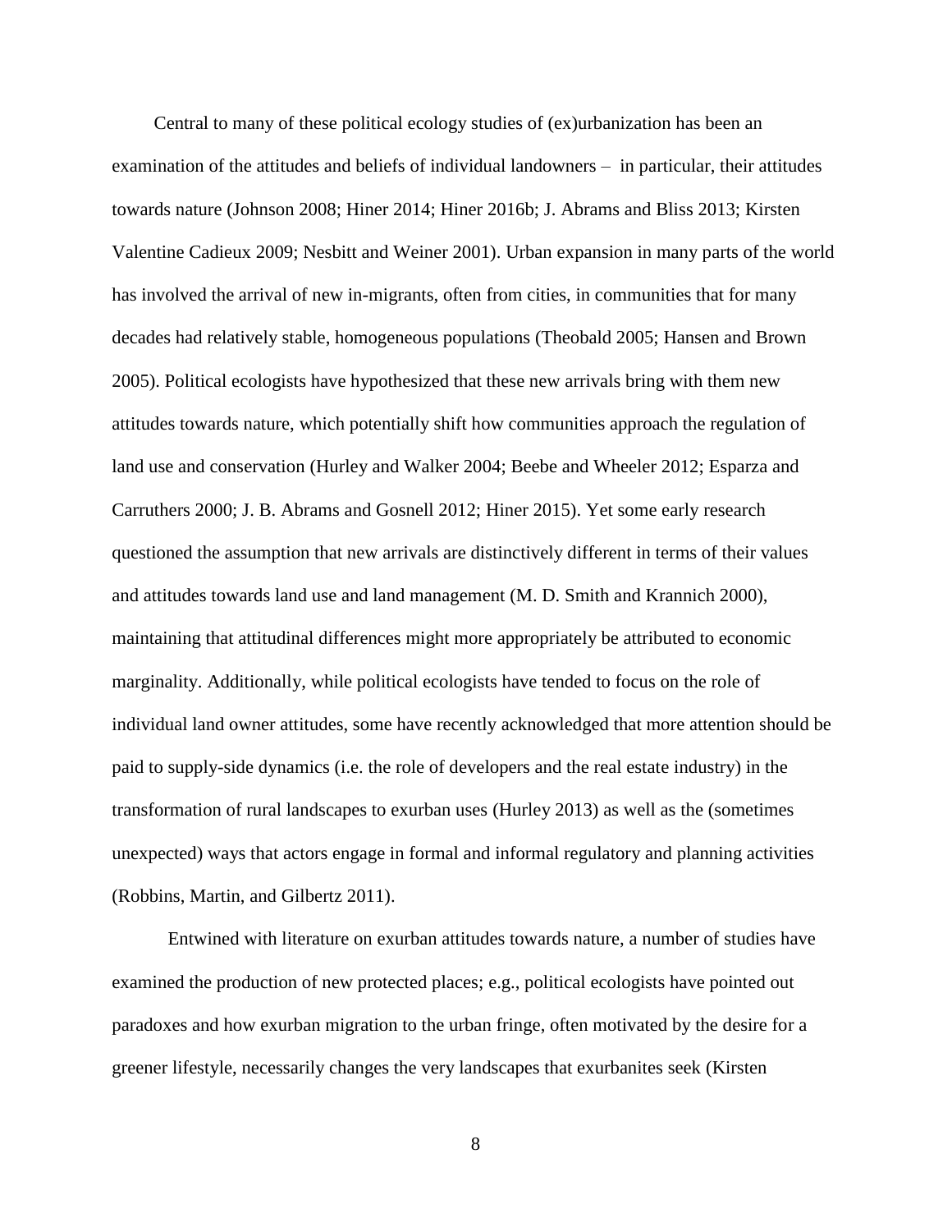Central to many of these political ecology studies of (ex)urbanization has been an examination of the attitudes and beliefs of individual landowners – in particular, their attitudes towards nature (Johnson 2008; Hiner 2014; Hiner 2016b; J. Abrams and Bliss 2013; Kirsten Valentine Cadieux 2009; Nesbitt and Weiner 2001). Urban expansion in many parts of the world has involved the arrival of new in-migrants, often from cities, in communities that for many decades had relatively stable, homogeneous populations (Theobald 2005; Hansen and Brown 2005). Political ecologists have hypothesized that these new arrivals bring with them new attitudes towards nature, which potentially shift how communities approach the regulation of land use and conservation (Hurley and Walker 2004; Beebe and Wheeler 2012; Esparza and Carruthers 2000; J. B. Abrams and Gosnell 2012; Hiner 2015). Yet some early research questioned the assumption that new arrivals are distinctively different in terms of their values and attitudes towards land use and land management (M. D. Smith and Krannich 2000), maintaining that attitudinal differences might more appropriately be attributed to economic marginality. Additionally, while political ecologists have tended to focus on the role of individual land owner attitudes, some have recently acknowledged that more attention should be paid to supply-side dynamics (i.e. the role of developers and the real estate industry) in the transformation of rural landscapes to exurban uses (Hurley 2013) as well as the (sometimes unexpected) ways that actors engage in formal and informal regulatory and planning activities (Robbins, Martin, and Gilbertz 2011).

Entwined with literature on exurban attitudes towards nature, a number of studies have examined the production of new protected places; e.g., political ecologists have pointed out paradoxes and how exurban migration to the urban fringe, often motivated by the desire for a greener lifestyle, necessarily changes the very landscapes that exurbanites seek (Kirsten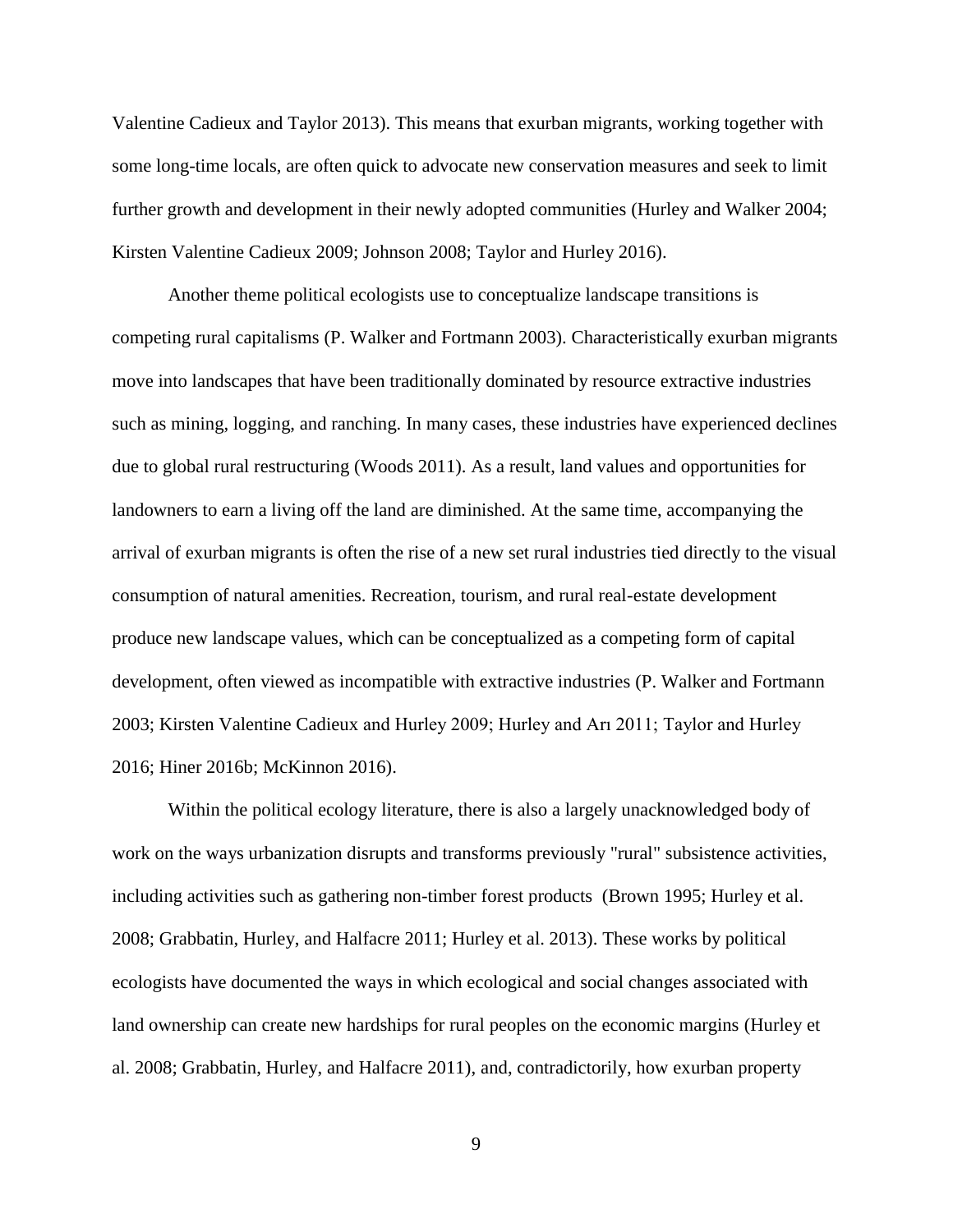Valentine Cadieux and Taylor 2013). This means that exurban migrants, working together with some long-time locals, are often quick to advocate new conservation measures and seek to limit further growth and development in their newly adopted communities (Hurley and Walker 2004; Kirsten Valentine Cadieux 2009; Johnson 2008; Taylor and Hurley 2016).

Another theme political ecologists use to conceptualize landscape transitions is competing rural capitalisms (P. Walker and Fortmann 2003). Characteristically exurban migrants move into landscapes that have been traditionally dominated by resource extractive industries such as mining, logging, and ranching. In many cases, these industries have experienced declines due to global rural restructuring (Woods 2011). As a result, land values and opportunities for landowners to earn a living off the land are diminished. At the same time, accompanying the arrival of exurban migrants is often the rise of a new set rural industries tied directly to the visual consumption of natural amenities. Recreation, tourism, and rural real-estate development produce new landscape values, which can be conceptualized as a competing form of capital development, often viewed as incompatible with extractive industries (P. Walker and Fortmann 2003; Kirsten Valentine Cadieux and Hurley 2009; Hurley and Arı 2011; Taylor and Hurley 2016; Hiner 2016b; McKinnon 2016).

Within the political ecology literature, there is also a largely unacknowledged body of work on the ways urbanization disrupts and transforms previously "rural" subsistence activities, including activities such as gathering non-timber forest products (Brown 1995; Hurley et al. 2008; Grabbatin, Hurley, and Halfacre 2011; Hurley et al. 2013). These works by political ecologists have documented the ways in which ecological and social changes associated with land ownership can create new hardships for rural peoples on the economic margins (Hurley et al. 2008; Grabbatin, Hurley, and Halfacre 2011), and, contradictorily, how exurban property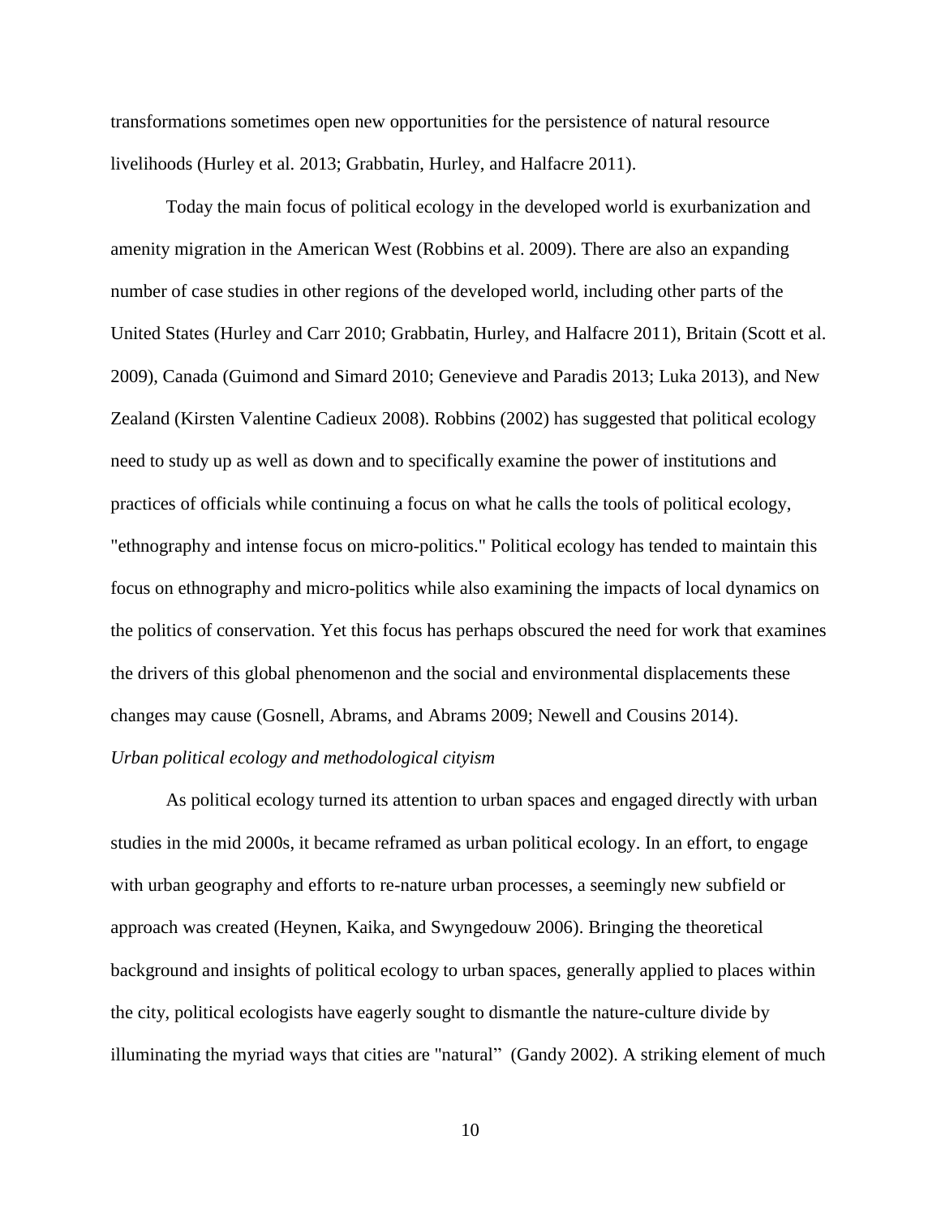transformations sometimes open new opportunities for the persistence of natural resource livelihoods (Hurley et al. 2013; Grabbatin, Hurley, and Halfacre 2011).

Today the main focus of political ecology in the developed world is exurbanization and amenity migration in the American West (Robbins et al. 2009). There are also an expanding number of case studies in other regions of the developed world, including other parts of the United States (Hurley and Carr 2010; Grabbatin, Hurley, and Halfacre 2011), Britain (Scott et al. 2009), Canada (Guimond and Simard 2010; Genevieve and Paradis 2013; Luka 2013), and New Zealand (Kirsten Valentine Cadieux 2008). Robbins (2002) has suggested that political ecology need to study up as well as down and to specifically examine the power of institutions and practices of officials while continuing a focus on what he calls the tools of political ecology, "ethnography and intense focus on micro-politics." Political ecology has tended to maintain this focus on ethnography and micro-politics while also examining the impacts of local dynamics on the politics of conservation. Yet this focus has perhaps obscured the need for work that examines the drivers of this global phenomenon and the social and environmental displacements these changes may cause (Gosnell, Abrams, and Abrams 2009; Newell and Cousins 2014).

*Urban political ecology and methodological cityism*

As political ecology turned its attention to urban spaces and engaged directly with urban studies in the mid 2000s, it became reframed as urban political ecology. In an effort, to engage with urban geography and efforts to re-nature urban processes, a seemingly new subfield or approach was created (Heynen, Kaika, and Swyngedouw 2006). Bringing the theoretical background and insights of political ecology to urban spaces, generally applied to places within the city, political ecologists have eagerly sought to dismantle the nature-culture divide by illuminating the myriad ways that cities are "natural" (Gandy 2002). A striking element of much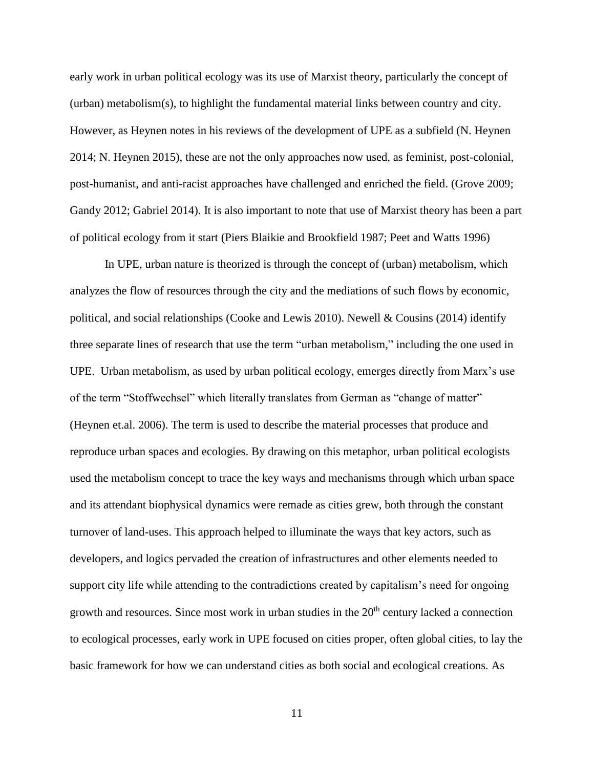early work in urban political ecology was its use of Marxist theory, particularly the concept of (urban) metabolism(s), to highlight the fundamental material links between country and city. However, as Heynen notes in his reviews of the development of UPE as a subfield (N. Heynen 2014; N. Heynen 2015), these are not the only approaches now used, as feminist, post-colonial, post-humanist, and anti-racist approaches have challenged and enriched the field. (Grove 2009; Gandy 2012; Gabriel 2014). It is also important to note that use of Marxist theory has been a part of political ecology from it start (Piers Blaikie and Brookfield 1987; Peet and Watts 1996)

In UPE, urban nature is theorized is through the concept of (urban) metabolism, which analyzes the flow of resources through the city and the mediations of such flows by economic, political, and social relationships (Cooke and Lewis 2010). Newell & Cousins (2014) identify three separate lines of research that use the term "urban metabolism," including the one used in UPE. Urban metabolism, as used by urban political ecology, emerges directly from Marx's use of the term "Stoffwechsel" which literally translates from German as "change of matter" (Heynen et.al. 2006). The term is used to describe the material processes that produce and reproduce urban spaces and ecologies. By drawing on this metaphor, urban political ecologists used the metabolism concept to trace the key ways and mechanisms through which urban space and its attendant biophysical dynamics were remade as cities grew, both through the constant turnover of land-uses. This approach helped to illuminate the ways that key actors, such as developers, and logics pervaded the creation of infrastructures and other elements needed to support city life while attending to the contradictions created by capitalism's need for ongoing growth and resources. Since most work in urban studies in the 20th century lacked a connection to ecological processes, early work in UPE focused on cities proper, often global cities, to lay the basic framework for how we can understand cities as both social and ecological creations. As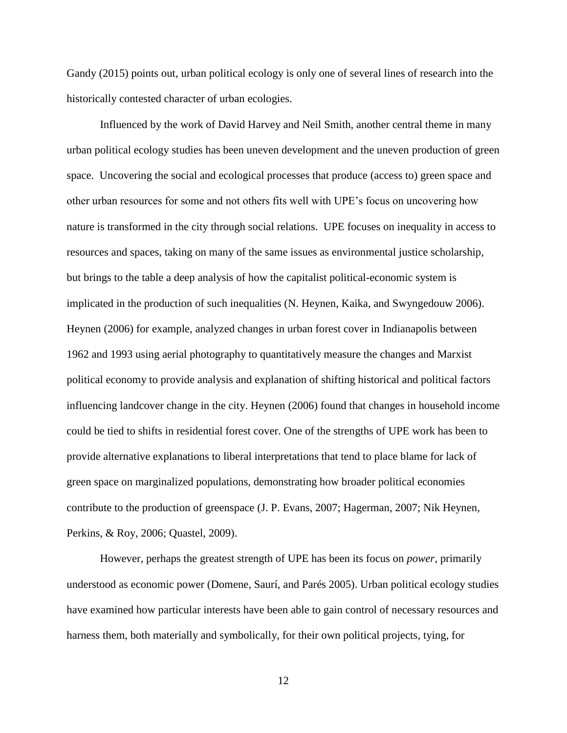Gandy (2015) points out, urban political ecology is only one of several lines of research into the historically contested character of urban ecologies.

Influenced by the work of David Harvey and Neil Smith, another central theme in many urban political ecology studies has been uneven development and the uneven production of green space. Uncovering the social and ecological processes that produce (access to) green space and other urban resources for some and not others fits well with UPE's focus on uncovering how nature is transformed in the city through social relations. UPE focuses on inequality in access to resources and spaces, taking on many of the same issues as environmental justice scholarship, but brings to the table a deep analysis of how the capitalist political-economic system is implicated in the production of such inequalities (N. Heynen, Kaika, and Swyngedouw 2006). Heynen (2006) for example, analyzed changes in urban forest cover in Indianapolis between 1962 and 1993 using aerial photography to quantitatively measure the changes and Marxist political economy to provide analysis and explanation of shifting historical and political factors influencing landcover change in the city. Heynen (2006) found that changes in household income could be tied to shifts in residential forest cover. One of the strengths of UPE work has been to provide alternative explanations to liberal interpretations that tend to place blame for lack of green space on marginalized populations, demonstrating how broader political economies contribute to the production of greenspace (J. P. Evans, 2007; Hagerman, 2007; Nik Heynen, Perkins, & Roy, 2006; Quastel, 2009).

However, perhaps the greatest strength of UPE has been its focus on *power*, primarily understood as economic power (Domene, Saurí, and Parés 2005). Urban political ecology studies have examined how particular interests have been able to gain control of necessary resources and harness them, both materially and symbolically, for their own political projects, tying, for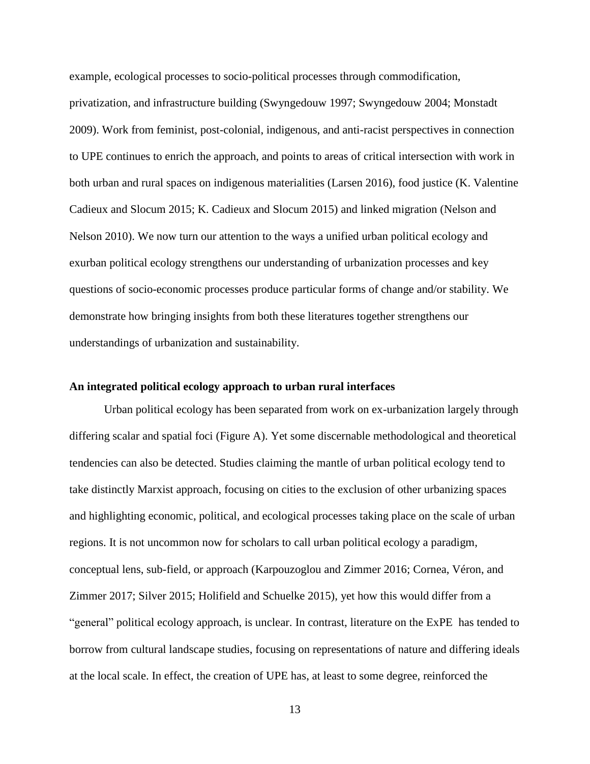example, ecological processes to socio-political processes through commodification, privatization, and infrastructure building (Swyngedouw 1997; Swyngedouw 2004; Monstadt 2009). Work from feminist, post-colonial, indigenous, and anti-racist perspectives in connection to UPE continues to enrich the approach, and points to areas of critical intersection with work in both urban and rural spaces on indigenous materialities (Larsen 2016), food justice (K. Valentine Cadieux and Slocum 2015; K. Cadieux and Slocum 2015) and linked migration (Nelson and Nelson 2010). We now turn our attention to the ways a unified urban political ecology and exurban political ecology strengthens our understanding of urbanization processes and key questions of socio-economic processes produce particular forms of change and/or stability. We demonstrate how bringing insights from both these literatures together strengthens our understandings of urbanization and sustainability.

**An integrated political ecology approach to urban rural interfaces**

Urban political ecology has been separated from work on ex-urbanization largely through differing scalar and spatial foci (Figure A). Yet some discernable methodological and theoretical tendencies can also be detected. Studies claiming the mantle of urban political ecology tend to take distinctly Marxist approach, focusing on cities to the exclusion of other urbanizing spaces and highlighting economic, political, and ecological processes taking place on the scale of urban regions. It is not uncommon now for scholars to call urban political ecology a paradigm, conceptual lens, sub-field, or approach (Karpouzoglou and Zimmer 2016; Cornea, Véron, and Zimmer 2017; Silver 2015; Holifield and Schuelke 2015), yet how this would differ from a "general" political ecology approach, is unclear. In contrast, literature on the ExPE has tended to borrow from cultural landscape studies, focusing on representations of nature and differing ideals at the local scale. In effect, the creation of UPE has, at least to some degree, reinforced the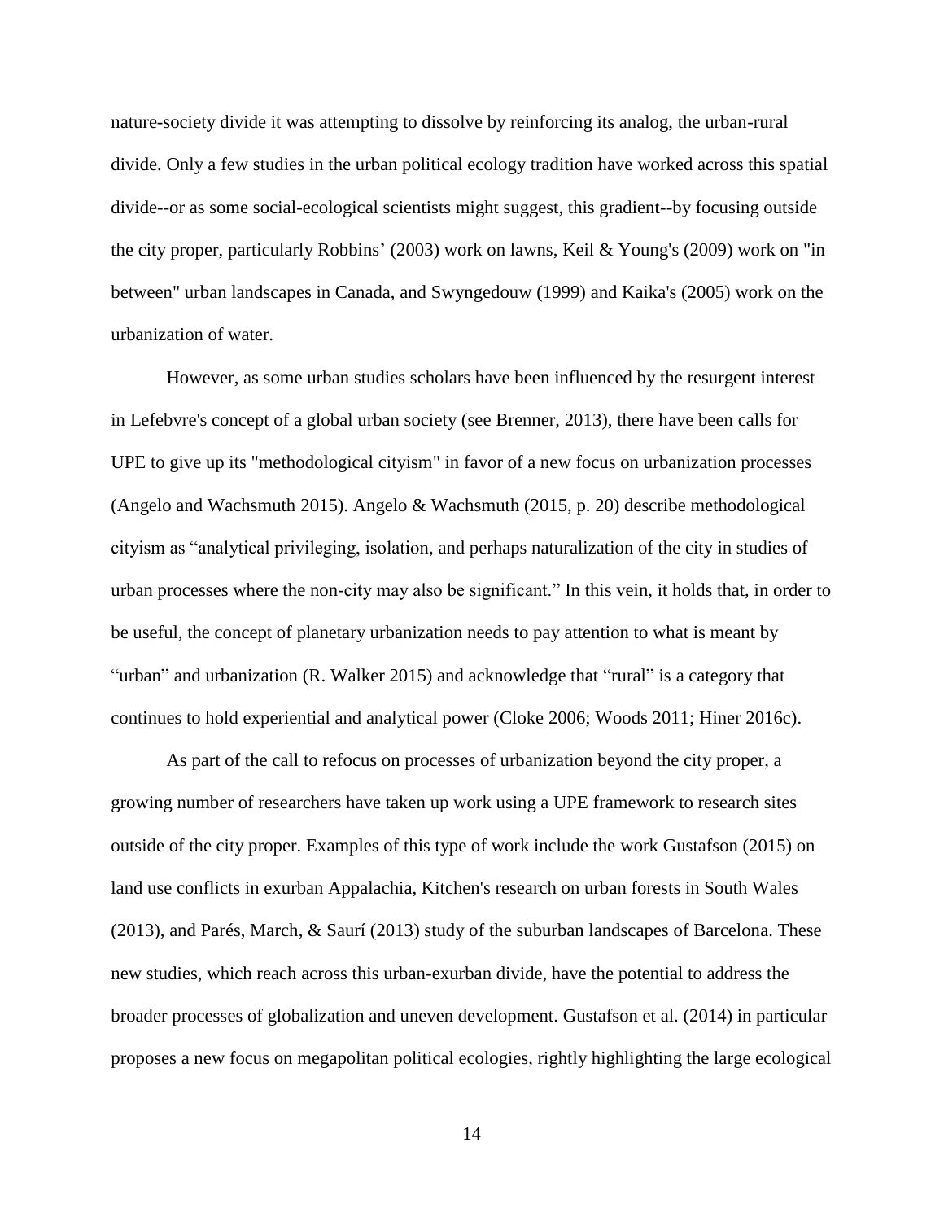nature-society divide it was attempting to dissolve by reinforcing its analog, the urban-rural divide. Only a few studies in the urban political ecology tradition have worked across this spatial divide--or as some social-ecological scientists might suggest, this gradient--by focusing outside the city proper, particularly Robbins' (2003) work on lawns, Keil & Young's (2009) work on "in between" urban landscapes in Canada, and Swyngedouw (1999) and Kaika's (2005) work on the urbanization of water.

However, as some urban studies scholars have been influenced by the resurgent interest in Lefebvre's concept of a global urban society (see Brenner, 2013), there have been calls for UPE to give up its "methodological cityism" in favor of a new focus on urbanization processes (Angelo and Wachsmuth 2015). Angelo & Wachsmuth (2015, p. 20) describe methodological cityism as "analytical privileging, isolation, and perhaps naturalization of the city in studies of urban processes where the non-city may also be significant." In this vein, it holds that, in order to be useful, the concept of planetary urbanization needs to pay attention to what is meant by "urban" and urbanization (R. Walker 2015) and acknowledge that "rural" is a category that continues to hold experiential and analytical power (Cloke 2006; Woods 2011; Hiner 2016c).

As part of the call to refocus on processes of urbanization beyond the city proper, a growing number of researchers have taken up work using a UPE framework to research sites outside of the city proper. Examples of this type of work include the work Gustafson (2015) on land use conflicts in exurban Appalachia, Kitchen's research on urban forests in South Wales (2013), and Parés, March, & Saurí (2013) study of the suburban landscapes of Barcelona. These new studies, which reach across this urban-exurban divide, have the potential to address the broader processes of globalization and uneven development. Gustafson et al. (2014) in particular proposes a new focus on megapolitan political ecologies, rightly highlighting the large ecological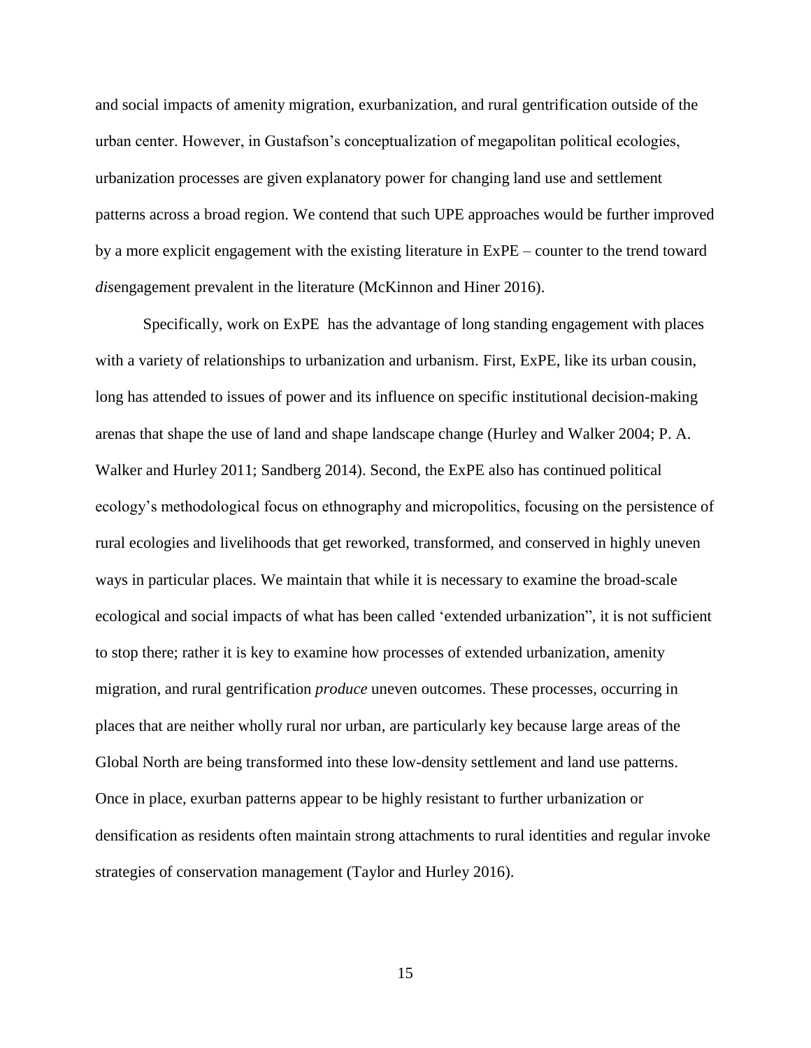and social impacts of amenity migration, exurbanization, and rural gentrification outside of the urban center. However, in Gustafson's conceptualization of megapolitan political ecologies, urbanization processes are given explanatory power for changing land use and settlement patterns across a broad region. We contend that such UPE approaches would be further improved by a more explicit engagement with the existing literature in ExPE – counter to the trend toward *dis*engagement prevalent in the literature (McKinnon and Hiner 2016).

Specifically, work on ExPE has the advantage of long standing engagement with places with a variety of relationships to urbanization and urbanism. First, ExPE, like its urban cousin, long has attended to issues of power and its influence on specific institutional decision-making arenas that shape the use of land and shape landscape change (Hurley and Walker 2004; P. A. Walker and Hurley 2011; Sandberg 2014). Second, the ExPE also has continued political ecology's methodological focus on ethnography and micropolitics, focusing on the persistence of rural ecologies and livelihoods that get reworked, transformed, and conserved in highly uneven ways in particular places. We maintain that while it is necessary to examine the broad-scale ecological and social impacts of what has been called 'extended urbanization", it is not sufficient to stop there; rather it is key to examine how processes of extended urbanization, amenity migration, and rural gentrification *produce* uneven outcomes. These processes, occurring in places that are neither wholly rural nor urban, are particularly key because large areas of the Global North are being transformed into these low-density settlement and land use patterns. Once in place, exurban patterns appear to be highly resistant to further urbanization or densification as residents often maintain strong attachments to rural identities and regular invoke strategies of conservation management (Taylor and Hurley 2016).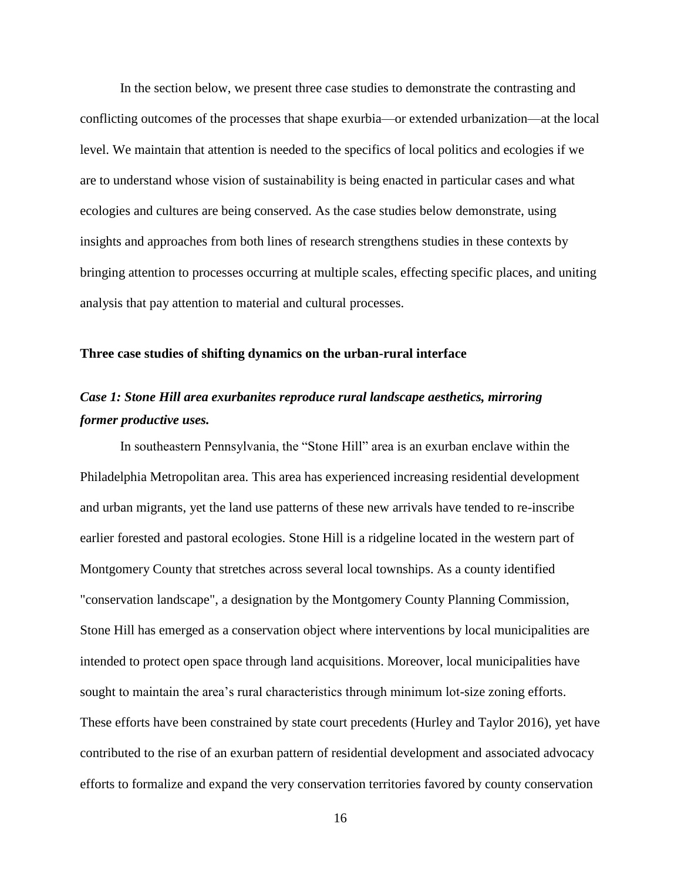In the section below, we present three case studies to demonstrate the contrasting and conflicting outcomes of the processes that shape exurbia—or extended urbanization—at the local level. We maintain that attention is needed to the specifics of local politics and ecologies if we are to understand whose vision of sustainability is being enacted in particular cases and what ecologies and cultures are being conserved. As the case studies below demonstrate, using insights and approaches from both lines of research strengthens studies in these contexts by bringing attention to processes occurring at multiple scales, effecting specific places, and uniting analysis that pay attention to material and cultural processes.

## Three case studies of shifting dynamics on the urban-rural interface

### *Case 1: Stone Hill area exurbanites reproduce rural landscape aesthetics, mirroring former productive uses.*

In southeastern Pennsylvania, the "Stone Hill" area is an exurban enclave within the Philadelphia Metropolitan area. This area has experienced increasing residential development and urban migrants, yet the land use patterns of these new arrivals have tended to re-inscribe earlier forested and pastoral ecologies. Stone Hill is a ridgeline located in the western part of Montgomery County that stretches across several local townships. As a county identified "conservation landscape", a designation by the Montgomery County Planning Commission, Stone Hill has emerged as a conservation object where interventions by local municipalities are intended to protect open space through land acquisitions. Moreover, local municipalities have sought to maintain the area's rural characteristics through minimum lot-size zoning efforts. These efforts have been constrained by state court precedents (Hurley and Taylor 2016), yet have contributed to the rise of an exurban pattern of residential development and associated advocacy efforts to formalize and expand the very conservation territories favored by county conservation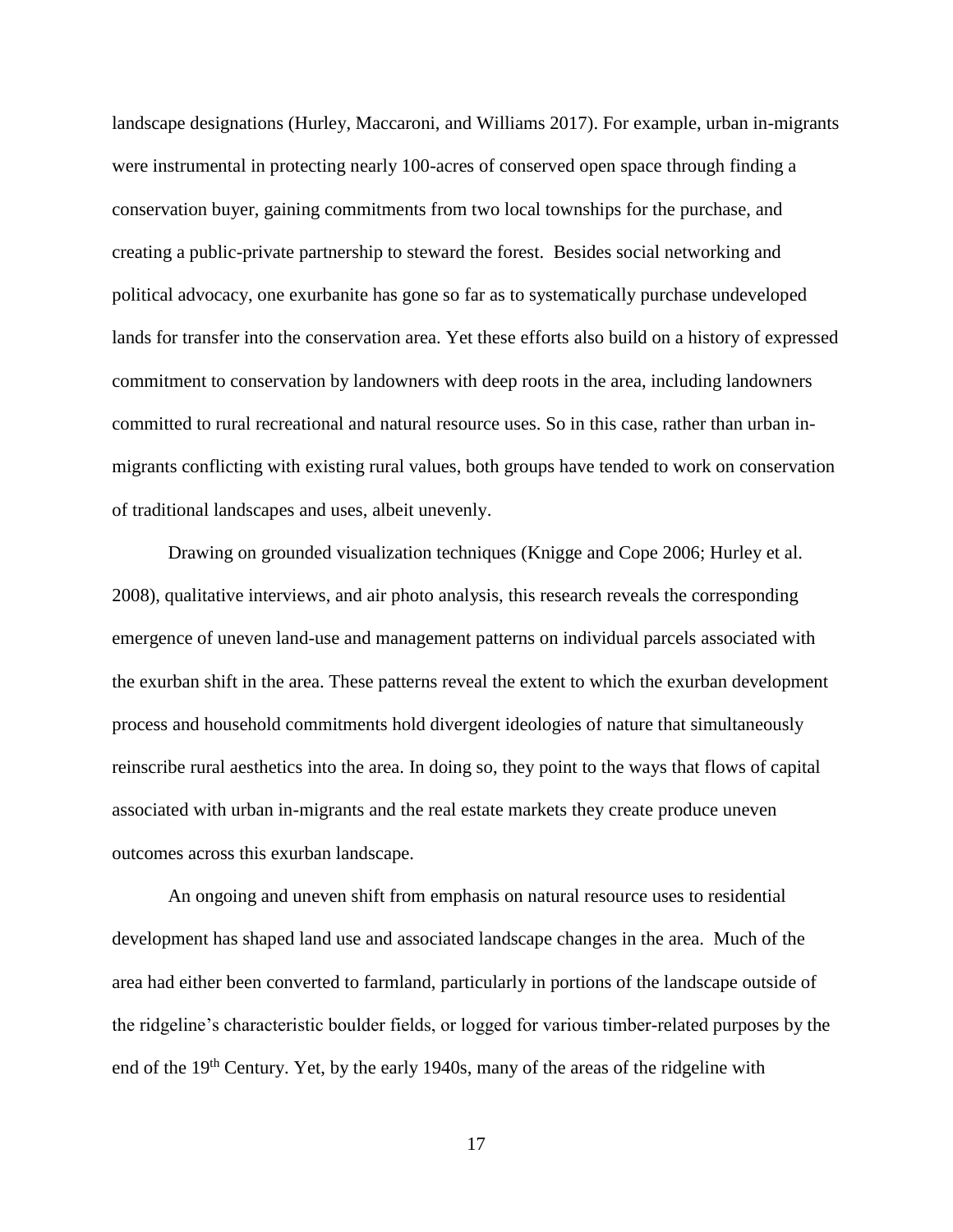landscape designations (Hurley, Maccaroni, and Williams 2017). For example, urban in-migrants were instrumental in protecting nearly 100-acres of conserved open space through finding a conservation buyer, gaining commitments from two local townships for the purchase, and creating a public-private partnership to steward the forest. Besides social networking and political advocacy, one exurbanite has gone so far as to systematically purchase undeveloped lands for transfer into the conservation area. Yet these efforts also build on a history of expressed commitment to conservation by landowners with deep roots in the area, including landowners committed to rural recreational and natural resource uses. So in this case, rather than urban in-migrants conflicting with existing rural values, both groups have tended to work on conservation of traditional landscapes and uses, albeit unevenly.

Drawing on grounded visualization techniques (Knigge and Cope 2006; Hurley et al. 2008), qualitative interviews, and air photo analysis, this research reveals the corresponding emergence of uneven land-use and management patterns on individual parcels associated with the exurban shift in the area. These patterns reveal the extent to which the exurban development process and household commitments hold divergent ideologies of nature that simultaneously reinscribe rural aesthetics into the area. In doing so, they point to the ways that flows of capital associated with urban in-migrants and the real estate markets they create produce uneven outcomes across this exurban landscape.

An ongoing and uneven shift from emphasis on natural resource uses to residential development has shaped land use and associated landscape changes in the area. Much of the area had either been converted to farmland, particularly in portions of the landscape outside of the ridgeline's characteristic boulder fields, or logged for various timber-related purposes by the end of the 19th Century. Yet, by the early 1940s, many of the areas of the ridgeline with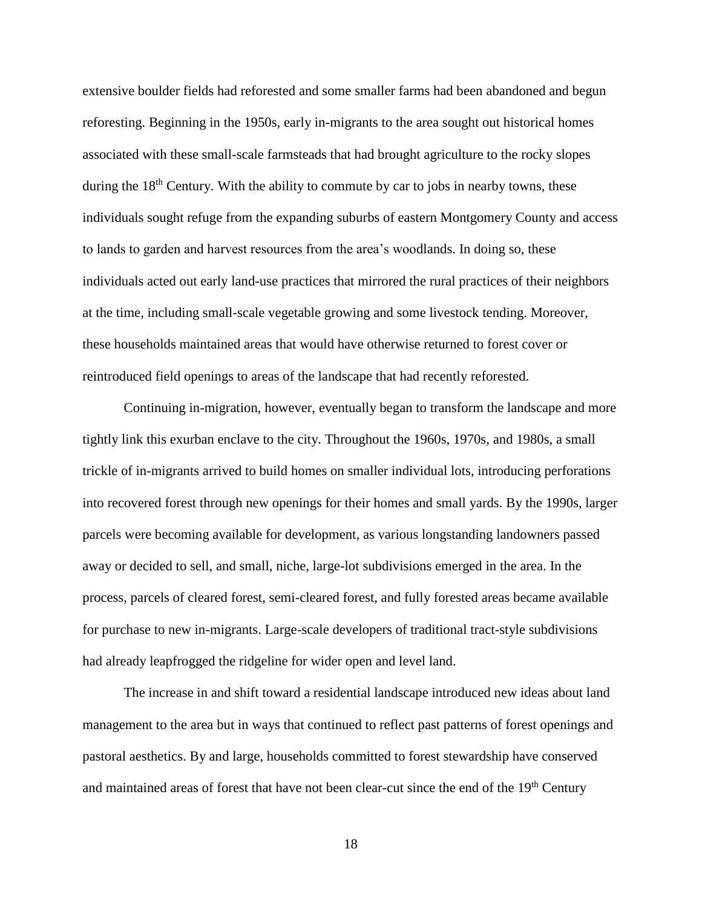extensive boulder fields had reforested and some smaller farms had been abandoned and begun reforesting. Beginning in the 1950s, early in-migrants to the area sought out historical homes associated with these small-scale farmsteads that had brought agriculture to the rocky slopes during the 18th Century. With the ability to commute by car to jobs in nearby towns, these individuals sought refuge from the expanding suburbs of eastern Montgomery County and access to lands to garden and harvest resources from the area's woodlands. In doing so, these individuals acted out early land-use practices that mirrored the rural practices of their neighbors at the time, including small-scale vegetable growing and some livestock tending. Moreover, these households maintained areas that would have otherwise returned to forest cover or reintroduced field openings to areas of the landscape that had recently reforested.

Continuing in-migration, however, eventually began to transform the landscape and more tightly link this exurban enclave to the city. Throughout the 1960s, 1970s, and 1980s, a small trickle of in-migrants arrived to build homes on smaller individual lots, introducing perforations into recovered forest through new openings for their homes and small yards. By the 1990s, larger parcels were becoming available for development, as various longstanding landowners passed away or decided to sell, and small, niche, large-lot subdivisions emerged in the area. In the process, parcels of cleared forest, semi-cleared forest, and fully forested areas became available for purchase to new in-migrants. Large-scale developers of traditional tract-style subdivisions had already leapfrogged the ridgeline for wider open and level land.

The increase in and shift toward a residential landscape introduced new ideas about land management to the area but in ways that continued to reflect past patterns of forest openings and pastoral aesthetics. By and large, households committed to forest stewardship have conserved and maintained areas of forest that have not been clear-cut since the end of the 19th Century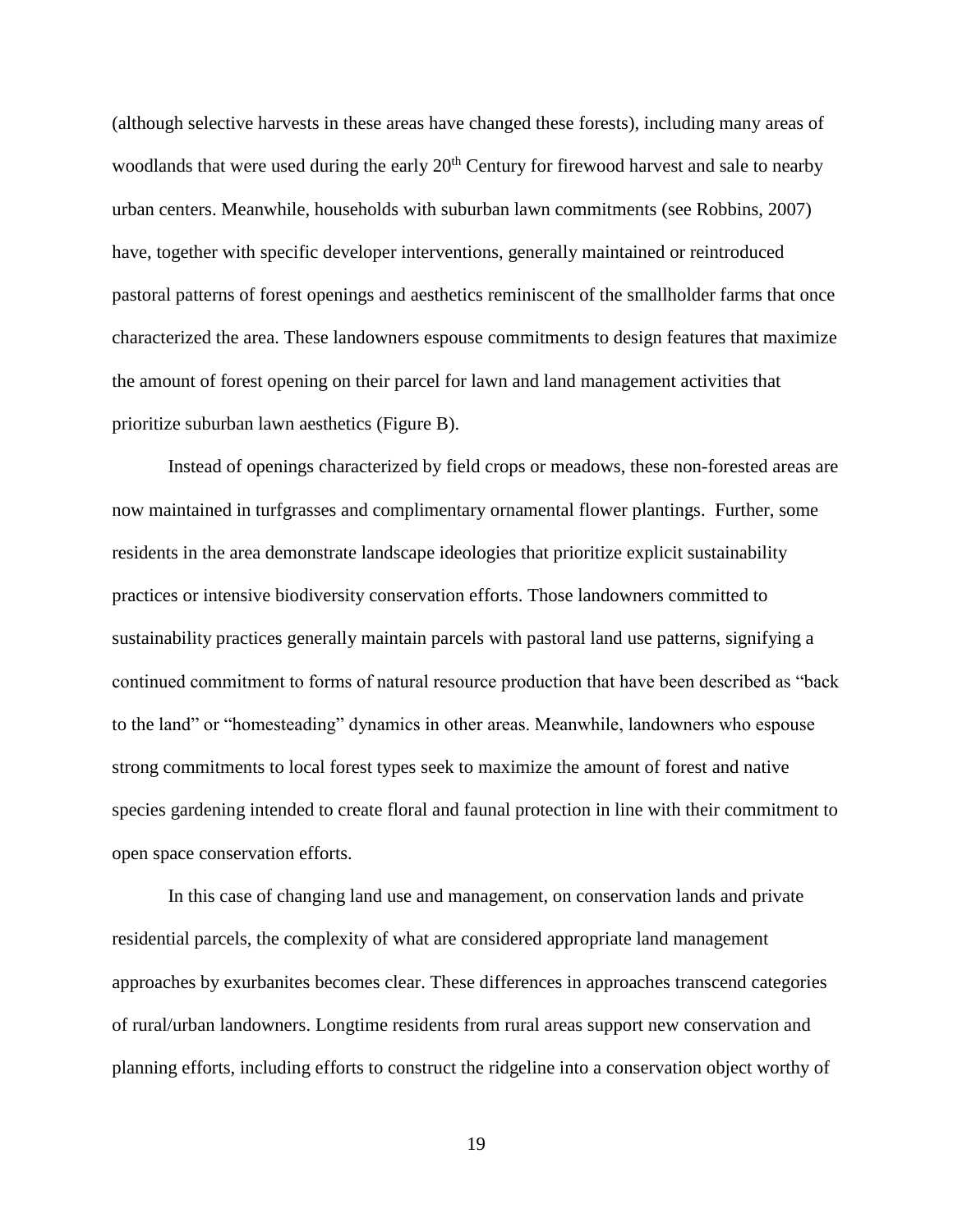(although selective harvests in these areas have changed these forests), including many areas of woodlands that were used during the early 20th Century for firewood harvest and sale to nearby urban centers. Meanwhile, households with suburban lawn commitments (see Robbins, 2007) have, together with specific developer interventions, generally maintained or reintroduced pastoral patterns of forest openings and aesthetics reminiscent of the smallholder farms that once characterized the area. These landowners espouse commitments to design features that maximize the amount of forest opening on their parcel for lawn and land management activities that prioritize suburban lawn aesthetics (Figure B).

Instead of openings characterized by field crops or meadows, these non-forested areas are now maintained in turfgrasses and complimentary ornamental flower plantings. Further, some residents in the area demonstrate landscape ideologies that prioritize explicit sustainability practices or intensive biodiversity conservation efforts. Those landowners committed to sustainability practices generally maintain parcels with pastoral land use patterns, signifying a continued commitment to forms of natural resource production that have been described as "back to the land" or "homesteading" dynamics in other areas. Meanwhile, landowners who espouse strong commitments to local forest types seek to maximize the amount of forest and native species gardening intended to create floral and faunal protection in line with their commitment to open space conservation efforts.

In this case of changing land use and management, on conservation lands and private residential parcels, the complexity of what are considered appropriate land management approaches by exurbanites becomes clear. These differences in approaches transcend categories of rural/urban landowners. Longtime residents from rural areas support new conservation and planning efforts, including efforts to construct the ridgeline into a conservation object worthy of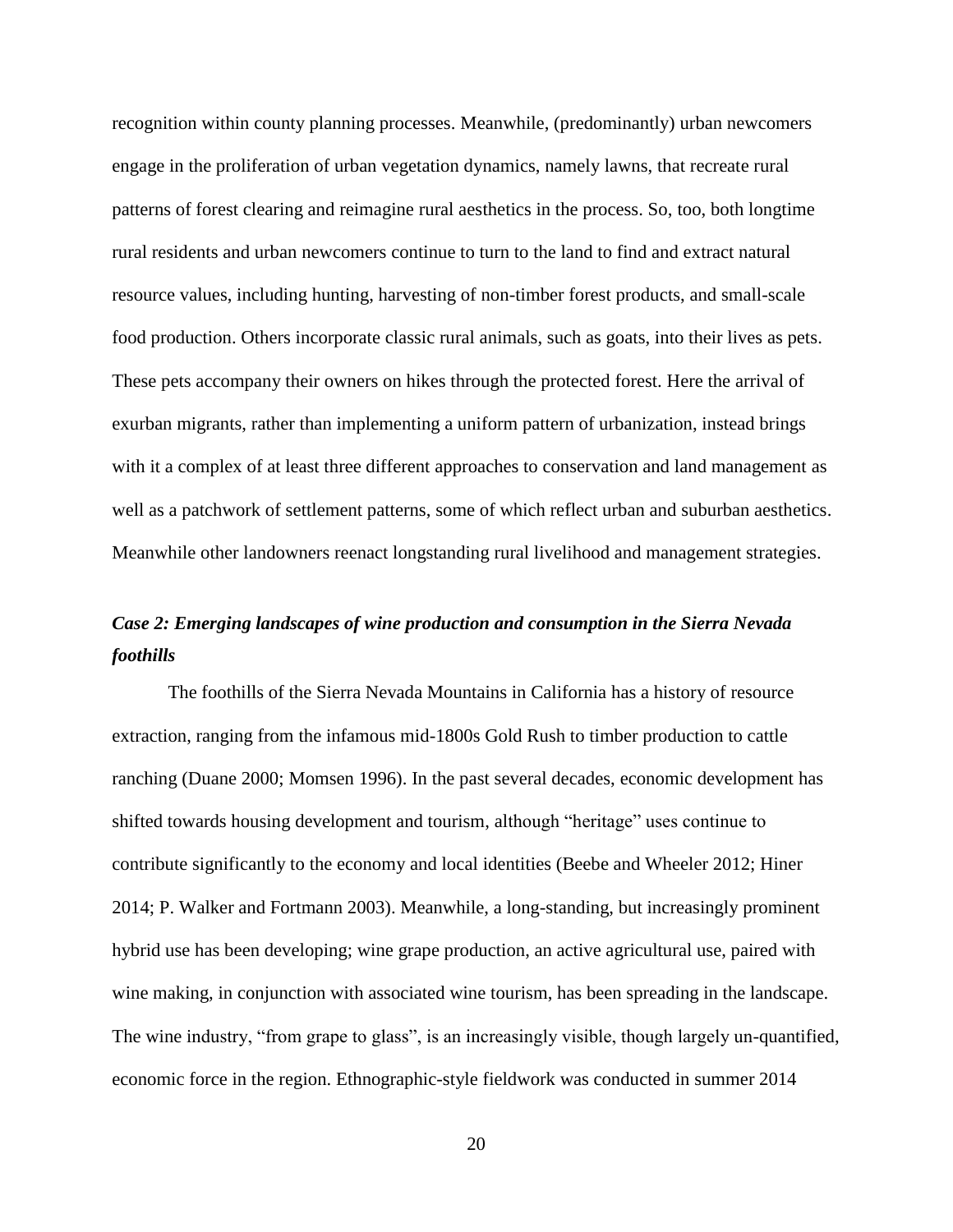recognition within county planning processes. Meanwhile, (predominantly) urban newcomers engage in the proliferation of urban vegetation dynamics, namely lawns, that recreate rural patterns of forest clearing and reimagine rural aesthetics in the process. So, too, both longtime rural residents and urban newcomers continue to turn to the land to find and extract natural resource values, including hunting, harvesting of non-timber forest products, and small-scale food production. Others incorporate classic rural animals, such as goats, into their lives as pets. These pets accompany their owners on hikes through the protected forest. Here the arrival of exurban migrants, rather than implementing a uniform pattern of urbanization, instead brings with it a complex of at least three different approaches to conservation and land management as well as a patchwork of settlement patterns, some of which reflect urban and suburban aesthetics. Meanwhile other landowners reenact longstanding rural livelihood and management strategies.

### *Case 2: Emerging landscapes of wine production and consumption in the Sierra Nevada foothills*

The foothills of the Sierra Nevada Mountains in California has a history of resource extraction, ranging from the infamous mid-1800s Gold Rush to timber production to cattle ranching (Duane 2000; Momsen 1996). In the past several decades, economic development has shifted towards housing development and tourism, although "heritage" uses continue to contribute significantly to the economy and local identities (Beebe and Wheeler 2012; Hiner 2014; P. Walker and Fortmann 2003). Meanwhile, a long-standing, but increasingly prominent hybrid use has been developing; wine grape production, an active agricultural use, paired with wine making, in conjunction with associated wine tourism, has been spreading in the landscape. The wine industry, "from grape to glass", is an increasingly visible, though largely un-quantified, economic force in the region. Ethnographic-style fieldwork was conducted in summer 2014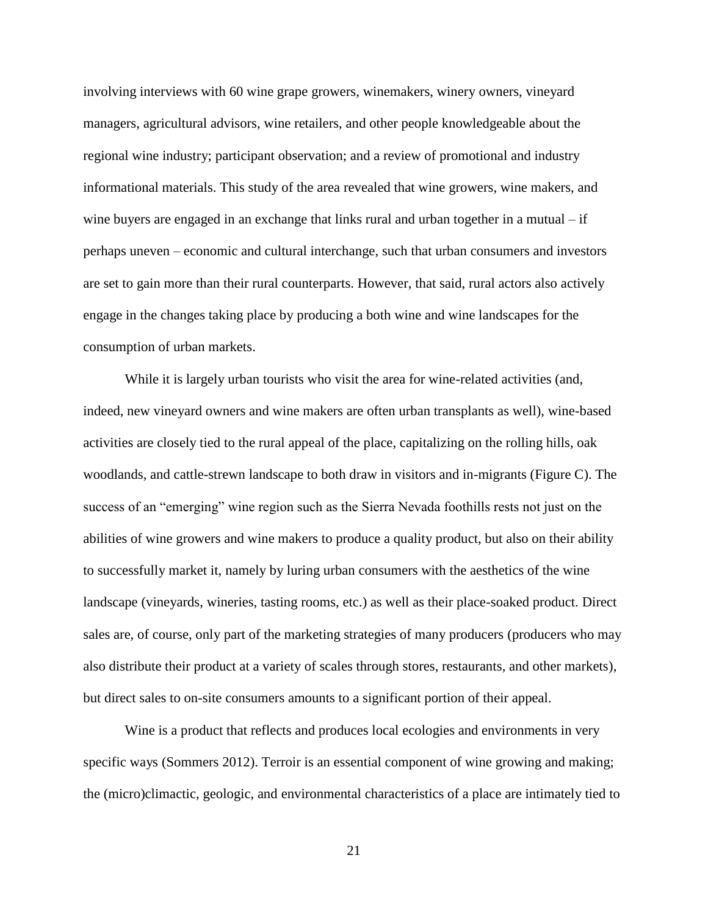involving interviews with 60 wine grape growers, winemakers, winery owners, vineyard managers, agricultural advisors, wine retailers, and other people knowledgeable about the regional wine industry; participant observation; and a review of promotional and industry informational materials. This study of the area revealed that wine growers, wine makers, and wine buyers are engaged in an exchange that links rural and urban together in a mutual – if perhaps uneven – economic and cultural interchange, such that urban consumers and investors are set to gain more than their rural counterparts. However, that said, rural actors also actively engage in the changes taking place by producing a both wine and wine landscapes for the consumption of urban markets.

While it is largely urban tourists who visit the area for wine-related activities (and, indeed, new vineyard owners and wine makers are often urban transplants as well), wine-based activities are closely tied to the rural appeal of the place, capitalizing on the rolling hills, oak woodlands, and cattle-strewn landscape to both draw in visitors and in-migrants (Figure C). The success of an "emerging" wine region such as the Sierra Nevada foothills rests not just on the abilities of wine growers and wine makers to produce a quality product, but also on their ability to successfully market it, namely by luring urban consumers with the aesthetics of the wine landscape (vineyards, wineries, tasting rooms, etc.) as well as their place-soaked product. Direct sales are, of course, only part of the marketing strategies of many producers (producers who may also distribute their product at a variety of scales through stores, restaurants, and other markets), but direct sales to on-site consumers amounts to a significant portion of their appeal.

Wine is a product that reflects and produces local ecologies and environments in very specific ways (Sommers 2012). Terroir is an essential component of wine growing and making; the (micro)climactic, geologic, and environmental characteristics of a place are intimately tied to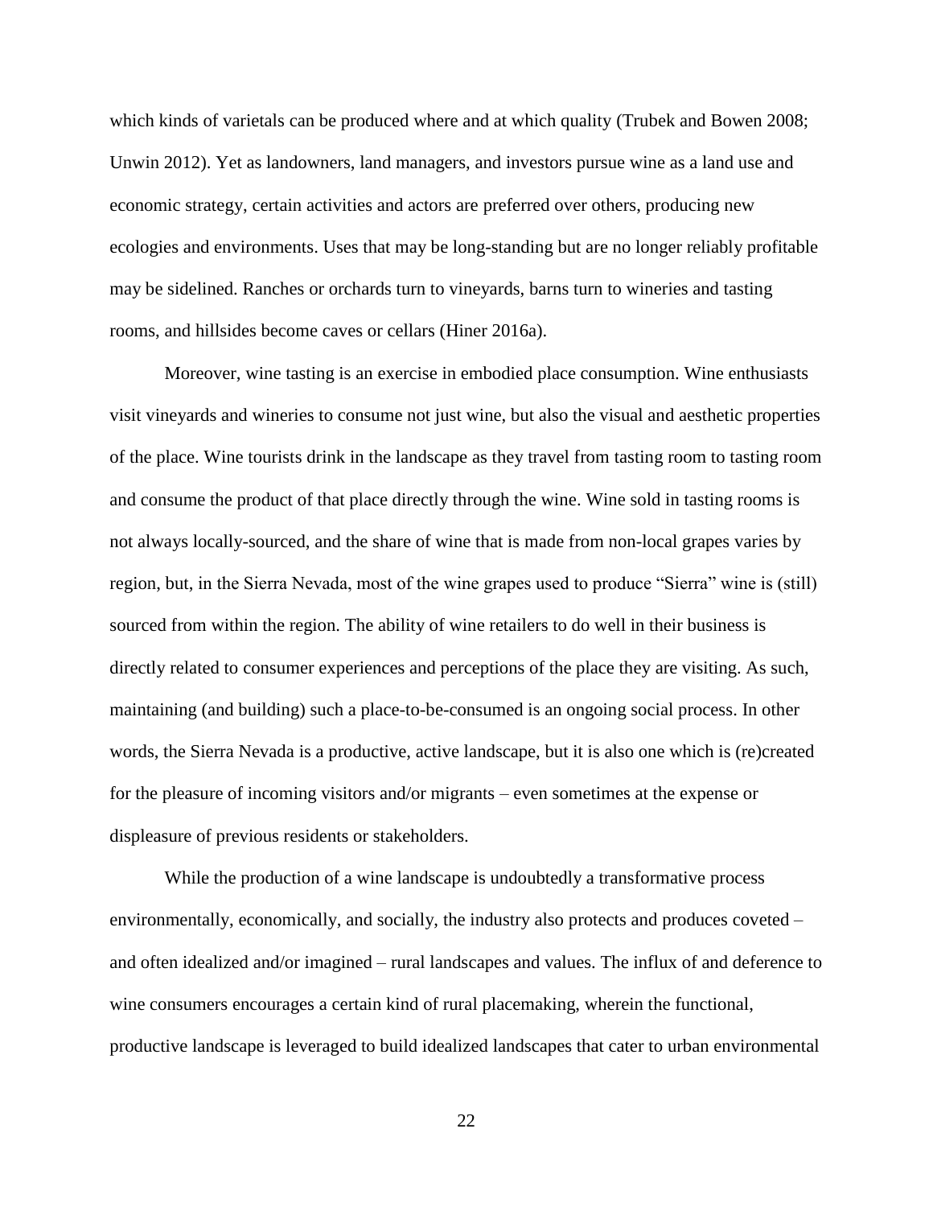which kinds of varietals can be produced where and at which quality (Trubek and Bowen 2008; Unwin 2012). Yet as landowners, land managers, and investors pursue wine as a land use and economic strategy, certain activities and actors are preferred over others, producing new ecologies and environments. Uses that may be long-standing but are no longer reliably profitable may be sidelined. Ranches or orchards turn to vineyards, barns turn to wineries and tasting rooms, and hillsides become caves or cellars (Hiner 2016a).

Moreover, wine tasting is an exercise in embodied place consumption. Wine enthusiasts visit vineyards and wineries to consume not just wine, but also the visual and aesthetic properties of the place. Wine tourists drink in the landscape as they travel from tasting room to tasting room and consume the product of that place directly through the wine. Wine sold in tasting rooms is not always locally-sourced, and the share of wine that is made from non-local grapes varies by region, but, in the Sierra Nevada, most of the wine grapes used to produce "Sierra" wine is (still) sourced from within the region. The ability of wine retailers to do well in their business is directly related to consumer experiences and perceptions of the place they are visiting. As such, maintaining (and building) such a place-to-be-consumed is an ongoing social process. In other words, the Sierra Nevada is a productive, active landscape, but it is also one which is (re)created for the pleasure of incoming visitors and/or migrants – even sometimes at the expense or displeasure of previous residents or stakeholders.

While the production of a wine landscape is undoubtedly a transformative process environmentally, economically, and socially, the industry also protects and produces coveted – and often idealized and/or imagined – rural landscapes and values. The influx of and deference to wine consumers encourages a certain kind of rural placemaking, wherein the functional, productive landscape is leveraged to build idealized landscapes that cater to urban environmental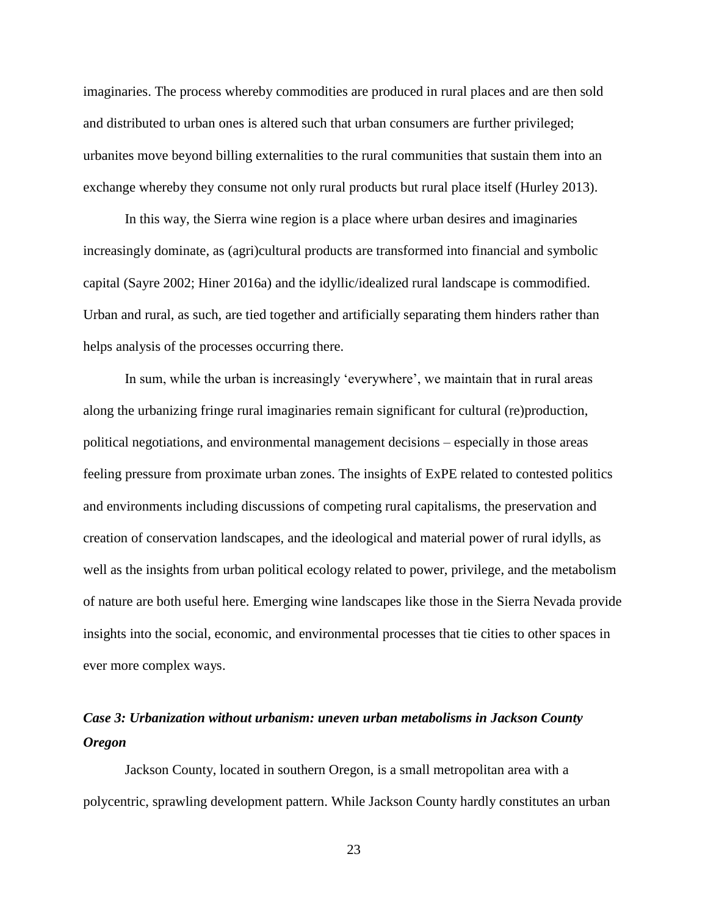imaginaries. The process whereby commodities are produced in rural places and are then sold and distributed to urban ones is altered such that urban consumers are further privileged; urbanites move beyond billing externalities to the rural communities that sustain them into an exchange whereby they consume not only rural products but rural place itself (Hurley 2013).

In this way, the Sierra wine region is a place where urban desires and imaginaries increasingly dominate, as (agri)cultural products are transformed into financial and symbolic capital (Sayre 2002; Hiner 2016a) and the idyllic/idealized rural landscape is commodified. Urban and rural, as such, are tied together and artificially separating them hinders rather than helps analysis of the processes occurring there.

In sum, while the urban is increasingly 'everywhere', we maintain that in rural areas along the urbanizing fringe rural imaginaries remain significant for cultural (re)production, political negotiations, and environmental management decisions – especially in those areas feeling pressure from proximate urban zones. The insights of ExPE related to contested politics and environments including discussions of competing rural capitalisms, the preservation and creation of conservation landscapes, and the ideological and material power of rural idylls, as well as the insights from urban political ecology related to power, privilege, and the metabolism of nature are both useful here. Emerging wine landscapes like those in the Sierra Nevada provide insights into the social, economic, and environmental processes that tie cities to other spaces in ever more complex ways.

### *Case 3: Urbanization without urbanism: uneven urban metabolisms in Jackson County Oregon*

Jackson County, located in southern Oregon, is a small metropolitan area with a polycentric, sprawling development pattern. While Jackson County hardly constitutes an urban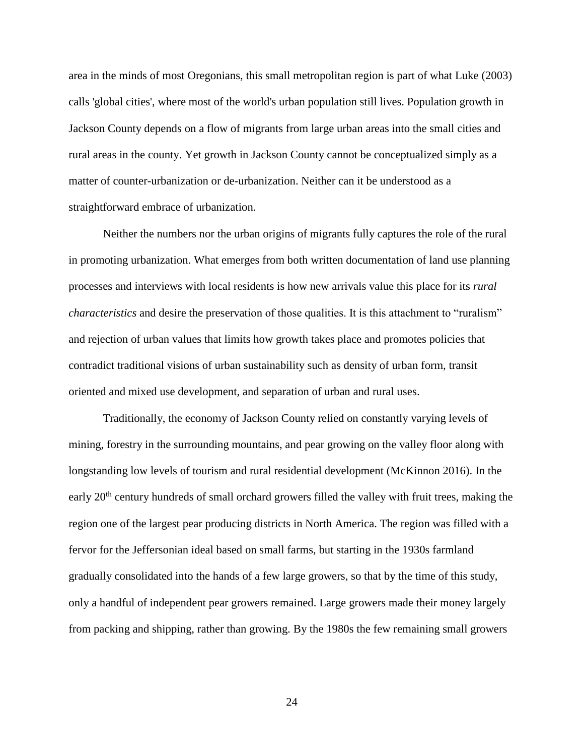area in the minds of most Oregonians, this small metropolitan region is part of what Luke (2003) calls 'global cities', where most of the world's urban population still lives. Population growth in Jackson County depends on a flow of migrants from large urban areas into the small cities and rural areas in the county. Yet growth in Jackson County cannot be conceptualized simply as a matter of counter-urbanization or de-urbanization. Neither can it be understood as a straightforward embrace of urbanization.

Neither the numbers nor the urban origins of migrants fully captures the role of the rural in promoting urbanization. What emerges from both written documentation of land use planning processes and interviews with local residents is how new arrivals value this place for its *rural characteristics* and desire the preservation of those qualities. It is this attachment to "ruralism" and rejection of urban values that limits how growth takes place and promotes policies that contradict traditional visions of urban sustainability such as density of urban form, transit oriented and mixed use development, and separation of urban and rural uses.

Traditionally, the economy of Jackson County relied on constantly varying levels of mining, forestry in the surrounding mountains, and pear growing on the valley floor along with longstanding low levels of tourism and rural residential development (McKinnon 2016). In the early 20th century hundreds of small orchard growers filled the valley with fruit trees, making the region one of the largest pear producing districts in North America. The region was filled with a fervor for the Jeffersonian ideal based on small farms, but starting in the 1930s farmland gradually consolidated into the hands of a few large growers, so that by the time of this study, only a handful of independent pear growers remained. Large growers made their money largely from packing and shipping, rather than growing. By the 1980s the few remaining small growers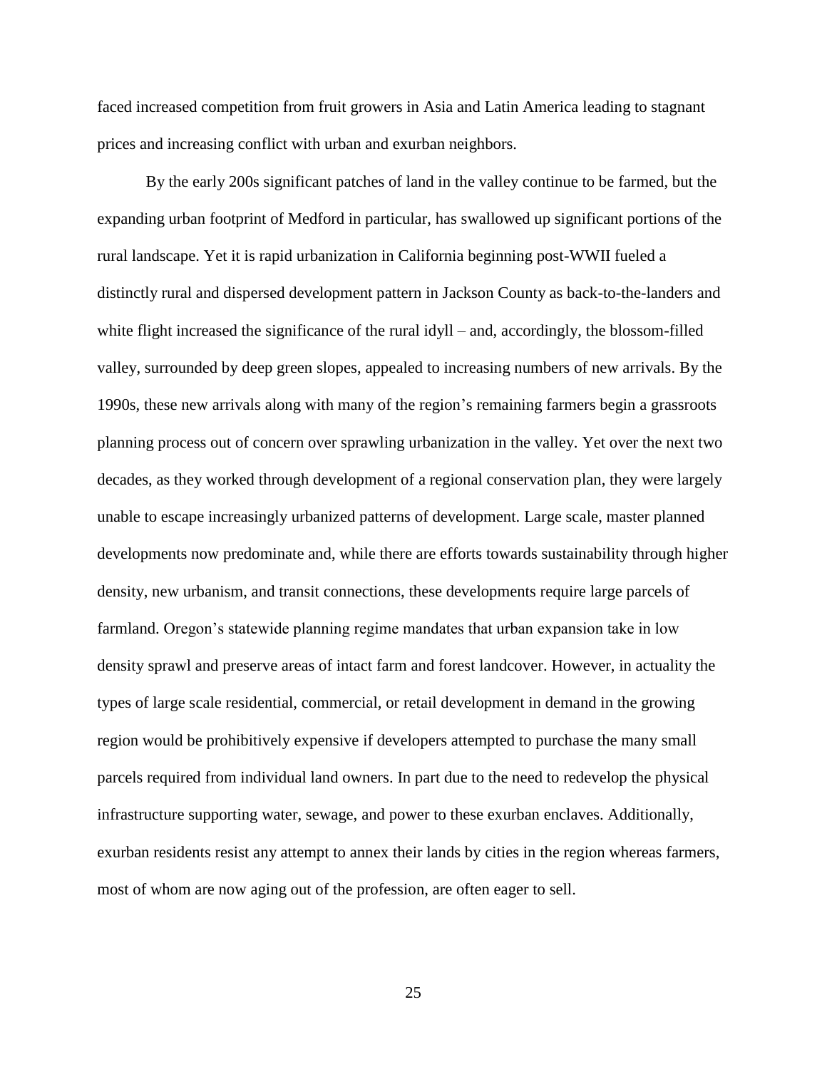faced increased competition from fruit growers in Asia and Latin America leading to stagnant prices and increasing conflict with urban and exurban neighbors.

By the early 200s significant patches of land in the valley continue to be farmed, but the expanding urban footprint of Medford in particular, has swallowed up significant portions of the rural landscape. Yet it is rapid urbanization in California beginning post-WWII fueled a distinctly rural and dispersed development pattern in Jackson County as back-to-the-landers and white flight increased the significance of the rural idyll – and, accordingly, the blossom-filled valley, surrounded by deep green slopes, appealed to increasing numbers of new arrivals. By the 1990s, these new arrivals along with many of the region's remaining farmers begin a grassroots planning process out of concern over sprawling urbanization in the valley. Yet over the next two decades, as they worked through development of a regional conservation plan, they were largely unable to escape increasingly urbanized patterns of development. Large scale, master planned developments now predominate and, while there are efforts towards sustainability through higher density, new urbanism, and transit connections, these developments require large parcels of farmland. Oregon's statewide planning regime mandates that urban expansion take in low density sprawl and preserve areas of intact farm and forest landcover. However, in actuality the types of large scale residential, commercial, or retail development in demand in the growing region would be prohibitively expensive if developers attempted to purchase the many small parcels required from individual land owners. In part due to the need to redevelop the physical infrastructure supporting water, sewage, and power to these exurban enclaves. Additionally, exurban residents resist any attempt to annex their lands by cities in the region whereas farmers, most of whom are now aging out of the profession, are often eager to sell.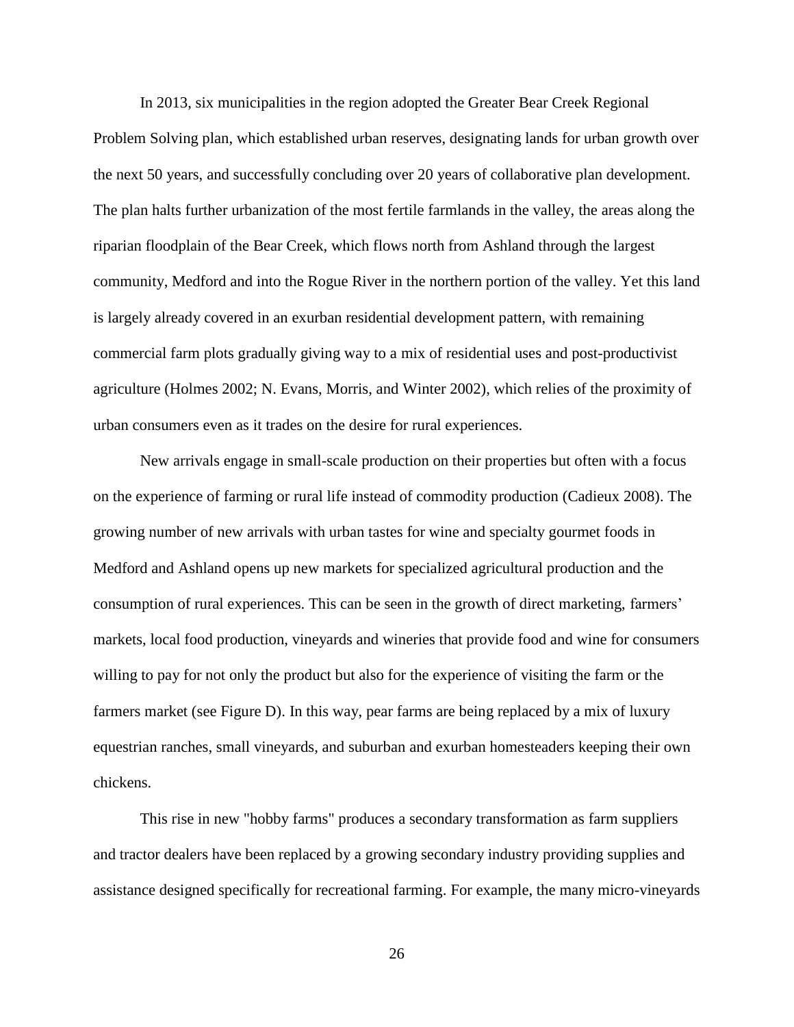In 2013, six municipalities in the region adopted the Greater Bear Creek Regional Problem Solving plan, which established urban reserves, designating lands for urban growth over the next 50 years, and successfully concluding over 20 years of collaborative plan development. The plan halts further urbanization of the most fertile farmlands in the valley, the areas along the riparian floodplain of the Bear Creek, which flows north from Ashland through the largest community, Medford and into the Rogue River in the northern portion of the valley. Yet this land is largely already covered in an exurban residential development pattern, with remaining commercial farm plots gradually giving way to a mix of residential uses and post-productivist agriculture (Holmes 2002; N. Evans, Morris, and Winter 2002), which relies of the proximity of urban consumers even as it trades on the desire for rural experiences.

New arrivals engage in small-scale production on their properties but often with a focus on the experience of farming or rural life instead of commodity production (Cadieux 2008). The growing number of new arrivals with urban tastes for wine and specialty gourmet foods in Medford and Ashland opens up new markets for specialized agricultural production and the consumption of rural experiences. This can be seen in the growth of direct marketing, farmers' markets, local food production, vineyards and wineries that provide food and wine for consumers willing to pay for not only the product but also for the experience of visiting the farm or the farmers market (see Figure D). In this way, pear farms are being replaced by a mix of luxury equestrian ranches, small vineyards, and suburban and exurban homesteaders keeping their own chickens.

This rise in new "hobby farms" produces a secondary transformation as farm suppliers and tractor dealers have been replaced by a growing secondary industry providing supplies and assistance designed specifically for recreational farming. For example, the many micro-vineyards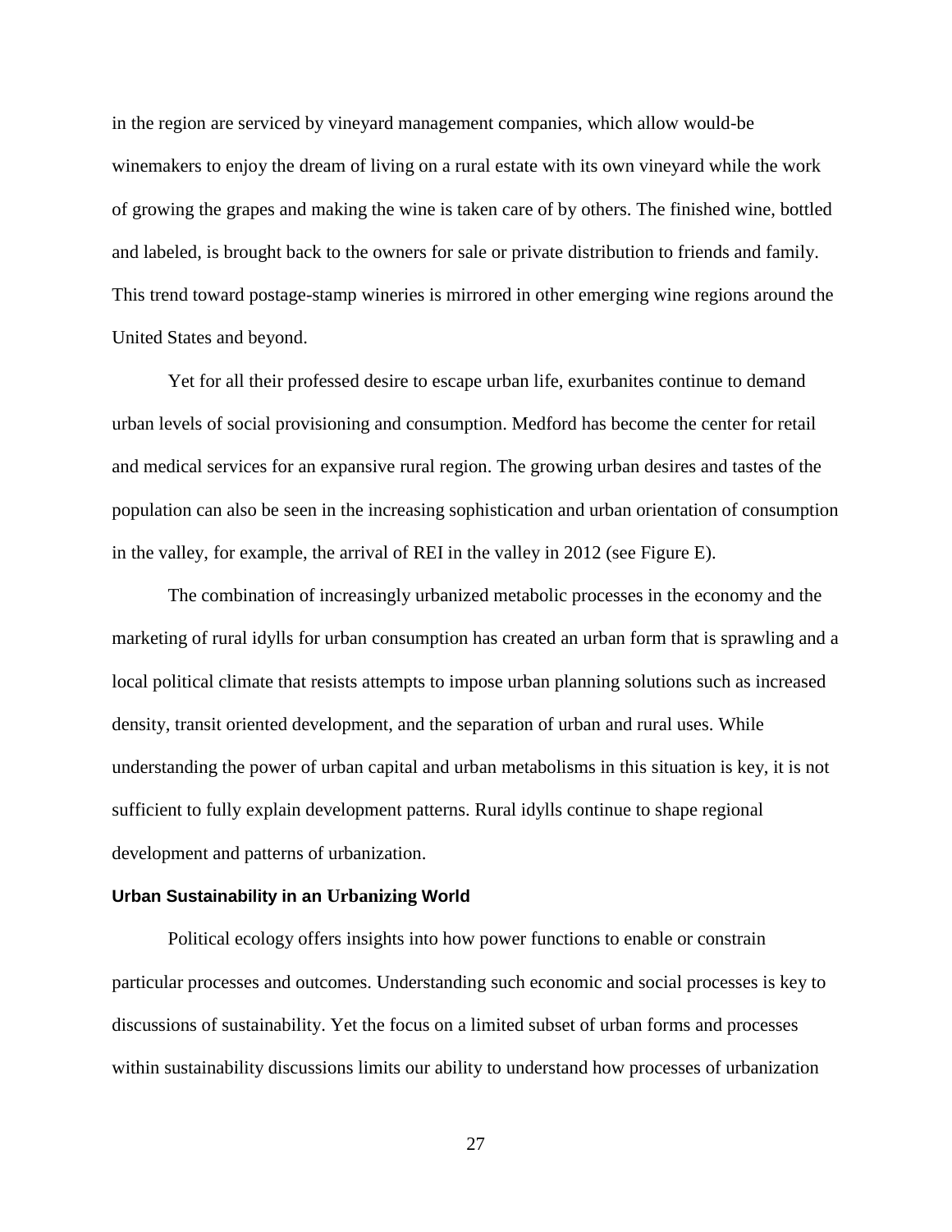in the region are serviced by vineyard management companies, which allow would-be winemakers to enjoy the dream of living on a rural estate with its own vineyard while the work of growing the grapes and making the wine is taken care of by others. The finished wine, bottled and labeled, is brought back to the owners for sale or private distribution to friends and family. This trend toward postage-stamp wineries is mirrored in other emerging wine regions around the United States and beyond.

Yet for all their professed desire to escape urban life, exurbanites continue to demand urban levels of social provisioning and consumption. Medford has become the center for retail and medical services for an expansive rural region. The growing urban desires and tastes of the population can also be seen in the increasing sophistication and urban orientation of consumption in the valley, for example, the arrival of REI in the valley in 2012 (see Figure E).

The combination of increasingly urbanized metabolic processes in the economy and the marketing of rural idylls for urban consumption has created an urban form that is sprawling and a local political climate that resists attempts to impose urban planning solutions such as increased density, transit oriented development, and the separation of urban and rural uses. While understanding the power of urban capital and urban metabolisms in this situation is key, it is not sufficient to fully explain development patterns. Rural idylls continue to shape regional development and patterns of urbanization.

### Urban Sustainability in an Urbanizing World

Political ecology offers insights into how power functions to enable or constrain particular processes and outcomes. Understanding such economic and social processes is key to discussions of sustainability. Yet the focus on a limited subset of urban forms and processes within sustainability discussions limits our ability to understand how processes of urbanization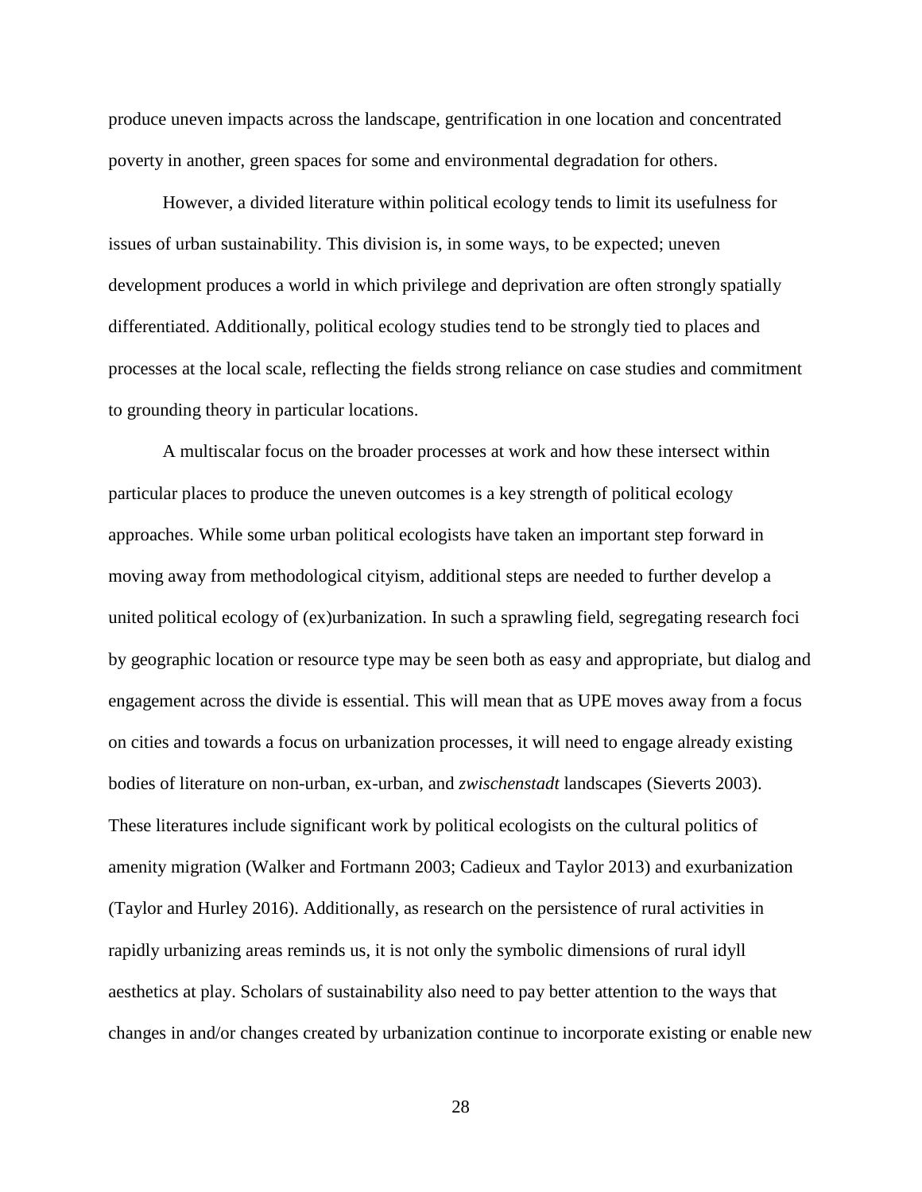produce uneven impacts across the landscape, gentrification in one location and concentrated poverty in another, green spaces for some and environmental degradation for others.

However, a divided literature within political ecology tends to limit its usefulness for issues of urban sustainability. This division is, in some ways, to be expected; uneven development produces a world in which privilege and deprivation are often strongly spatially differentiated. Additionally, political ecology studies tend to be strongly tied to places and processes at the local scale, reflecting the fields strong reliance on case studies and commitment to grounding theory in particular locations.

A multiscalar focus on the broader processes at work and how these intersect within particular places to produce the uneven outcomes is a key strength of political ecology approaches. While some urban political ecologists have taken an important step forward in moving away from methodological cityism, additional steps are needed to further develop a united political ecology of (ex)urbanization. In such a sprawling field, segregating research foci by geographic location or resource type may be seen both as easy and appropriate, but dialog and engagement across the divide is essential. This will mean that as UPE moves away from a focus on cities and towards a focus on urbanization processes, it will need to engage already existing bodies of literature on non-urban, ex-urban, and *zwischenstadt* landscapes (Sieverts 2003). These literatures include significant work by political ecologists on the cultural politics of amenity migration (Walker and Fortmann 2003; Cadieux and Taylor 2013) and exurbanization (Taylor and Hurley 2016). Additionally, as research on the persistence of rural activities in rapidly urbanizing areas reminds us, it is not only the symbolic dimensions of rural idyll aesthetics at play. Scholars of sustainability also need to pay better attention to the ways that changes in and/or changes created by urbanization continue to incorporate existing or enable new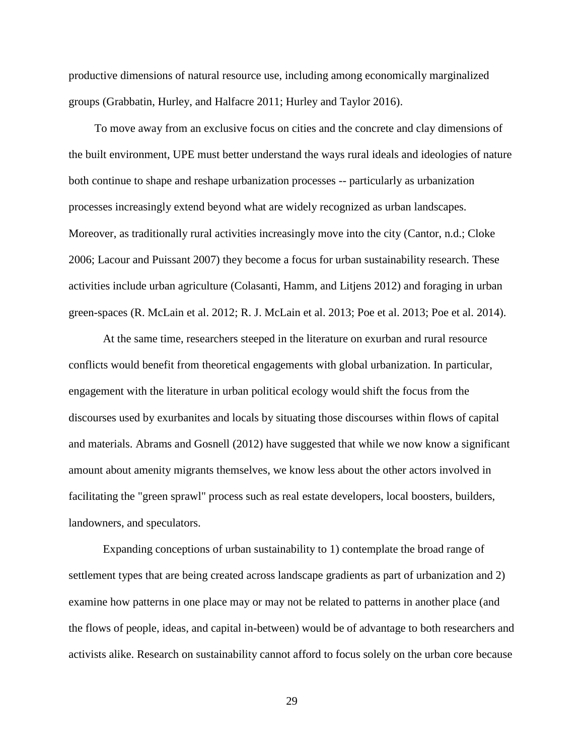productive dimensions of natural resource use, including among economically marginalized groups (Grabbatin, Hurley, and Halfacre 2011; Hurley and Taylor 2016).

To move away from an exclusive focus on cities and the concrete and clay dimensions of the built environment, UPE must better understand the ways rural ideals and ideologies of nature both continue to shape and reshape urbanization processes -- particularly as urbanization processes increasingly extend beyond what are widely recognized as urban landscapes. Moreover, as traditionally rural activities increasingly move into the city (Cantor, n.d.; Cloke 2006; Lacour and Puissant 2007) they become a focus for urban sustainability research. These activities include urban agriculture (Colasanti, Hamm, and Litjens 2012) and foraging in urban green-spaces (R. McLain et al. 2012; R. J. McLain et al. 2013; Poe et al. 2013; Poe et al. 2014).

At the same time, researchers steeped in the literature on exurban and rural resource conflicts would benefit from theoretical engagements with global urbanization. In particular, engagement with the literature in urban political ecology would shift the focus from the discourses used by exurbanites and locals by situating those discourses within flows of capital and materials. Abrams and Gosnell (2012) have suggested that while we now know a significant amount about amenity migrants themselves, we know less about the other actors involved in facilitating the "green sprawl" process such as real estate developers, local boosters, builders, landowners, and speculators.

Expanding conceptions of urban sustainability to 1) contemplate the broad range of settlement types that are being created across landscape gradients as part of urbanization and 2) examine how patterns in one place may or may not be related to patterns in another place (and the flows of people, ideas, and capital in-between) would be of advantage to both researchers and activists alike. Research on sustainability cannot afford to focus solely on the urban core because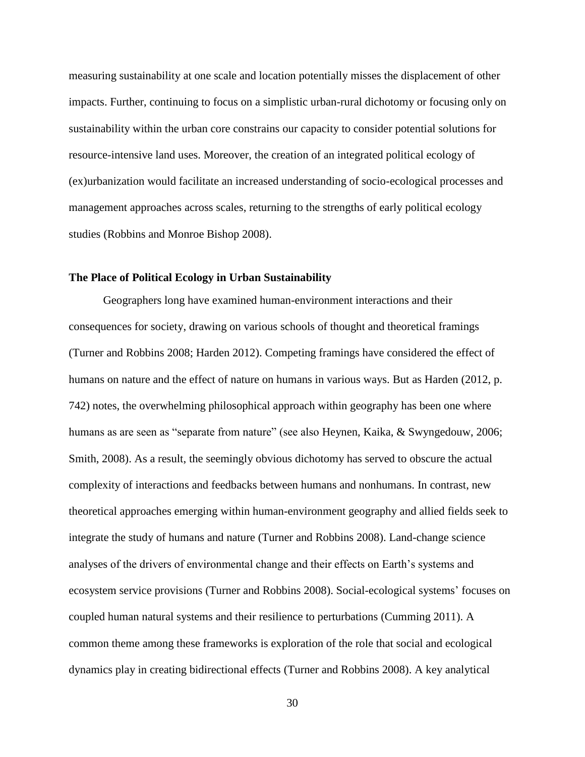measuring sustainability at one scale and location potentially misses the displacement of other impacts. Further, continuing to focus on a simplistic urban-rural dichotomy or focusing only on sustainability within the urban core constrains our capacity to consider potential solutions for resource-intensive land uses. Moreover, the creation of an integrated political ecology of (ex)urbanization would facilitate an increased understanding of socio-ecological processes and management approaches across scales, returning to the strengths of early political ecology studies (Robbins and Monroe Bishop 2008).

## The Place of Political Ecology in Urban Sustainability

Geographers long have examined human-environment interactions and their consequences for society, drawing on various schools of thought and theoretical framings (Turner and Robbins 2008; Harden 2012). Competing framings have considered the effect of humans on nature and the effect of nature on humans in various ways. But as Harden (2012, p. 742) notes, the overwhelming philosophical approach within geography has been one where humans as are seen as "separate from nature" (see also Heynen, Kaika, & Swyngedouw, 2006; Smith, 2008). As a result, the seemingly obvious dichotomy has served to obscure the actual complexity of interactions and feedbacks between humans and nonhumans. In contrast, new theoretical approaches emerging within human-environment geography and allied fields seek to integrate the study of humans and nature (Turner and Robbins 2008). Land-change science analyses of the drivers of environmental change and their effects on Earth's systems and ecosystem service provisions (Turner and Robbins 2008). Social-ecological systems' focuses on coupled human natural systems and their resilience to perturbations (Cumming 2011). A common theme among these frameworks is exploration of the role that social and ecological dynamics play in creating bidirectional effects (Turner and Robbins 2008). A key analytical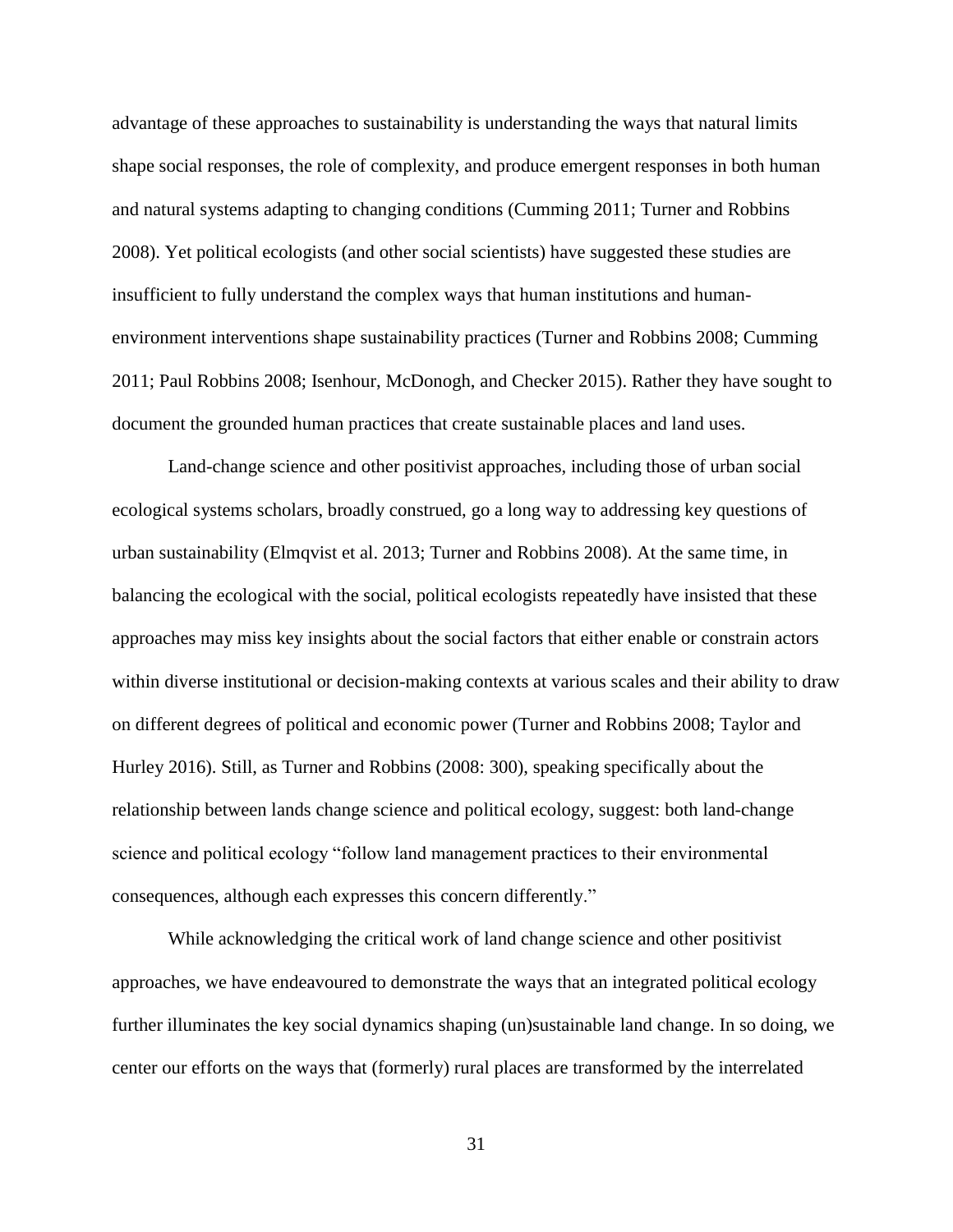advantage of these approaches to sustainability is understanding the ways that natural limits shape social responses, the role of complexity, and produce emergent responses in both human and natural systems adapting to changing conditions (Cumming 2011; Turner and Robbins 2008). Yet political ecologists (and other social scientists) have suggested these studies are insufficient to fully understand the complex ways that human institutions and human-environment interventions shape sustainability practices (Turner and Robbins 2008; Cumming 2011; Paul Robbins 2008; Isenhour, McDonogh, and Checker 2015). Rather they have sought to document the grounded human practices that create sustainable places and land uses.

Land-change science and other positivist approaches, including those of urban social ecological systems scholars, broadly construed, go a long way to addressing key questions of urban sustainability (Elmqvist et al. 2013; Turner and Robbins 2008). At the same time, in balancing the ecological with the social, political ecologists repeatedly have insisted that these approaches may miss key insights about the social factors that either enable or constrain actors within diverse institutional or decision-making contexts at various scales and their ability to draw on different degrees of political and economic power (Turner and Robbins 2008; Taylor and Hurley 2016). Still, as Turner and Robbins (2008: 300), speaking specifically about the relationship between lands change science and political ecology, suggest: both land-change science and political ecology "follow land management practices to their environmental consequences, although each expresses this concern differently."

While acknowledging the critical work of land change science and other positivist approaches, we have endeavoured to demonstrate the ways that an integrated political ecology further illuminates the key social dynamics shaping (un)sustainable land change. In so doing, we center our efforts on the ways that (formerly) rural places are transformed by the interrelated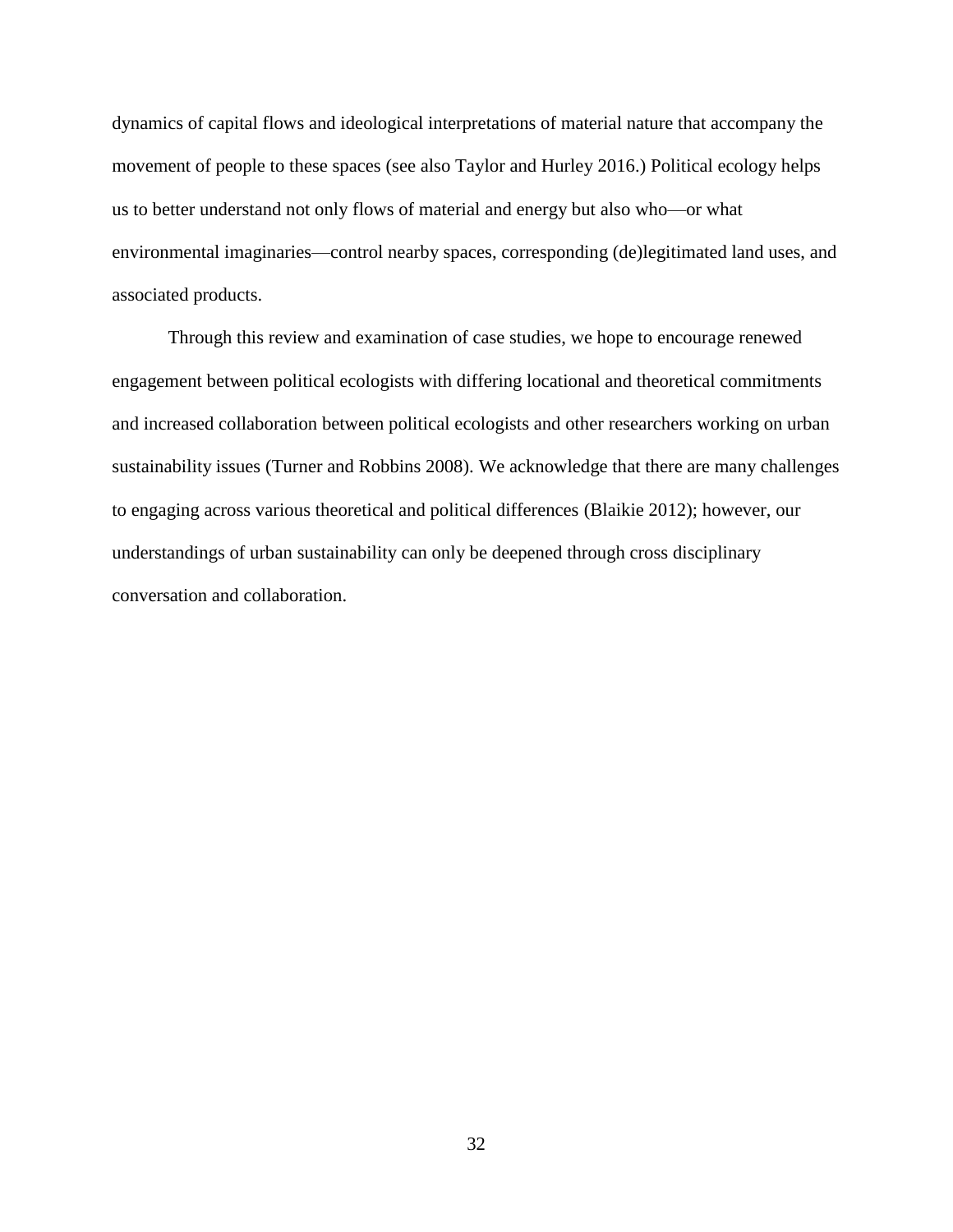dynamics of capital flows and ideological interpretations of material nature that accompany the movement of people to these spaces (see also Taylor and Hurley 2016.) Political ecology helps us to better understand not only flows of material and energy but also who—or what environmental imaginaries—control nearby spaces, corresponding (de)legitimated land uses, and associated products.

Through this review and examination of case studies, we hope to encourage renewed engagement between political ecologists with differing locational and theoretical commitments and increased collaboration between political ecologists and other researchers working on urban sustainability issues (Turner and Robbins 2008). We acknowledge that there are many challenges to engaging across various theoretical and political differences (Blaikie 2012); however, our understandings of urban sustainability can only be deepened through cross disciplinary conversation and collaboration.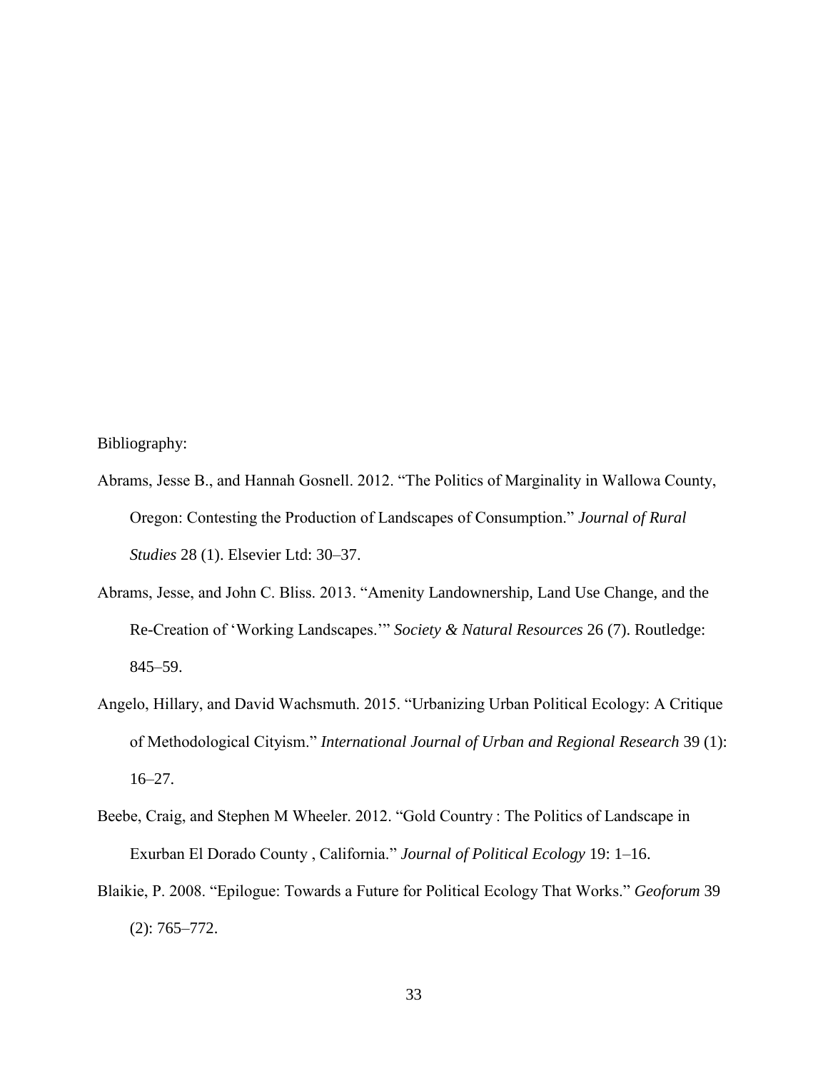Bibliography:

Abrams, Jesse B., and Hannah Gosnell. 2012. "The Politics of Marginality in Wallowa County, Oregon: Contesting the Production of Landscapes of Consumption." *Journal of Rural Studies* 28 (1). Elsevier Ltd: 30–37.

Abrams, Jesse, and John C. Bliss. 2013. "Amenity Landownership, Land Use Change, and the Re-Creation of 'Working Landscapes.'" *Society & Natural Resources* 26 (7). Routledge: 845–59.

Angelo, Hillary, and David Wachsmuth. 2015. "Urbanizing Urban Political Ecology: A Critique of Methodological Cityism." *International Journal of Urban and Regional Research* 39 (1): 16–27.

Beebe, Craig, and Stephen M Wheeler. 2012. "Gold Country : The Politics of Landscape in Exurban El Dorado County , California." *Journal of Political Ecology* 19: 1–16.

Blaikie, P. 2008. "Epilogue: Towards a Future for Political Ecology That Works." *Geoforum* 39 (2): 765–772.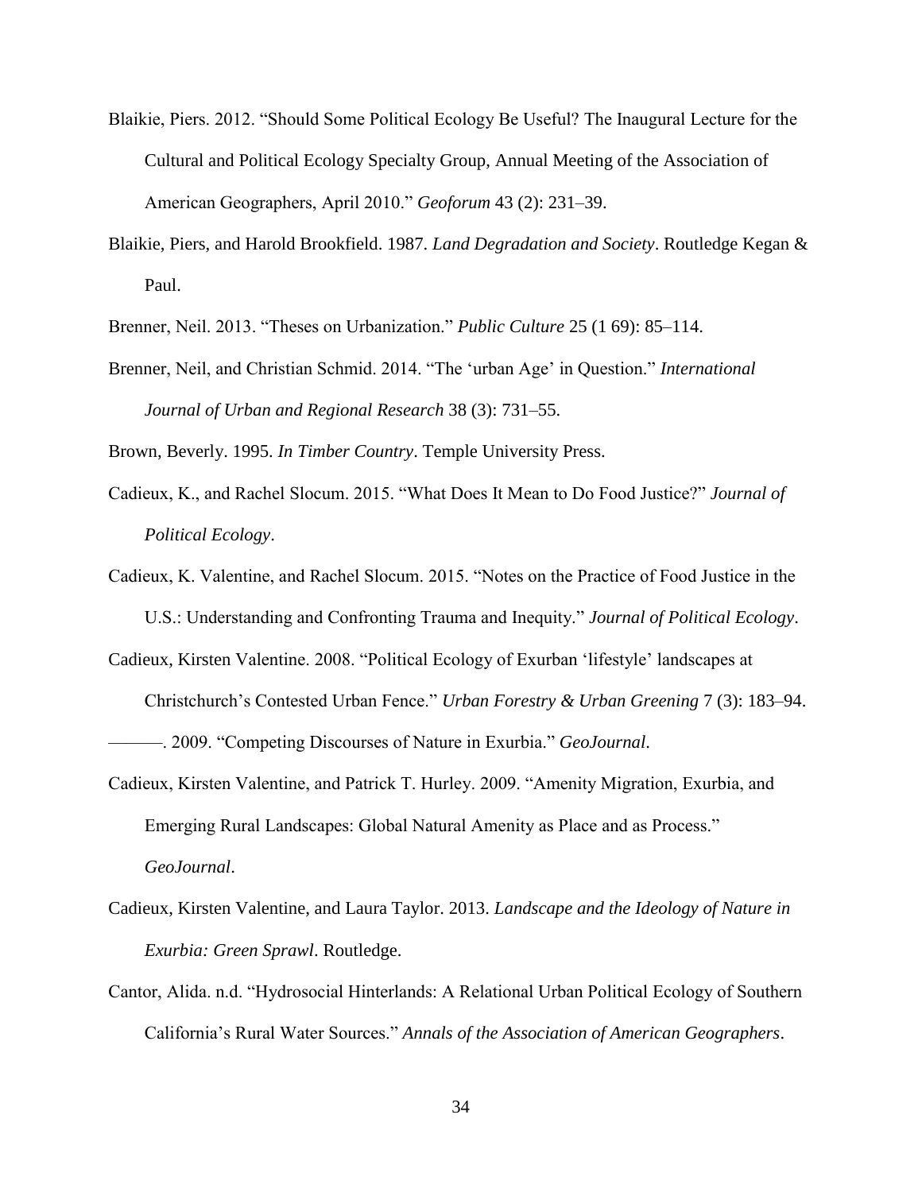Blaikie, Piers. 2012. "Should Some Political Ecology Be Useful? The Inaugural Lecture for the Cultural and Political Ecology Specialty Group, Annual Meeting of the Association of American Geographers, April 2010." *Geoforum* 43 (2): 231–39.

Blaikie, Piers, and Harold Brookfield. 1987. *Land Degradation and Society*. Routledge Kegan & Paul.

Brenner, Neil. 2013. "Theses on Urbanization." *Public Culture* 25 (1 69): 85–114.

Brenner, Neil, and Christian Schmid. 2014. "The 'urban Age' in Question." *International Journal of Urban and Regional Research* 38 (3): 731–55.

Brown, Beverly. 1995. *In Timber Country*. Temple University Press.

Cadieux, K., and Rachel Slocum. 2015. "What Does It Mean to Do Food Justice?" *Journal of Political Ecology*.

Cadieux, K. Valentine, and Rachel Slocum. 2015. "Notes on the Practice of Food Justice in the U.S.: Understanding and Confronting Trauma and Inequity." *Journal of Political Ecology*.

Cadieux, Kirsten Valentine. 2008. "Political Ecology of Exurban 'lifestyle' landscapes at Christchurch's Contested Urban Fence." *Urban Forestry & Urban Greening* 7 (3): 183–94.

———. 2009. "Competing Discourses of Nature in Exurbia." *GeoJournal*.

Cadieux, Kirsten Valentine, and Patrick T. Hurley. 2009. "Amenity Migration, Exurbia, and Emerging Rural Landscapes: Global Natural Amenity as Place and as Process." *GeoJournal*.

Cadieux, Kirsten Valentine, and Laura Taylor. 2013. *Landscape and the Ideology of Nature in Exurbia: Green Sprawl*. Routledge.

Cantor, Alida. n.d. "Hydrosocial Hinterlands: A Relational Urban Political Ecology of Southern California's Rural Water Sources." *Annals of the Association of American Geographers*.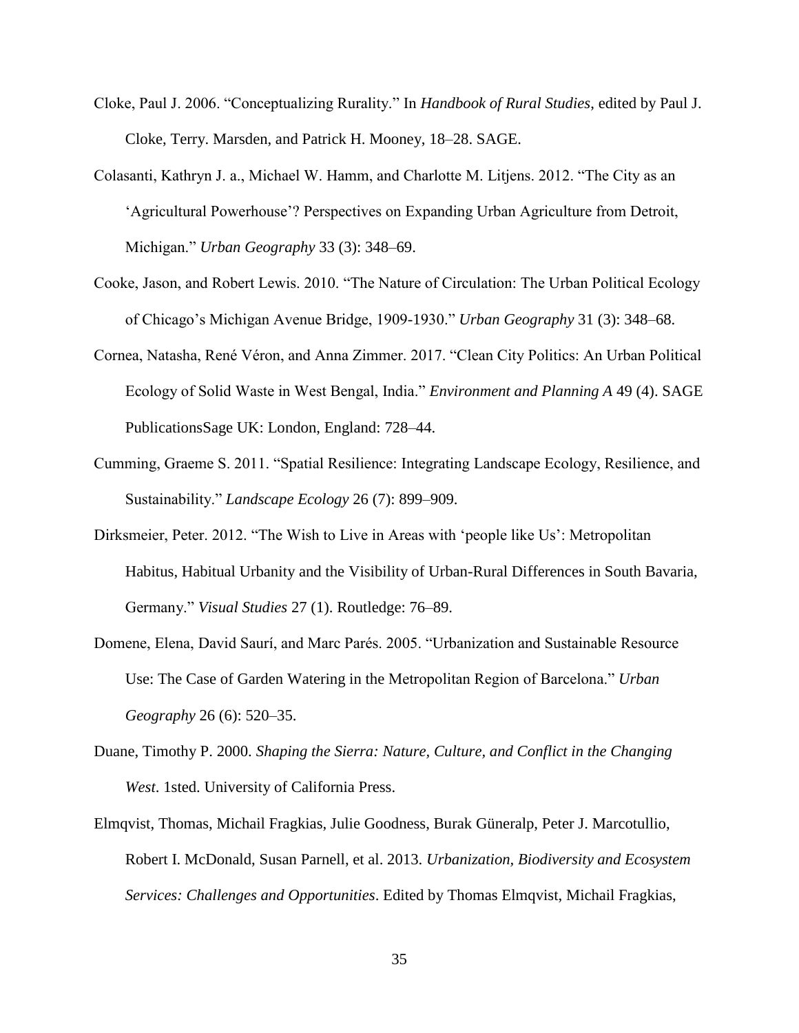Cloke, Paul J. 2006. "Conceptualizing Rurality." In *Handbook of Rural Studies*, edited by Paul J. Cloke, Terry. Marsden, and Patrick H. Mooney, 18–28. SAGE.

Colasanti, Kathryn J. a., Michael W. Hamm, and Charlotte M. Litjens. 2012. "The City as an 'Agricultural Powerhouse'? Perspectives on Expanding Urban Agriculture from Detroit, Michigan." *Urban Geography* 33 (3): 348–69.

Cooke, Jason, and Robert Lewis. 2010. "The Nature of Circulation: The Urban Political Ecology of Chicago's Michigan Avenue Bridge, 1909-1930." *Urban Geography* 31 (3): 348–68.

Cornea, Natasha, René Véron, and Anna Zimmer. 2017. "Clean City Politics: An Urban Political Ecology of Solid Waste in West Bengal, India." *Environment and Planning A* 49 (4). SAGE PublicationsSage UK: London, England: 728–44.

Cumming, Graeme S. 2011. "Spatial Resilience: Integrating Landscape Ecology, Resilience, and Sustainability." *Landscape Ecology* 26 (7): 899–909.

Dirksmeier, Peter. 2012. "The Wish to Live in Areas with 'people like Us': Metropolitan Habitus, Habitual Urbanity and the Visibility of Urban-Rural Differences in South Bavaria, Germany." *Visual Studies* 27 (1). Routledge: 76–89.

Domene, Elena, David Saurí, and Marc Parés. 2005. "Urbanization and Sustainable Resource Use: The Case of Garden Watering in the Metropolitan Region of Barcelona." *Urban Geography* 26 (6): 520–35.

Duane, Timothy P. 2000. *Shaping the Sierra: Nature, Culture, and Conflict in the Changing West*. 1sted. University of California Press.

Elmqvist, Thomas, Michail Fragkias, Julie Goodness, Burak Güneralp, Peter J. Marcotullio, Robert I. McDonald, Susan Parnell, et al. 2013. *Urbanization, Biodiversity and Ecosystem Services: Challenges and Opportunities*. Edited by Thomas Elmqvist, Michail Fragkias,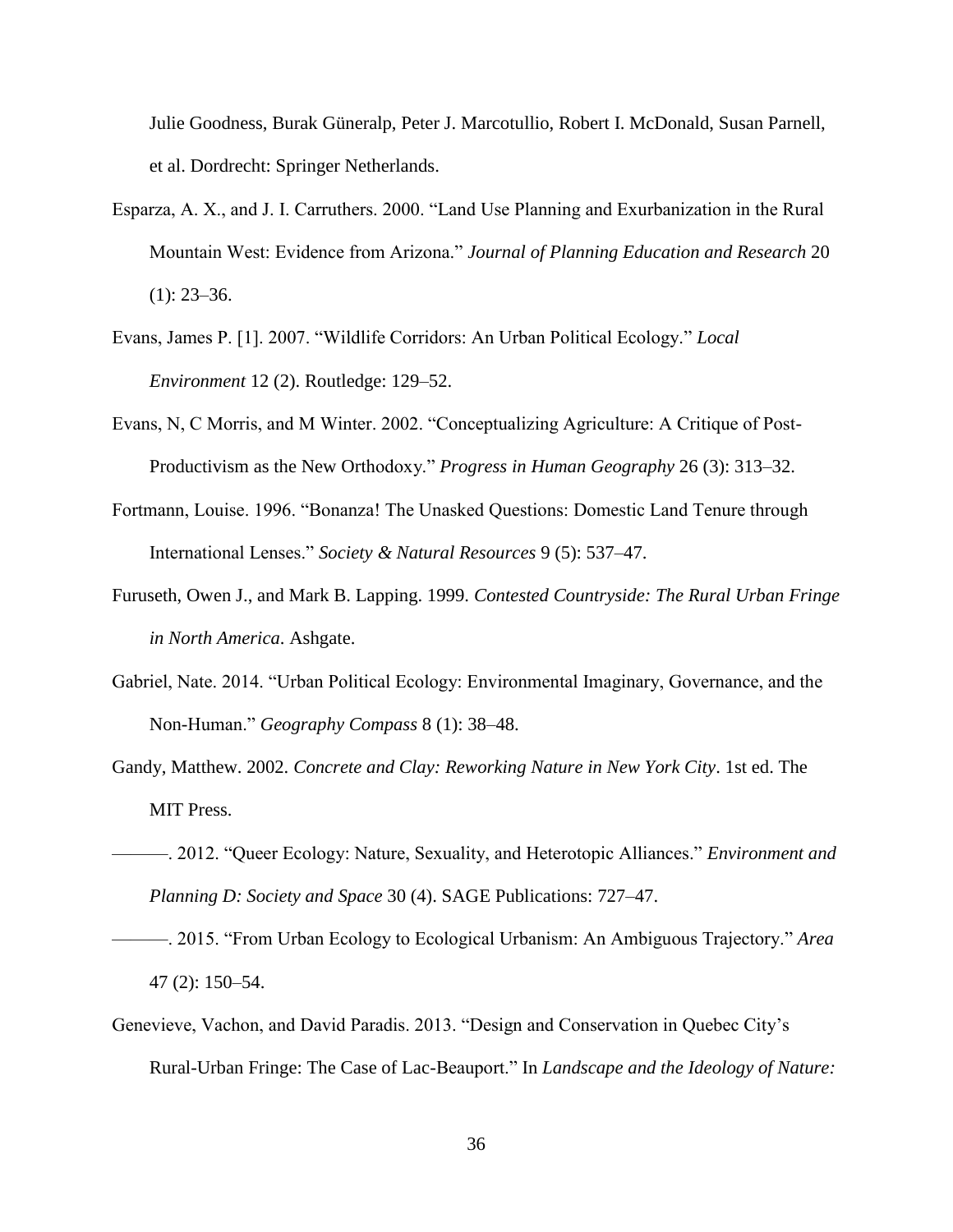Julie Goodness, Burak Güneralp, Peter J. Marcotullio, Robert I. McDonald, Susan Parnell, et al. Dordrecht: Springer Netherlands.

Esparza, A. X., and J. I. Carruthers. 2000. "Land Use Planning and Exurbanization in the Rural Mountain West: Evidence from Arizona." *Journal of Planning Education and Research* 20 (1): 23–36.

Evans, James P. [1]. 2007. "Wildlife Corridors: An Urban Political Ecology." *Local Environment* 12 (2). Routledge: 129–52.

Evans, N, C Morris, and M Winter. 2002. "Conceptualizing Agriculture: A Critique of Post-Productivism as the New Orthodoxy." *Progress in Human Geography* 26 (3): 313–32.

Fortmann, Louise. 1996. "Bonanza! The Unasked Questions: Domestic Land Tenure through International Lenses." *Society & Natural Resources* 9 (5): 537–47.

Furuseth, Owen J., and Mark B. Lapping. 1999. *Contested Countryside: The Rural Urban Fringe in North America*. Ashgate.

Gabriel, Nate. 2014. "Urban Political Ecology: Environmental Imaginary, Governance, and the Non-Human." *Geography Compass* 8 (1): 38–48.

Gandy, Matthew. 2002. *Concrete and Clay: Reworking Nature in New York City*. 1st ed. The MIT Press.

———. 2012. "Queer Ecology: Nature, Sexuality, and Heterotopic Alliances." *Environment and Planning D: Society and Space* 30 (4). SAGE Publications: 727–47.

———. 2015. "From Urban Ecology to Ecological Urbanism: An Ambiguous Trajectory." *Area* 47 (2): 150–54.

Genevieve, Vachon, and David Paradis. 2013. "Design and Conservation in Quebec City's Rural-Urban Fringe: The Case of Lac-Beauport." In *Landscape and the Ideology of Nature:*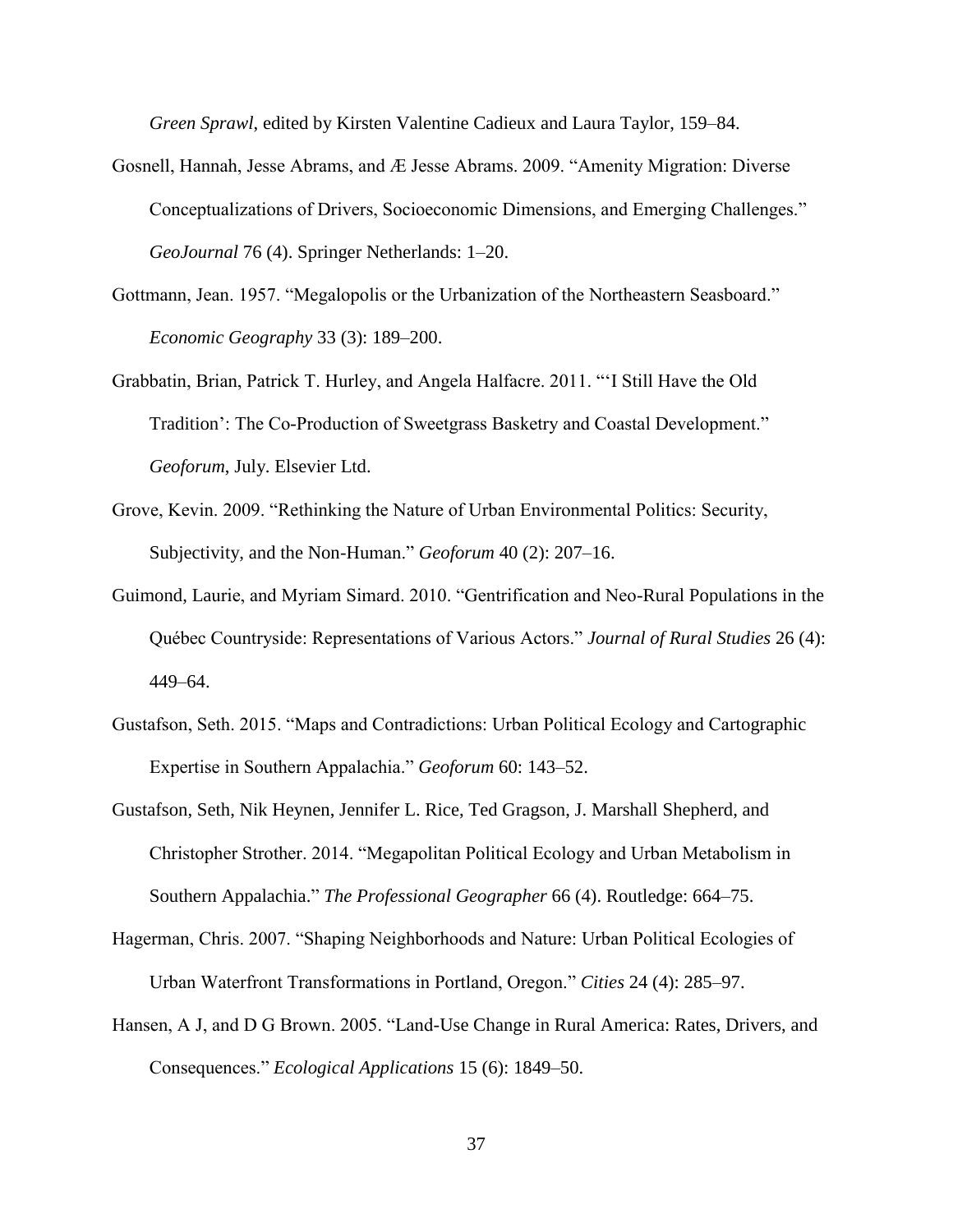*Green Sprawl*, edited by Kirsten Valentine Cadieux and Laura Taylor, 159–84.

Gosnell, Hannah, Jesse Abrams, and Æ Jesse Abrams. 2009. "Amenity Migration: Diverse Conceptualizations of Drivers, Socioeconomic Dimensions, and Emerging Challenges." *GeoJournal* 76 (4). Springer Netherlands: 1–20.

Gottmann, Jean. 1957. "Megalopolis or the Urbanization of the Northeastern Seasboard." *Economic Geography* 33 (3): 189–200.

Grabbatin, Brian, Patrick T. Hurley, and Angela Halfacre. 2011. "'I Still Have the Old Tradition': The Co-Production of Sweetgrass Basketry and Coastal Development." *Geoforum*, July. Elsevier Ltd.

Grove, Kevin. 2009. "Rethinking the Nature of Urban Environmental Politics: Security, Subjectivity, and the Non-Human." *Geoforum* 40 (2): 207–16.

Guimond, Laurie, and Myriam Simard. 2010. "Gentrification and Neo-Rural Populations in the Québec Countryside: Representations of Various Actors." *Journal of Rural Studies* 26 (4): 449–64.

Gustafson, Seth. 2015. "Maps and Contradictions: Urban Political Ecology and Cartographic Expertise in Southern Appalachia." *Geoforum* 60: 143–52.

Gustafson, Seth, Nik Heynen, Jennifer L. Rice, Ted Gragson, J. Marshall Shepherd, and Christopher Strother. 2014. "Megapolitan Political Ecology and Urban Metabolism in Southern Appalachia." *The Professional Geographer* 66 (4). Routledge: 664–75.

Hagerman, Chris. 2007. "Shaping Neighborhoods and Nature: Urban Political Ecologies of Urban Waterfront Transformations in Portland, Oregon." *Cities* 24 (4): 285–97.

Hansen, A J, and D G Brown. 2005. "Land-Use Change in Rural America: Rates, Drivers, and Consequences." *Ecological Applications* 15 (6): 1849–50.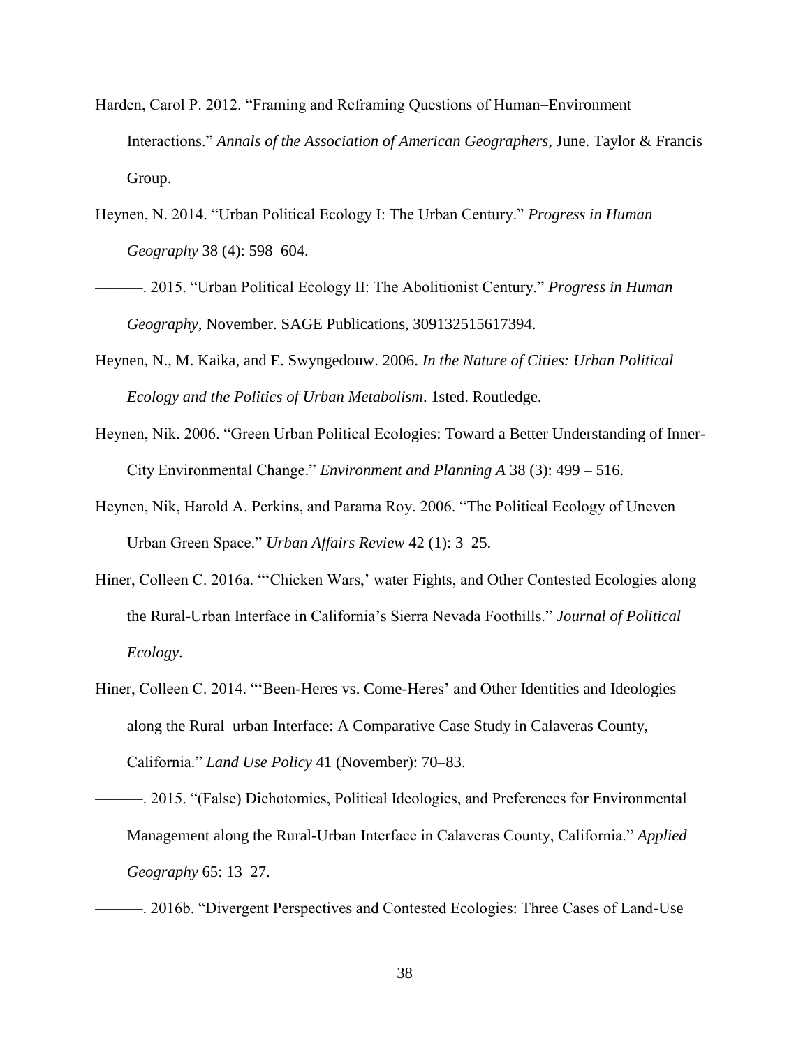Harden, Carol P. 2012. "Framing and Reframing Questions of Human–Environment Interactions." *Annals of the Association of American Geographers*, June. Taylor & Francis Group.

Heynen, N. 2014. "Urban Political Ecology I: The Urban Century." *Progress in Human Geography* 38 (4): 598–604.

———. 2015. "Urban Political Ecology II: The Abolitionist Century." *Progress in Human Geography*, November. SAGE Publications, 309132515617394.

Heynen, N., M. Kaika, and E. Swyngedouw. 2006. *In the Nature of Cities: Urban Political Ecology and the Politics of Urban Metabolism*. 1sted. Routledge.

Heynen, Nik. 2006. "Green Urban Political Ecologies: Toward a Better Understanding of Inner-City Environmental Change." *Environment and Planning A* 38 (3): 499 – 516.

Heynen, Nik, Harold A. Perkins, and Parama Roy. 2006. "The Political Ecology of Uneven Urban Green Space." *Urban Affairs Review* 42 (1): 3–25.

Hiner, Colleen C. 2016a. "'Chicken Wars,' water Fights, and Other Contested Ecologies along the Rural-Urban Interface in California's Sierra Nevada Foothills." *Journal of Political Ecology*.

Hiner, Colleen C. 2014. "'Been-Heres vs. Come-Heres' and Other Identities and Ideologies along the Rural–urban Interface: A Comparative Case Study in Calaveras County, California." *Land Use Policy* 41 (November): 70–83.

———. 2015. "(False) Dichotomies, Political Ideologies, and Preferences for Environmental Management along the Rural-Urban Interface in Calaveras County, California." *Applied Geography* 65: 13–27.

———. 2016b. "Divergent Perspectives and Contested Ecologies: Three Cases of Land-Use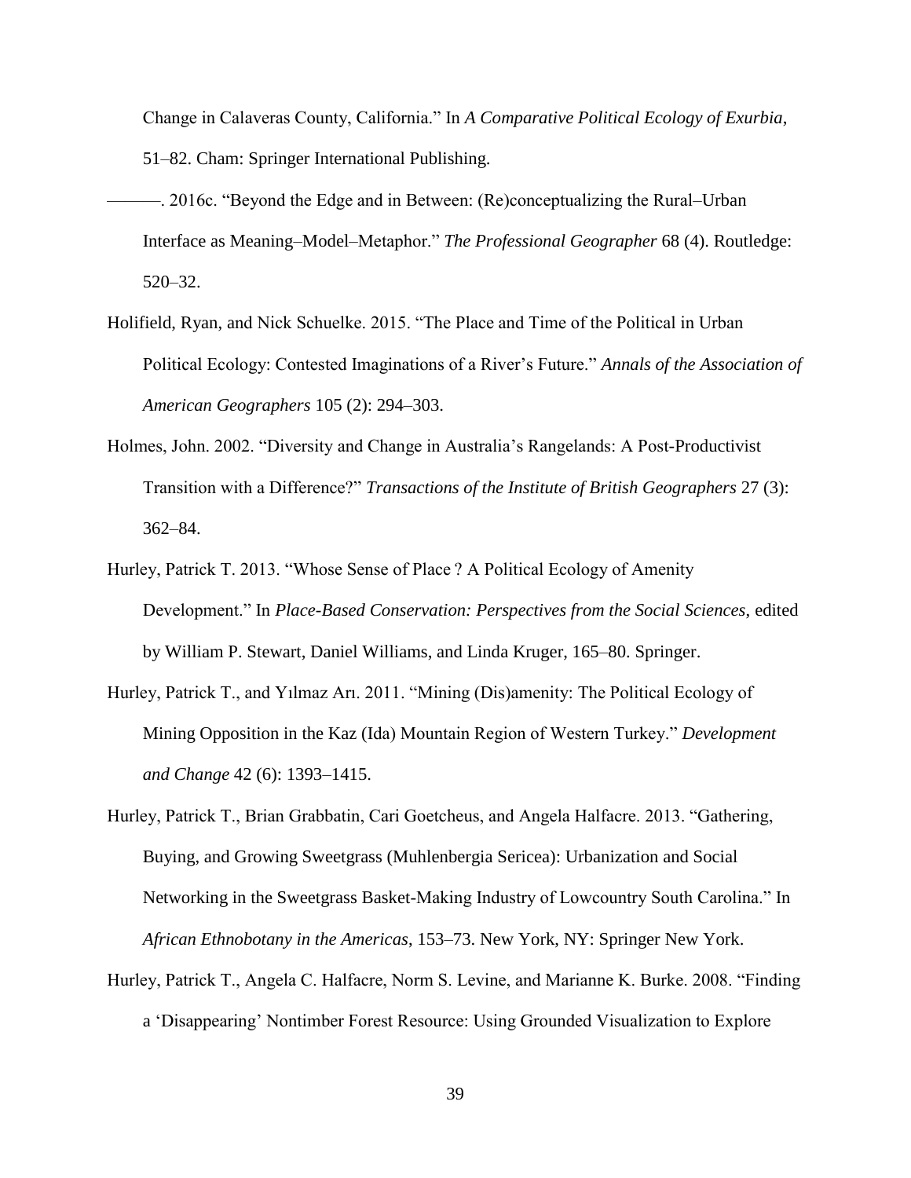Change in Calaveras County, California." In *A Comparative Political Ecology of Exurbia*, 51–82. Cham: Springer International Publishing.

———. 2016c. "Beyond the Edge and in Between: (Re)conceptualizing the Rural–Urban Interface as Meaning–Model–Metaphor." *The Professional Geographer* 68 (4). Routledge: 520–32.

Holifield, Ryan, and Nick Schuelke. 2015. "The Place and Time of the Political in Urban Political Ecology: Contested Imaginations of a River's Future." *Annals of the Association of American Geographers* 105 (2): 294–303.

Holmes, John. 2002. "Diversity and Change in Australia's Rangelands: A Post-Productivist Transition with a Difference?" *Transactions of the Institute of British Geographers* 27 (3): 362–84.

Hurley, Patrick T. 2013. "Whose Sense of Place ? A Political Ecology of Amenity Development." In *Place-Based Conservation: Perspectives from the Social Sciences*, edited by William P. Stewart, Daniel Williams, and Linda Kruger, 165–80. Springer.

Hurley, Patrick T., and Yılmaz Arı. 2011. "Mining (Dis)amenity: The Political Ecology of Mining Opposition in the Kaz (Ida) Mountain Region of Western Turkey." *Development and Change* 42 (6): 1393–1415.

Hurley, Patrick T., Brian Grabbatin, Cari Goetcheus, and Angela Halfacre. 2013. "Gathering, Buying, and Growing Sweetgrass (Muhlenbergia Sericea): Urbanization and Social Networking in the Sweetgrass Basket-Making Industry of Lowcountry South Carolina." In *African Ethnobotany in the Americas*, 153–73. New York, NY: Springer New York.

Hurley, Patrick T., Angela C. Halfacre, Norm S. Levine, and Marianne K. Burke. 2008. "Finding a 'Disappearing' Nontimber Forest Resource: Using Grounded Visualization to Explore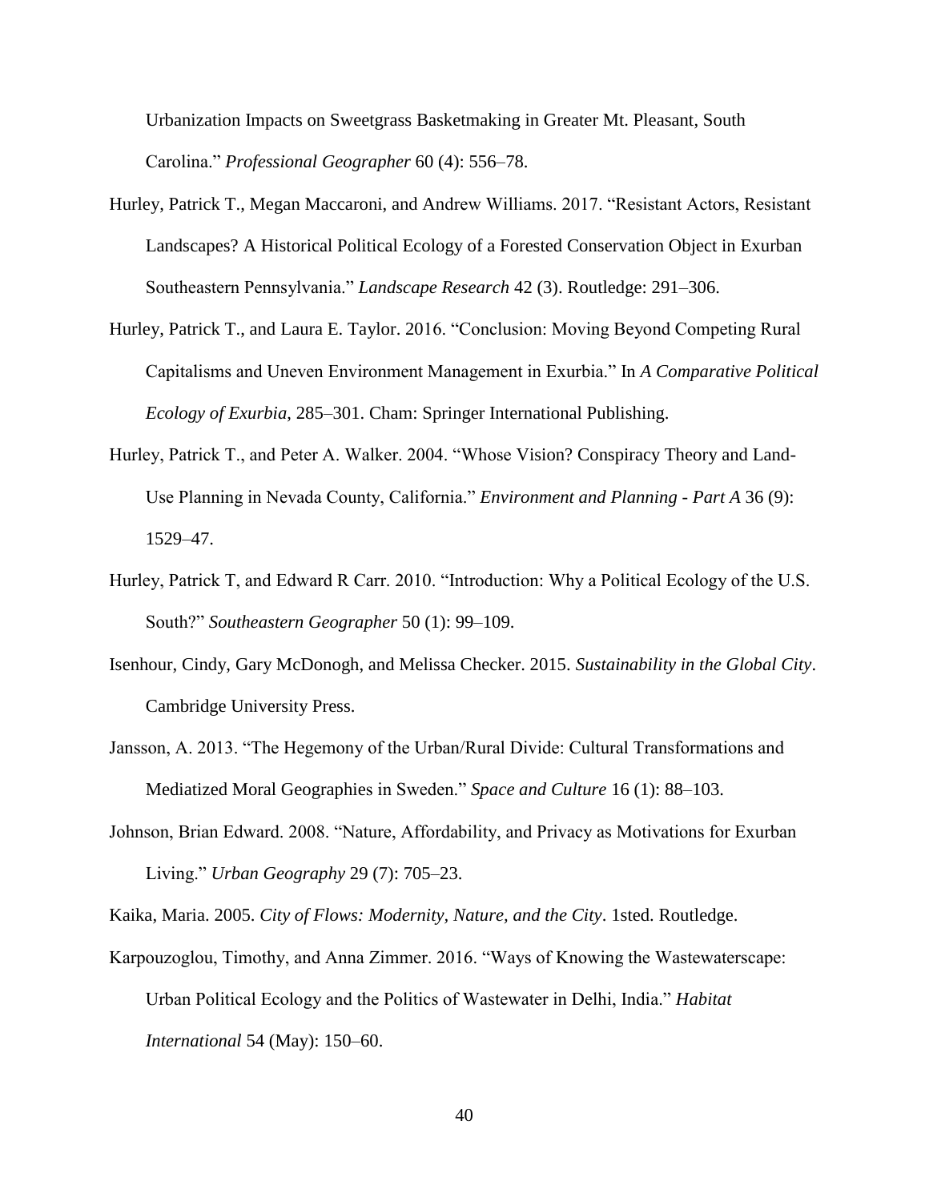Urbanization Impacts on Sweetgrass Basketmaking in Greater Mt. Pleasant, South Carolina." *Professional Geographer* 60 (4): 556–78.

Hurley, Patrick T., Megan Maccaroni, and Andrew Williams. 2017. "Resistant Actors, Resistant Landscapes? A Historical Political Ecology of a Forested Conservation Object in Exurban Southeastern Pennsylvania." *Landscape Research* 42 (3). Routledge: 291–306.

Hurley, Patrick T., and Laura E. Taylor. 2016. "Conclusion: Moving Beyond Competing Rural Capitalisms and Uneven Environment Management in Exurbia." In *A Comparative Political Ecology of Exurbia*, 285–301. Cham: Springer International Publishing.

Hurley, Patrick T., and Peter A. Walker. 2004. "Whose Vision? Conspiracy Theory and Land-Use Planning in Nevada County, California." *Environment and Planning - Part A* 36 (9): 1529–47.

Hurley, Patrick T, and Edward R Carr. 2010. "Introduction: Why a Political Ecology of the U.S. South?" *Southeastern Geographer* 50 (1): 99–109.

Isenhour, Cindy, Gary McDonogh, and Melissa Checker. 2015. *Sustainability in the Global City*. Cambridge University Press.

Jansson, A. 2013. "The Hegemony of the Urban/Rural Divide: Cultural Transformations and Mediatized Moral Geographies in Sweden." *Space and Culture* 16 (1): 88–103.

Johnson, Brian Edward. 2008. "Nature, Affordability, and Privacy as Motivations for Exurban Living." *Urban Geography* 29 (7): 705–23.

Kaika, Maria. 2005. *City of Flows: Modernity, Nature, and the City*. 1sted. Routledge.

Karpouzoglou, Timothy, and Anna Zimmer. 2016. "Ways of Knowing the Wastewaterscape: Urban Political Ecology and the Politics of Wastewater in Delhi, India." *Habitat International* 54 (May): 150–60.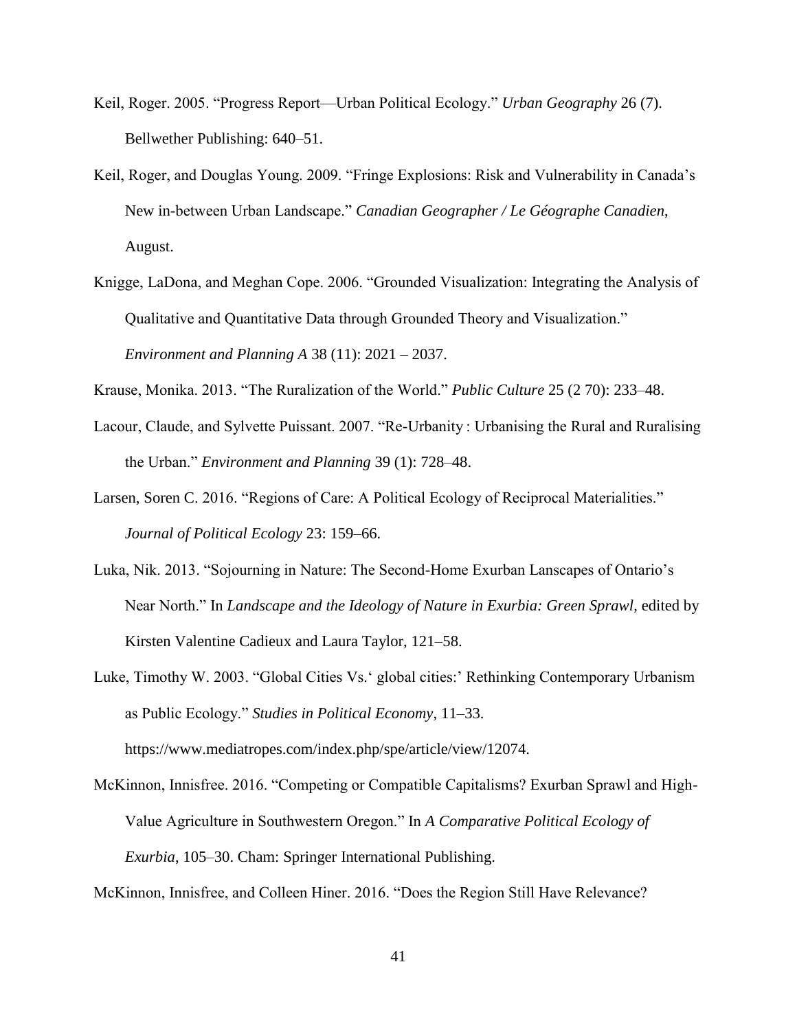Keil, Roger. 2005. "Progress Report—Urban Political Ecology." *Urban Geography* 26 (7). Bellwether Publishing: 640–51.

Keil, Roger, and Douglas Young. 2009. "Fringe Explosions: Risk and Vulnerability in Canada's New in-between Urban Landscape." *Canadian Geographer / Le Géographe Canadien*, August.

Knigge, LaDona, and Meghan Cope. 2006. "Grounded Visualization: Integrating the Analysis of Qualitative and Quantitative Data through Grounded Theory and Visualization." *Environment and Planning A* 38 (11): 2021 – 2037.

Krause, Monika. 2013. "The Ruralization of the World." *Public Culture* 25 (2 70): 233–48.

Lacour, Claude, and Sylvette Puissant. 2007. "Re-Urbanity : Urbanising the Rural and Ruralising the Urban." *Environment and Planning* 39 (1): 728–48.

Larsen, Soren C. 2016. "Regions of Care: A Political Ecology of Reciprocal Materialities." *Journal of Political Ecology* 23: 159–66.

Luka, Nik. 2013. "Sojourning in Nature: The Second-Home Exurban Lanscapes of Ontario's Near North." In *Landscape and the Ideology of Nature in Exurbia: Green Sprawl*, edited by Kirsten Valentine Cadieux and Laura Taylor, 121–58.

Luke, Timothy W. 2003. "Global Cities Vs.' global cities:' Rethinking Contemporary Urbanism as Public Ecology." *Studies in Political Economy*, 11–33. https://www.mediatropes.com/index.php/spe/article/view/12074.

McKinnon, Innisfree. 2016. "Competing or Compatible Capitalisms? Exurban Sprawl and High-Value Agriculture in Southwestern Oregon." In *A Comparative Political Ecology of Exurbia*, 105–30. Cham: Springer International Publishing.

McKinnon, Innisfree, and Colleen Hiner. 2016. "Does the Region Still Have Relevance?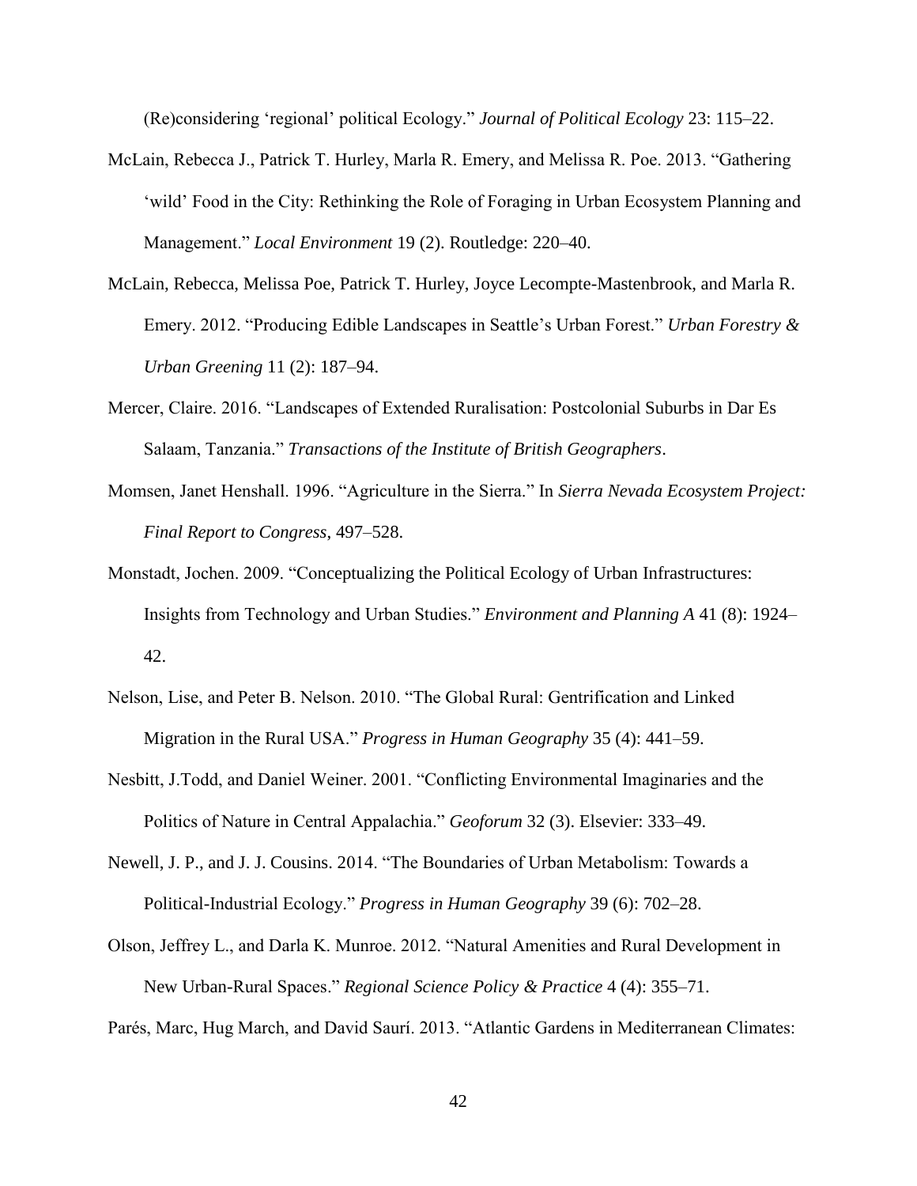(Re)considering 'regional' political Ecology." *Journal of Political Ecology* 23: 115–22.

McLain, Rebecca J., Patrick T. Hurley, Marla R. Emery, and Melissa R. Poe. 2013. "Gathering 'wild' Food in the City: Rethinking the Role of Foraging in Urban Ecosystem Planning and Management." *Local Environment* 19 (2). Routledge: 220–40.

McLain, Rebecca, Melissa Poe, Patrick T. Hurley, Joyce Lecompte-Mastenbrook, and Marla R. Emery. 2012. "Producing Edible Landscapes in Seattle's Urban Forest." *Urban Forestry & Urban Greening* 11 (2): 187–94.

Mercer, Claire. 2016. "Landscapes of Extended Ruralisation: Postcolonial Suburbs in Dar Es Salaam, Tanzania." *Transactions of the Institute of British Geographers*.

Momsen, Janet Henshall. 1996. "Agriculture in the Sierra." In *Sierra Nevada Ecosystem Project: Final Report to Congress*, 497–528.

Monstadt, Jochen. 2009. "Conceptualizing the Political Ecology of Urban Infrastructures: Insights from Technology and Urban Studies." *Environment and Planning A* 41 (8): 1924–42.

Nelson, Lise, and Peter B. Nelson. 2010. "The Global Rural: Gentrification and Linked Migration in the Rural USA." *Progress in Human Geography* 35 (4): 441–59.

Nesbitt, J.Todd, and Daniel Weiner. 2001. "Conflicting Environmental Imaginaries and the Politics of Nature in Central Appalachia." *Geoforum* 32 (3). Elsevier: 333–49.

Newell, J. P., and J. J. Cousins. 2014. "The Boundaries of Urban Metabolism: Towards a Political-Industrial Ecology." *Progress in Human Geography* 39 (6): 702–28.

Olson, Jeffrey L., and Darla K. Munroe. 2012. "Natural Amenities and Rural Development in New Urban-Rural Spaces." *Regional Science Policy & Practice* 4 (4): 355–71.

Parés, Marc, Hug March, and David Saurí. 2013. "Atlantic Gardens in Mediterranean Climates: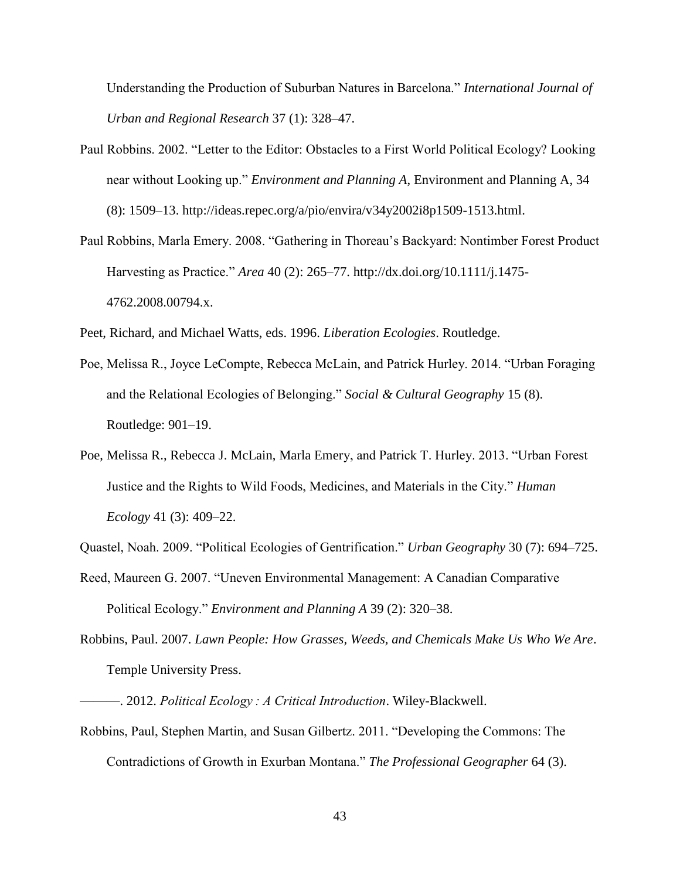Understanding the Production of Suburban Natures in Barcelona." *International Journal of Urban and Regional Research* 37 (1): 328–47.

Paul Robbins. 2002. "Letter to the Editor: Obstacles to a First World Political Ecology? Looking near without Looking up." *Environment and Planning A*, Environment and Planning A, 34 (8): 1509–13. http://ideas.repec.org/a/pio/envira/v34y2002i8p1509-1513.html.

Paul Robbins, Marla Emery. 2008. "Gathering in Thoreau's Backyard: Nontimber Forest Product Harvesting as Practice." *Area* 40 (2): 265–77. http://dx.doi.org/10.1111/j.1475-4762.2008.00794.x.

Peet, Richard, and Michael Watts, eds. 1996. *Liberation Ecologies*. Routledge.

Poe, Melissa R., Joyce LeCompte, Rebecca McLain, and Patrick Hurley. 2014. "Urban Foraging and the Relational Ecologies of Belonging." *Social & Cultural Geography* 15 (8). Routledge: 901–19.

Poe, Melissa R., Rebecca J. McLain, Marla Emery, and Patrick T. Hurley. 2013. "Urban Forest Justice and the Rights to Wild Foods, Medicines, and Materials in the City." *Human Ecology* 41 (3): 409–22.

Quastel, Noah. 2009. "Political Ecologies of Gentrification." *Urban Geography* 30 (7): 694–725.

Reed, Maureen G. 2007. "Uneven Environmental Management: A Canadian Comparative Political Ecology." *Environment and Planning A* 39 (2): 320–38.

Robbins, Paul. 2007. *Lawn People: How Grasses, Weeds, and Chemicals Make Us Who We Are*. Temple University Press.

———. 2012. *Political Ecology : A Critical Introduction*. Wiley-Blackwell.

Robbins, Paul, Stephen Martin, and Susan Gilbertz. 2011. "Developing the Commons: The Contradictions of Growth in Exurban Montana." *The Professional Geographer* 64 (3).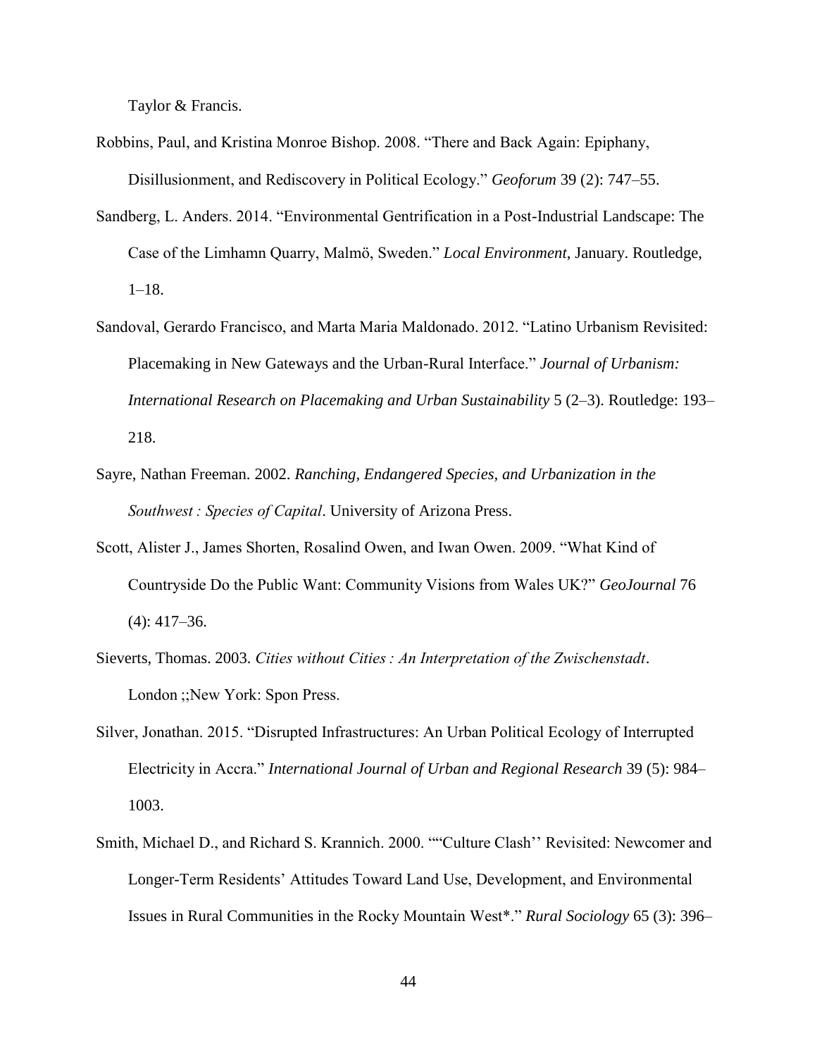Taylor & Francis.

Robbins, Paul, and Kristina Monroe Bishop. 2008. "There and Back Again: Epiphany, Disillusionment, and Rediscovery in Political Ecology." *Geoforum* 39 (2): 747–55.

Sandberg, L. Anders. 2014. "Environmental Gentrification in a Post-Industrial Landscape: The Case of the Limhamn Quarry, Malmö, Sweden." *Local Environment*, January. Routledge, 1–18.

Sandoval, Gerardo Francisco, and Marta Maria Maldonado. 2012. "Latino Urbanism Revisited: Placemaking in New Gateways and the Urban-Rural Interface." *Journal of Urbanism: International Research on Placemaking and Urban Sustainability* 5 (2–3). Routledge: 193–218.

Sayre, Nathan Freeman. 2002. *Ranching, Endangered Species, and Urbanization in the Southwest : Species of Capital*. University of Arizona Press.

Scott, Alister J., James Shorten, Rosalind Owen, and Iwan Owen. 2009. "What Kind of Countryside Do the Public Want: Community Visions from Wales UK?" *GeoJournal* 76 (4): 417–36.

Sieverts, Thomas. 2003. *Cities without Cities : An Interpretation of the Zwischenstadt*. London ;;New York: Spon Press.

Silver, Jonathan. 2015. "Disrupted Infrastructures: An Urban Political Ecology of Interrupted Electricity in Accra." *International Journal of Urban and Regional Research* 39 (5): 984–1003.

Smith, Michael D., and Richard S. Krannich. 2000. "“Culture Clash'' Revisited: Newcomer and Longer-Term Residents' Attitudes Toward Land Use, Development, and Environmental Issues in Rural Communities in the Rocky Mountain West*." *Rural Sociology* 65 (3): 396–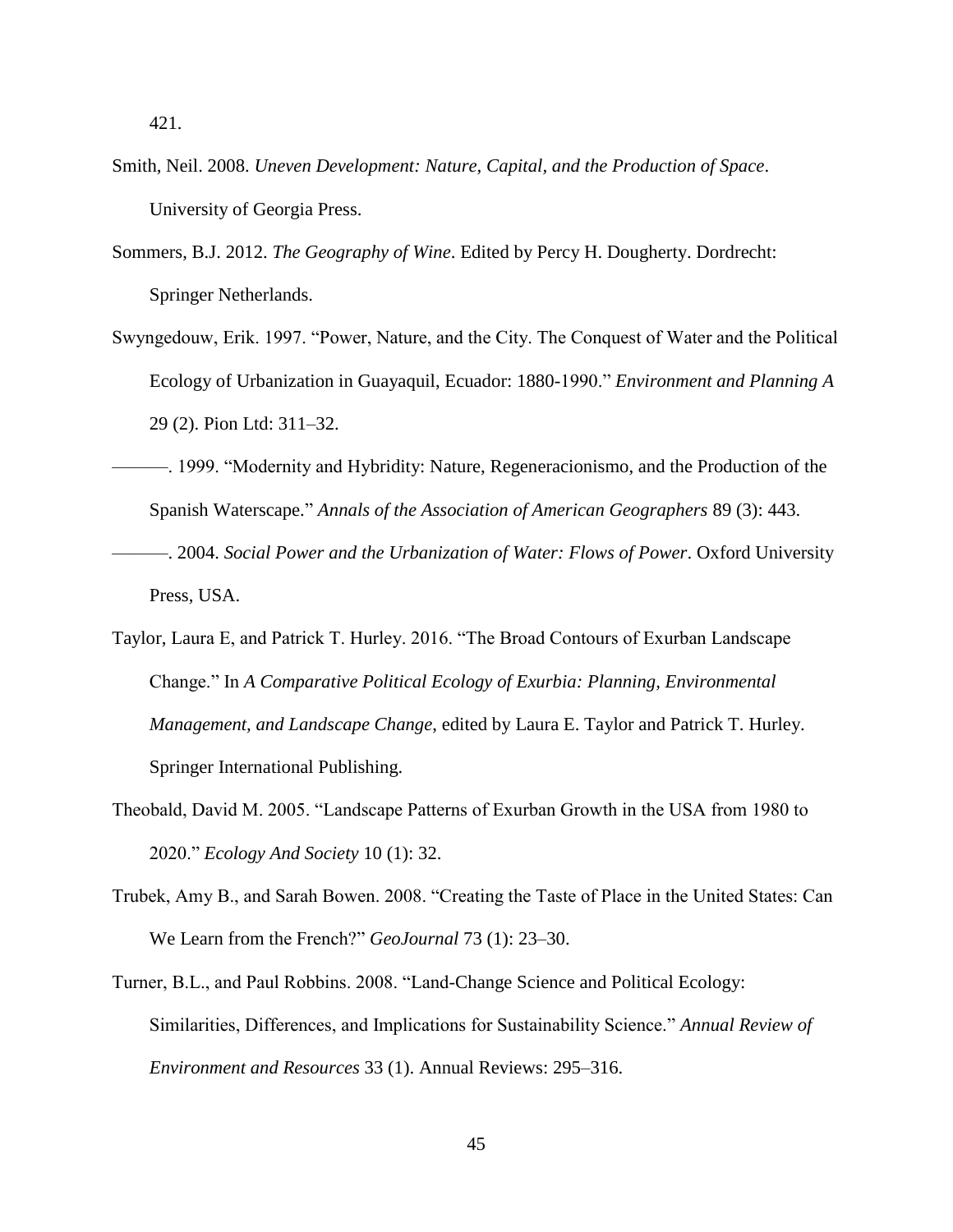421.

Smith, Neil. 2008. *Uneven Development: Nature, Capital, and the Production of Space*. University of Georgia Press.

Sommers, B.J. 2012. *The Geography of Wine*. Edited by Percy H. Dougherty. Dordrecht: Springer Netherlands.

Swyngedouw, Erik. 1997. "Power, Nature, and the City. The Conquest of Water and the Political Ecology of Urbanization in Guayaquil, Ecuador: 1880-1990." *Environment and Planning A* 29 (2). Pion Ltd: 311–32.

———. 1999. "Modernity and Hybridity: Nature, Regeneracionismo, and the Production of the Spanish Waterscape." *Annals of the Association of American Geographers* 89 (3): 443.

———. 2004. *Social Power and the Urbanization of Water: Flows of Power*. Oxford University Press, USA.

Taylor, Laura E, and Patrick T. Hurley. 2016. "The Broad Contours of Exurban Landscape Change." In *A Comparative Political Ecology of Exurbia: Planning, Environmental Management, and Landscape Change*, edited by Laura E. Taylor and Patrick T. Hurley. Springer International Publishing.

Theobald, David M. 2005. "Landscape Patterns of Exurban Growth in the USA from 1980 to 2020." *Ecology And Society* 10 (1): 32.

Trubek, Amy B., and Sarah Bowen. 2008. "Creating the Taste of Place in the United States: Can We Learn from the French?" *GeoJournal* 73 (1): 23–30.

Turner, B.L., and Paul Robbins. 2008. "Land-Change Science and Political Ecology: Similarities, Differences, and Implications for Sustainability Science." *Annual Review of Environment and Resources* 33 (1). Annual Reviews: 295–316.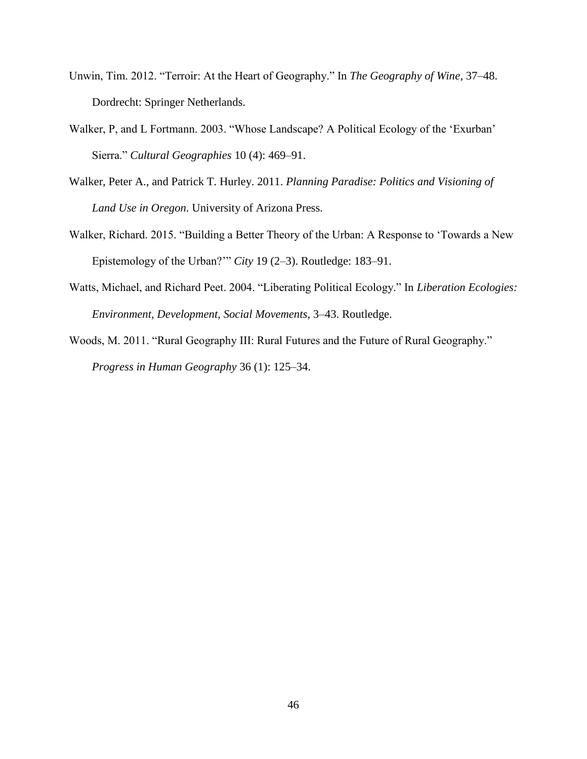Unwin, Tim. 2012. “Terroir: At the Heart of Geography.” In *The Geography of Wine*, 37–48. Dordrecht: Springer Netherlands.

Walker, P, and L Fortmann. 2003. “Whose Landscape? A Political Ecology of the ‘Exurban’ Sierra.” *Cultural Geographies* 10 (4): 469–91.

Walker, Peter A., and Patrick T. Hurley. 2011. *Planning Paradise: Politics and Visioning of Land Use in Oregon*. University of Arizona Press.

Walker, Richard. 2015. “Building a Better Theory of the Urban: A Response to ‘Towards a New Epistemology of the Urban?’” *City* 19 (2–3). Routledge: 183–91.

Watts, Michael, and Richard Peet. 2004. “Liberating Political Ecology.” In *Liberation Ecologies: Environment, Development, Social Movements*, 3–43. Routledge.

Woods, M. 2011. “Rural Geography III: Rural Futures and the Future of Rural Geography.” *Progress in Human Geography* 36 (1): 125–34.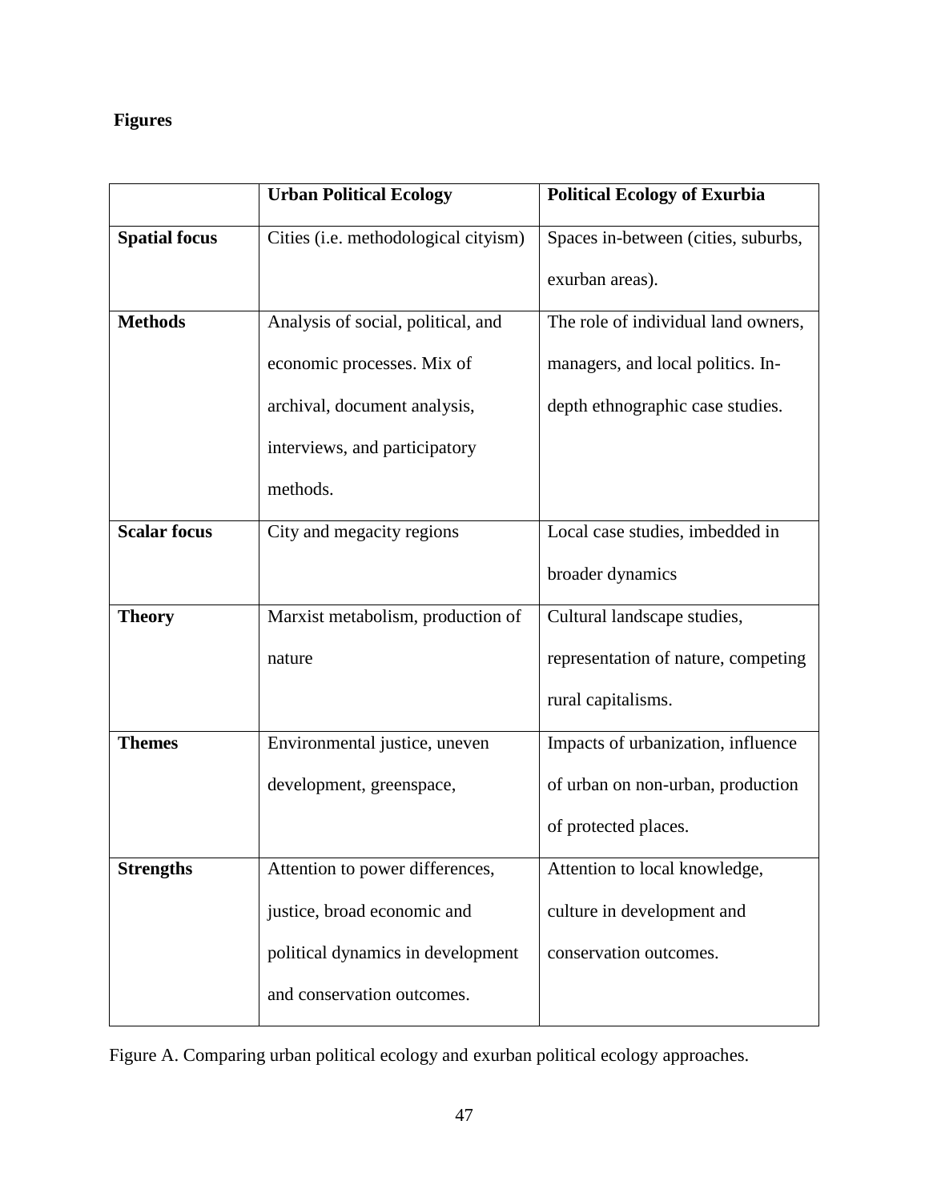**Figures**

| | **Urban Political Ecology** | **Political Ecology of Exurbia** |
|---|---|---|
| **Spatial focus** | Cities (i.e. methodological cityism) | Spaces in-between (cities, suburbs, exurban areas). |
| **Methods** | Analysis of social, political, and economic processes. Mix of archival, document analysis, interviews, and participatory methods. | The role of individual land owners, managers, and local politics. In-depth ethnographic case studies. |
| **Scalar focus** | City and megacity regions | Local case studies, imbedded in broader dynamics |
| **Theory** | Marxist metabolism, production of nature | Cultural landscape studies, representation of nature, competing rural capitalisms. |
| **Themes** | Environmental justice, uneven development, greenspace, | Impacts of urbanization, influence of urban on non-urban, production of protected places. |
| **Strengths** | Attention to power differences, justice, broad economic and political dynamics in development and conservation outcomes. | Attention to local knowledge, culture in development and conservation outcomes. |

Figure A. Comparing urban political ecology and exurban political ecology approaches.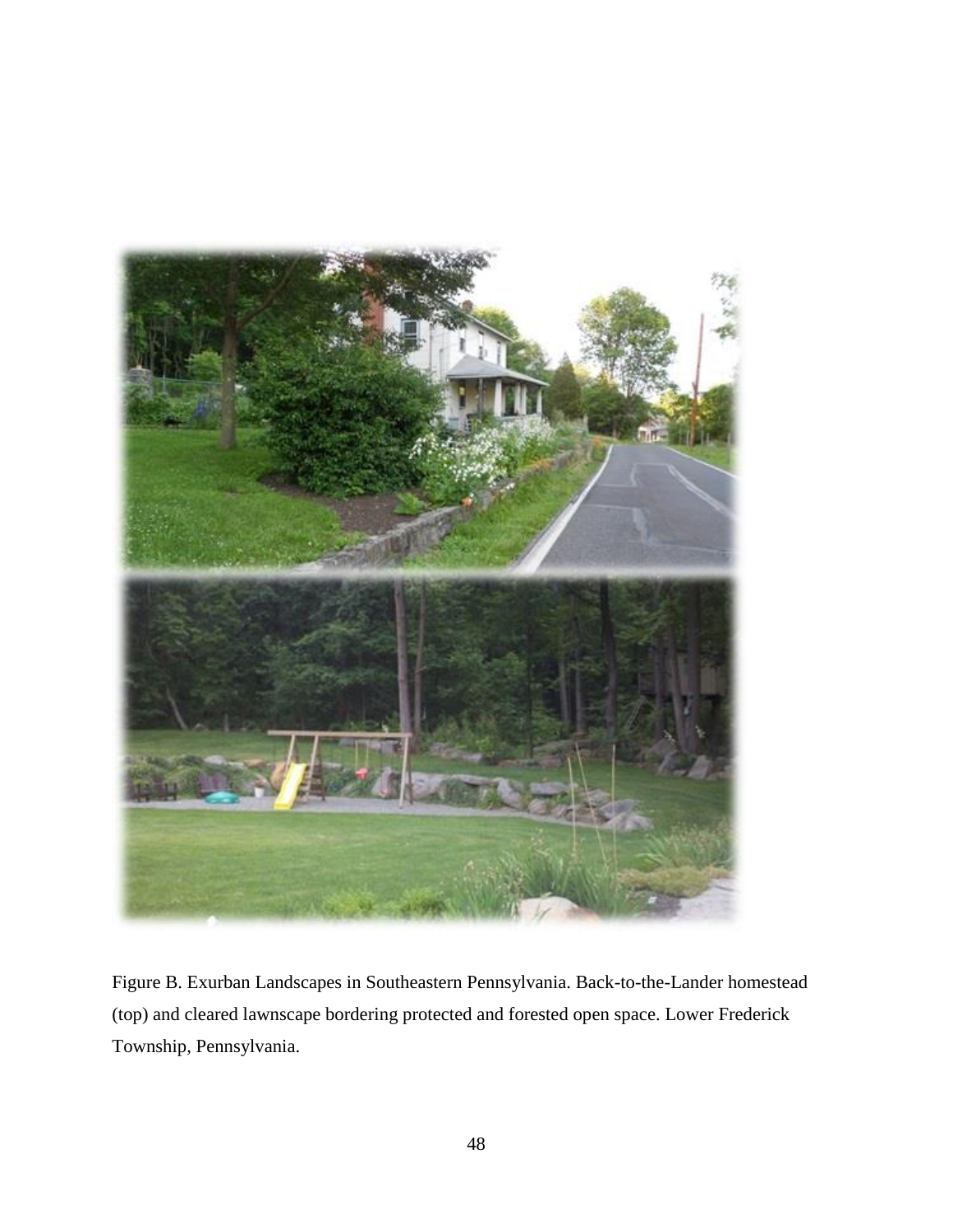Figure B. Exurban Landscapes in Southeastern Pennsylvania. Back-to-the-Lander homestead (top) and cleared lawnscape bordering protected and forested open space. Lower Frederick Township, Pennsylvania.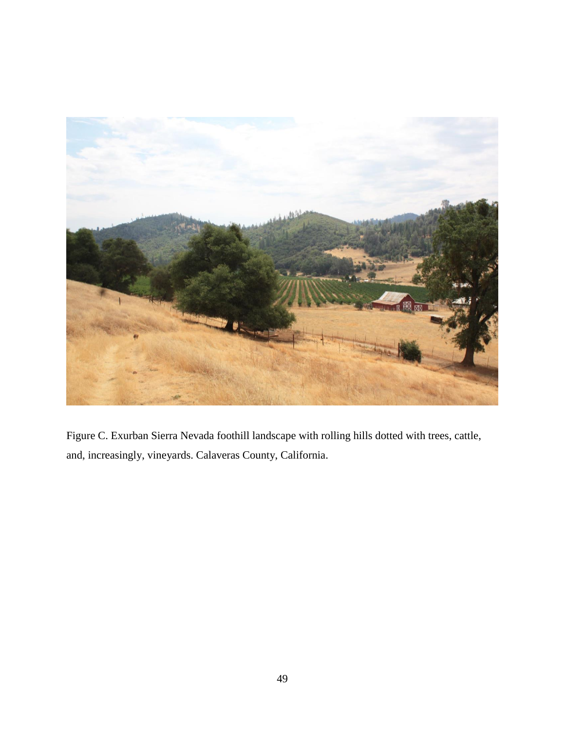Figure C. Exurban Sierra Nevada foothill landscape with rolling hills dotted with trees, cattle, and, increasingly, vineyards. Calaveras County, California.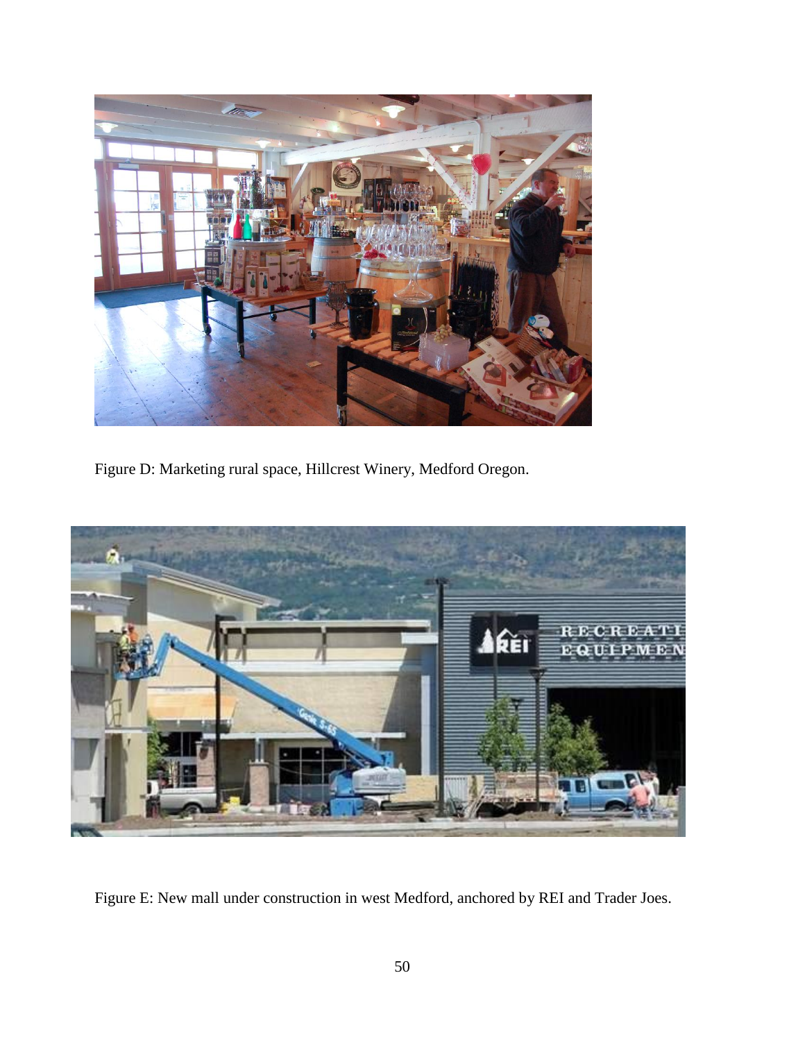Figure D: Marketing rural space, Hillcrest Winery, Medford Oregon.

Figure E: New mall under construction in west Medford, anchored by REI and Trader Joes.